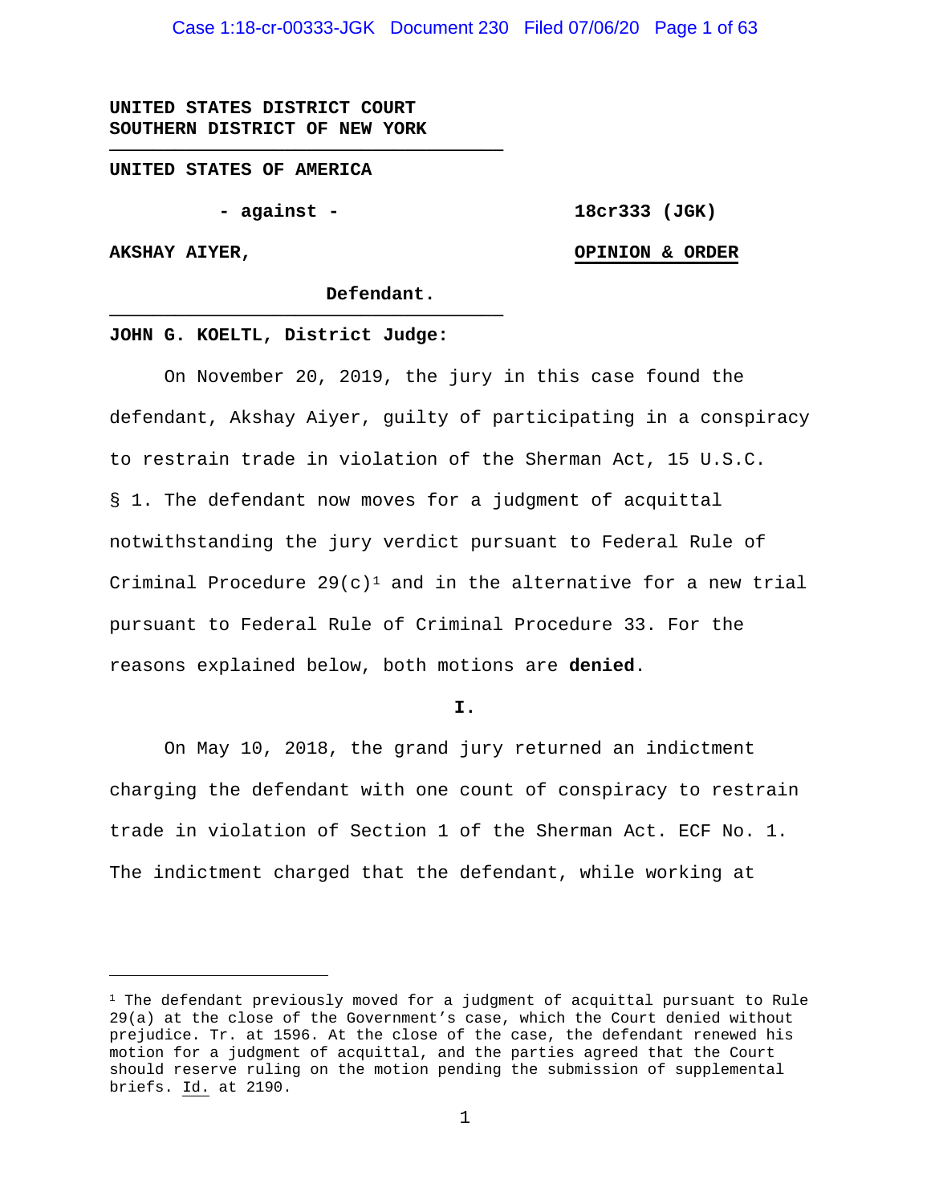**UNITED STATES DISTRICT COURT**
**SOUTHERN DISTRICT OF NEW YORK**

---

**UNITED STATES OF AMERICA**

**- against -** **18cr333 (JGK)**

**AKSHAY AIYER,** **OPINION & ORDER**

**Defendant.**

---

**JOHN G. KOELTL, District Judge:**

On November 20, 2019, the jury in this case found the defendant, Akshay Aiyer, guilty of participating in a conspiracy to restrain trade in violation of the Sherman Act, 15 U.S.C. § 1. The defendant now moves for a judgment of acquittal notwithstanding the jury verdict pursuant to Federal Rule of Criminal Procedure 29(c)[1] and in the alternative for a new trial pursuant to Federal Rule of Criminal Procedure 33. For the reasons explained below, both motions are **denied**.

**I.**

On May 10, 2018, the grand jury returned an indictment charging the defendant with one count of conspiracy to restrain trade in violation of Section 1 of the Sherman Act. ECF No. 1. The indictment charged that the defendant, while working at

---

[1] The defendant previously moved for a judgment of acquittal pursuant to Rule 29(a) at the close of the Government's case, which the Court denied without prejudice. Tr. at 1596. At the close of the case, the defendant renewed his motion for a judgment of acquittal, and the parties agreed that the Court should reserve ruling on the motion pending the submission of supplemental briefs. Id. at 2190.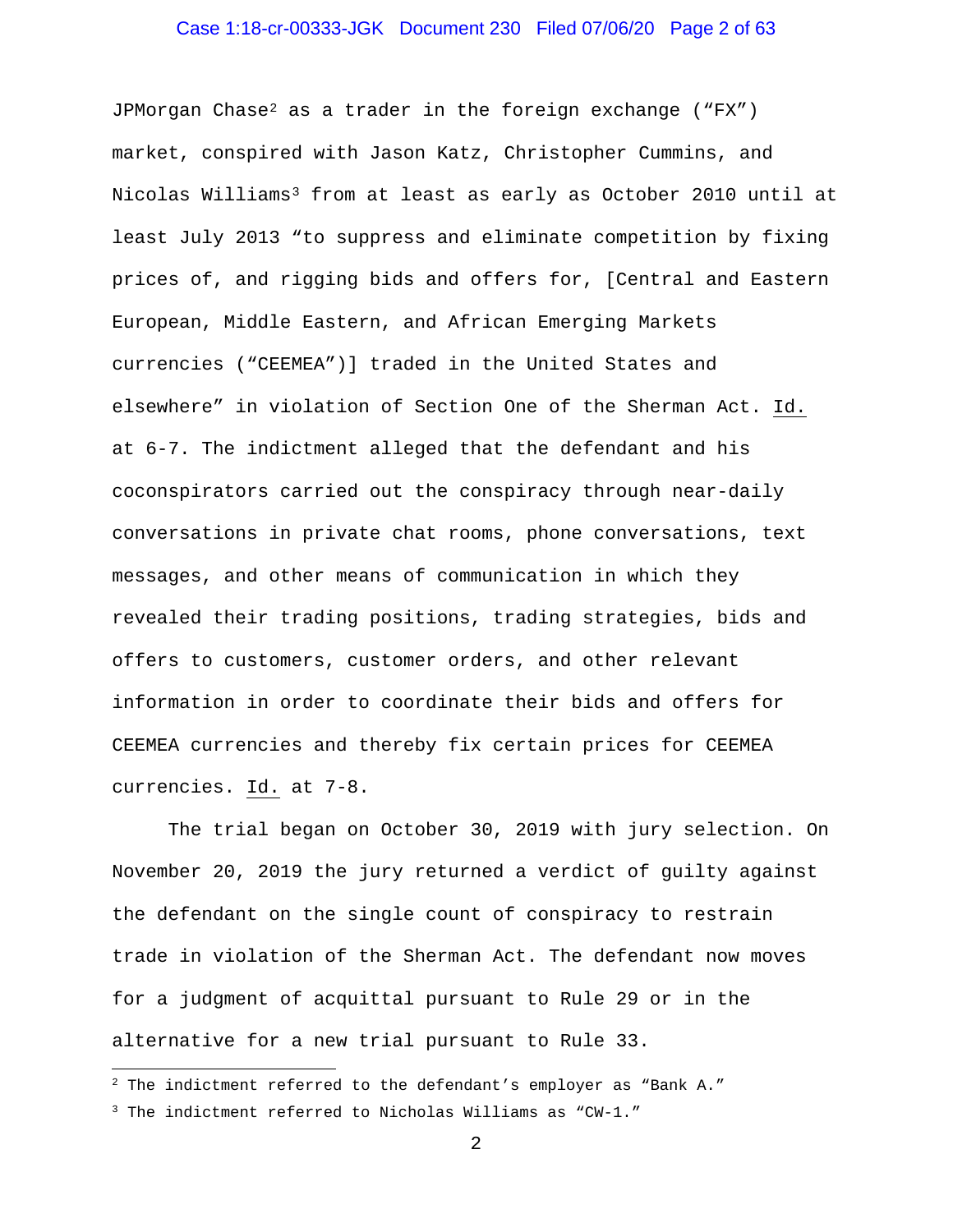JPMorgan Chase[2] as a trader in the foreign exchange ("FX") market, conspired with Jason Katz, Christopher Cummins, and Nicolas Williams[3] from at least as early as October 2010 until at least July 2013 "to suppress and eliminate competition by fixing prices of, and rigging bids and offers for, [Central and Eastern European, Middle Eastern, and African Emerging Markets currencies ("CEEMEA")] traded in the United States and elsewhere" in violation of Section One of the Sherman Act. Id. at 6-7. The indictment alleged that the defendant and his coconspirators carried out the conspiracy through near-daily conversations in private chat rooms, phone conversations, text messages, and other means of communication in which they revealed their trading positions, trading strategies, bids and offers to customers, customer orders, and other relevant information in order to coordinate their bids and offers for CEEMEA currencies and thereby fix certain prices for CEEMEA currencies. Id. at 7-8.

The trial began on October 30, 2019 with jury selection. On November 20, 2019 the jury returned a verdict of guilty against the defendant on the single count of conspiracy to restrain trade in violation of the Sherman Act. The defendant now moves for a judgment of acquittal pursuant to Rule 29 or in the alternative for a new trial pursuant to Rule 33.

---

[2] The indictment referred to the defendant's employer as "Bank A."

[3] The indictment referred to Nicholas Williams as "CW-1."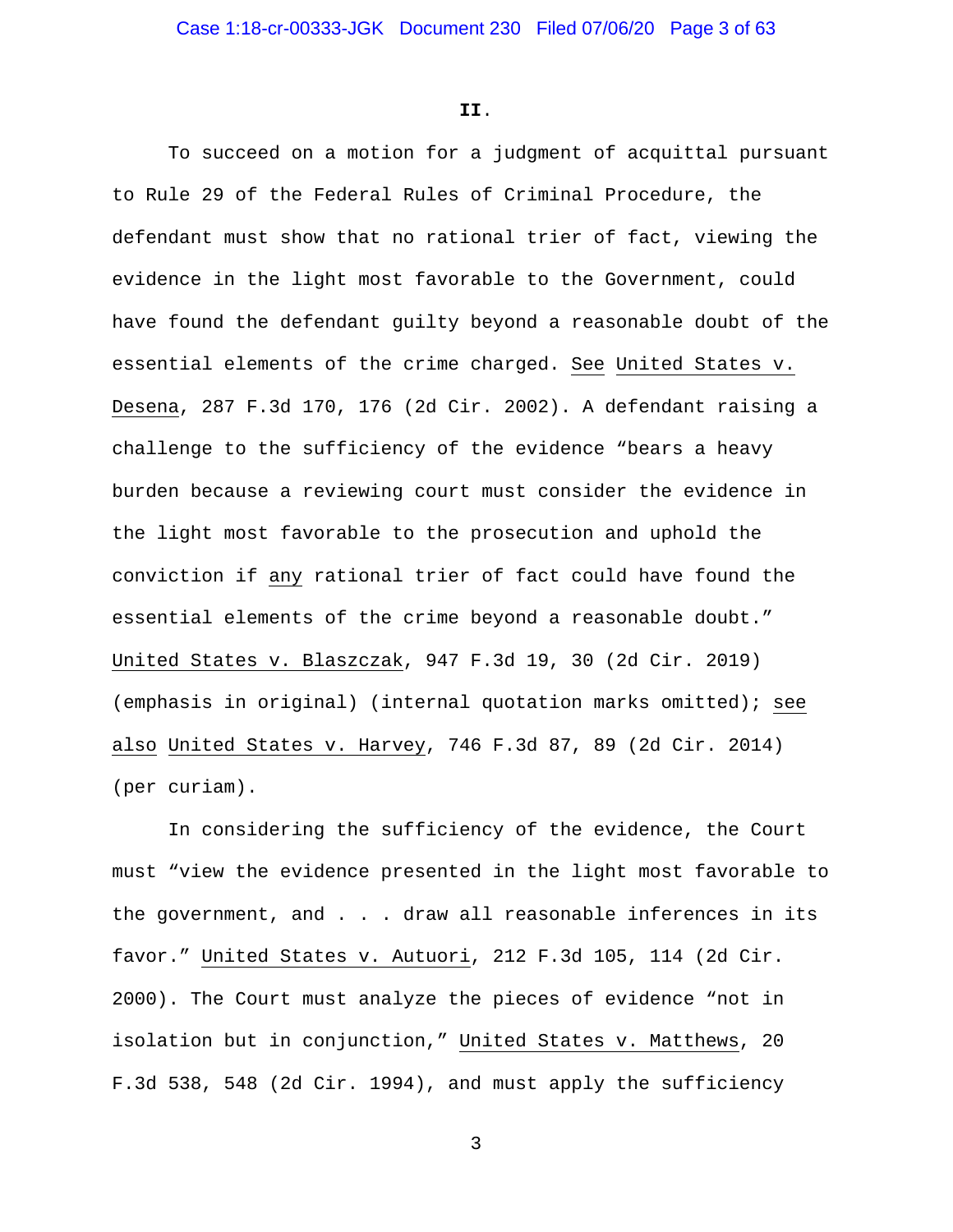## II.

To succeed on a motion for a judgment of acquittal pursuant to Rule 29 of the Federal Rules of Criminal Procedure, the defendant must show that no rational trier of fact, viewing the evidence in the light most favorable to the Government, could have found the defendant guilty beyond a reasonable doubt of the essential elements of the crime charged. *See* *United States v. Desena*, 287 F.3d 170, 176 (2d Cir. 2002). A defendant raising a challenge to the sufficiency of the evidence "bears a heavy burden because a reviewing court must consider the evidence in the light most favorable to the prosecution and uphold the conviction if *any* rational trier of fact could have found the essential elements of the crime beyond a reasonable doubt." *United States v. Blaszczak*, 947 F.3d 19, 30 (2d Cir. 2019) (emphasis in original) (internal quotation marks omitted); *see also* *United States v. Harvey*, 746 F.3d 87, 89 (2d Cir. 2014) (per curiam).

In considering the sufficiency of the evidence, the Court must "view the evidence presented in the light most favorable to the government, and . . . draw all reasonable inferences in its favor." *United States v. Autuori*, 212 F.3d 105, 114 (2d Cir. 2000). The Court must analyze the pieces of evidence "not in isolation but in conjunction," *United States v. Matthews*, 20 F.3d 538, 548 (2d Cir. 1994), and must apply the sufficiency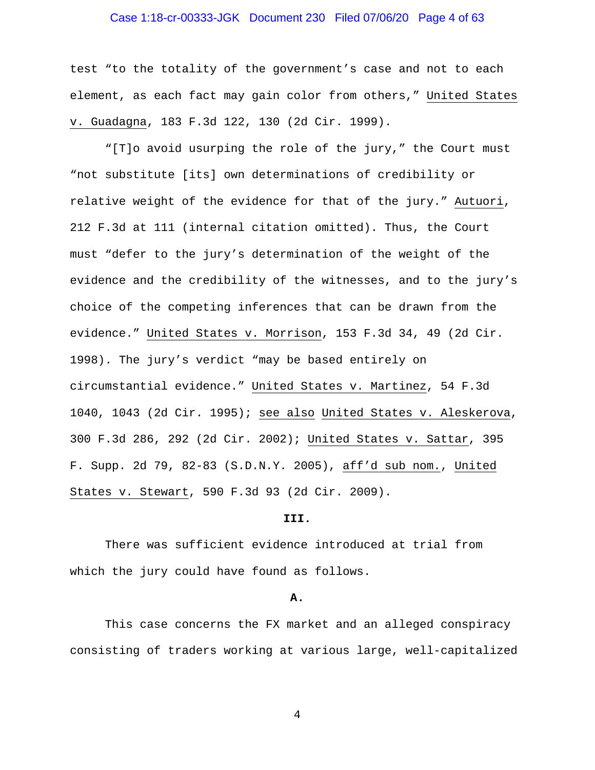test "to the totality of the government's case and not to each element, as each fact may gain color from others," United States v. Guadagna, 183 F.3d 122, 130 (2d Cir. 1999).

"[T]o avoid usurping the role of the jury," the Court must "not substitute [its] own determinations of credibility or relative weight of the evidence for that of the jury." Autuori, 212 F.3d at 111 (internal citation omitted). Thus, the Court must "defer to the jury's determination of the weight of the evidence and the credibility of the witnesses, and to the jury's choice of the competing inferences that can be drawn from the evidence." United States v. Morrison, 153 F.3d 34, 49 (2d Cir. 1998). The jury's verdict "may be based entirely on circumstantial evidence." United States v. Martinez, 54 F.3d 1040, 1043 (2d Cir. 1995); see also United States v. Aleskerova, 300 F.3d 286, 292 (2d Cir. 2002); United States v. Sattar, 395 F. Supp. 2d 79, 82-83 (S.D.N.Y. 2005), aff'd sub nom., United States v. Stewart, 590 F.3d 93 (2d Cir. 2009).

## III.

There was sufficient evidence introduced at trial from which the jury could have found as follows.

### A.

This case concerns the FX market and an alleged conspiracy consisting of traders working at various large, well-capitalized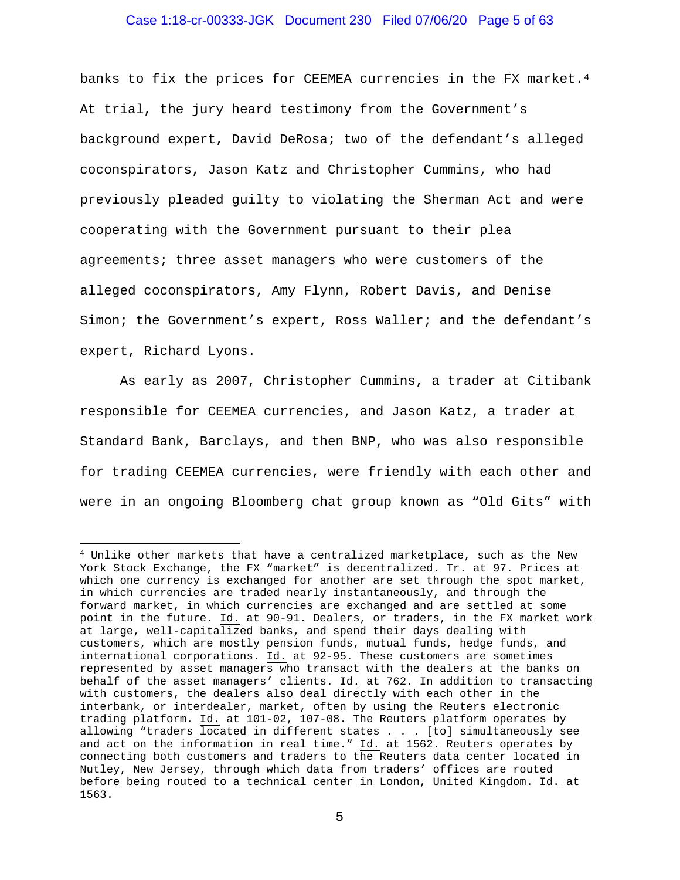banks to fix the prices for CEEMEA currencies in the FX market.[4] At trial, the jury heard testimony from the Government's background expert, David DeRosa; two of the defendant's alleged coconspirators, Jason Katz and Christopher Cummins, who had previously pleaded guilty to violating the Sherman Act and were cooperating with the Government pursuant to their plea agreements; three asset managers who were customers of the alleged coconspirators, Amy Flynn, Robert Davis, and Denise Simon; the Government's expert, Ross Waller; and the defendant's expert, Richard Lyons.

As early as 2007, Christopher Cummins, a trader at Citibank responsible for CEEMEA currencies, and Jason Katz, a trader at Standard Bank, Barclays, and then BNP, who was also responsible for trading CEEMEA currencies, were friendly with each other and were in an ongoing Bloomberg chat group known as "Old Gits" with

---

[4] Unlike other markets that have a centralized marketplace, such as the New York Stock Exchange, the FX "market" is decentralized. Tr. at 97. Prices at which one currency is exchanged for another are set through the spot market, in which currencies are traded nearly instantaneously, and through the forward market, in which currencies are exchanged and are settled at some point in the future. Id. at 90-91. Dealers, or traders, in the FX market work at large, well-capitalized banks, and spend their days dealing with customers, which are mostly pension funds, mutual funds, hedge funds, and international corporations. Id. at 92-95. These customers are sometimes represented by asset managers who transact with the dealers at the banks on behalf of the asset managers' clients. Id. at 762. In addition to transacting with customers, the dealers also deal directly with each other in the interbank, or interdealer, market, often by using the Reuters electronic trading platform. Id. at 101-02, 107-08. The Reuters platform operates by allowing "traders located in different states . . . [to] simultaneously see and act on the information in real time." Id. at 1562. Reuters operates by connecting both customers and traders to the Reuters data center located in Nutley, New Jersey, through which data from traders' offices are routed before being routed to a technical center in London, United Kingdom. Id. at 1563.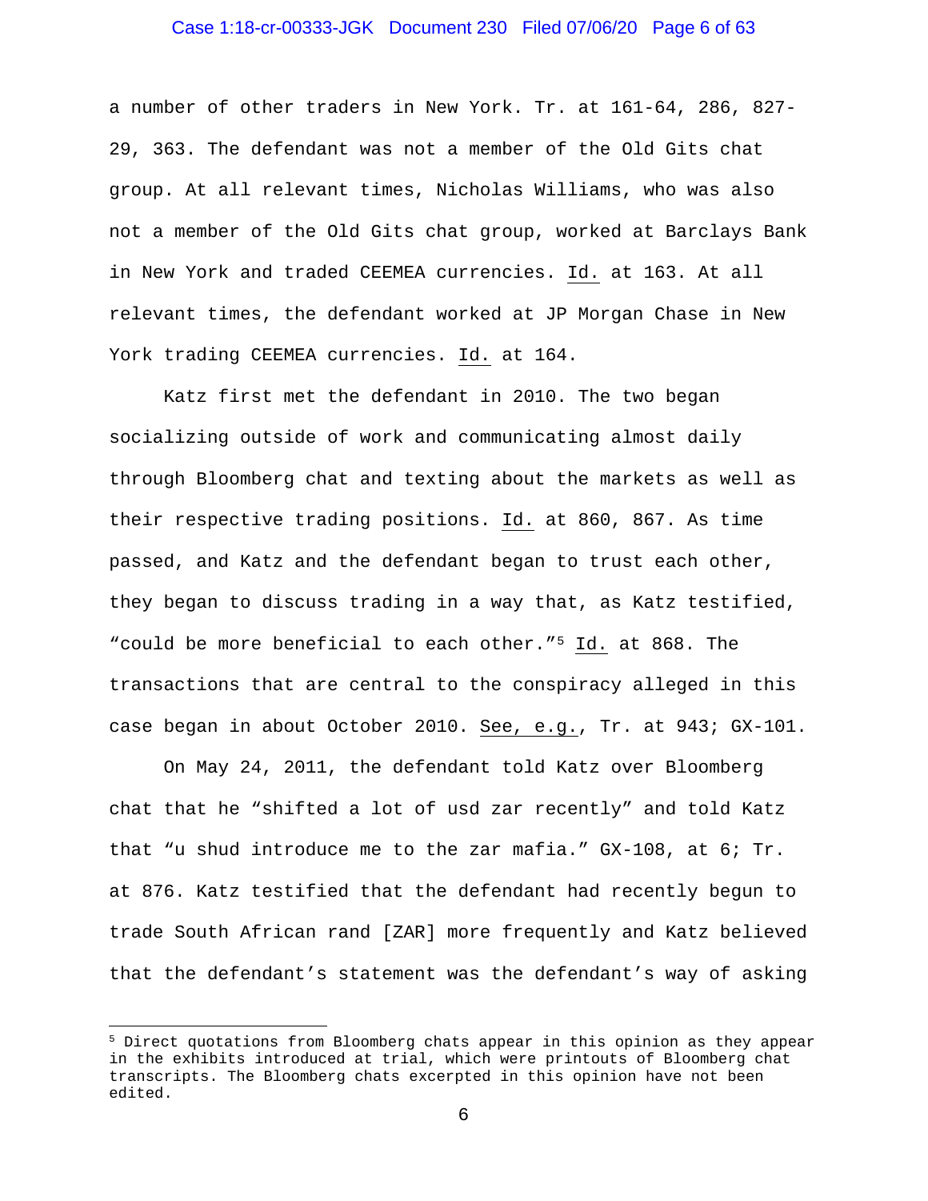a number of other traders in New York. Tr. at 161-64, 286, 827-29, 363. The defendant was not a member of the Old Gits chat group. At all relevant times, Nicholas Williams, who was also not a member of the Old Gits chat group, worked at Barclays Bank in New York and traded CEEMEA currencies. Id. at 163. At all relevant times, the defendant worked at JP Morgan Chase in New York trading CEEMEA currencies. Id. at 164.

Katz first met the defendant in 2010. The two began socializing outside of work and communicating almost daily through Bloomberg chat and texting about the markets as well as their respective trading positions. Id. at 860, 867. As time passed, and Katz and the defendant began to trust each other, they began to discuss trading in a way that, as Katz testified, "could be more beneficial to each other."[5] Id. at 868. The transactions that are central to the conspiracy alleged in this case began in about October 2010. See, e.g., Tr. at 943; GX-101.

On May 24, 2011, the defendant told Katz over Bloomberg chat that he "shifted a lot of usd zar recently" and told Katz that "u shud introduce me to the zar mafia." GX-108, at 6; Tr. at 876. Katz testified that the defendant had recently begun to trade South African rand [ZAR] more frequently and Katz believed that the defendant's statement was the defendant's way of asking

---

[5] Direct quotations from Bloomberg chats appear in this opinion as they appear in the exhibits introduced at trial, which were printouts of Bloomberg chat transcripts. The Bloomberg chats excerpted in this opinion have not been edited.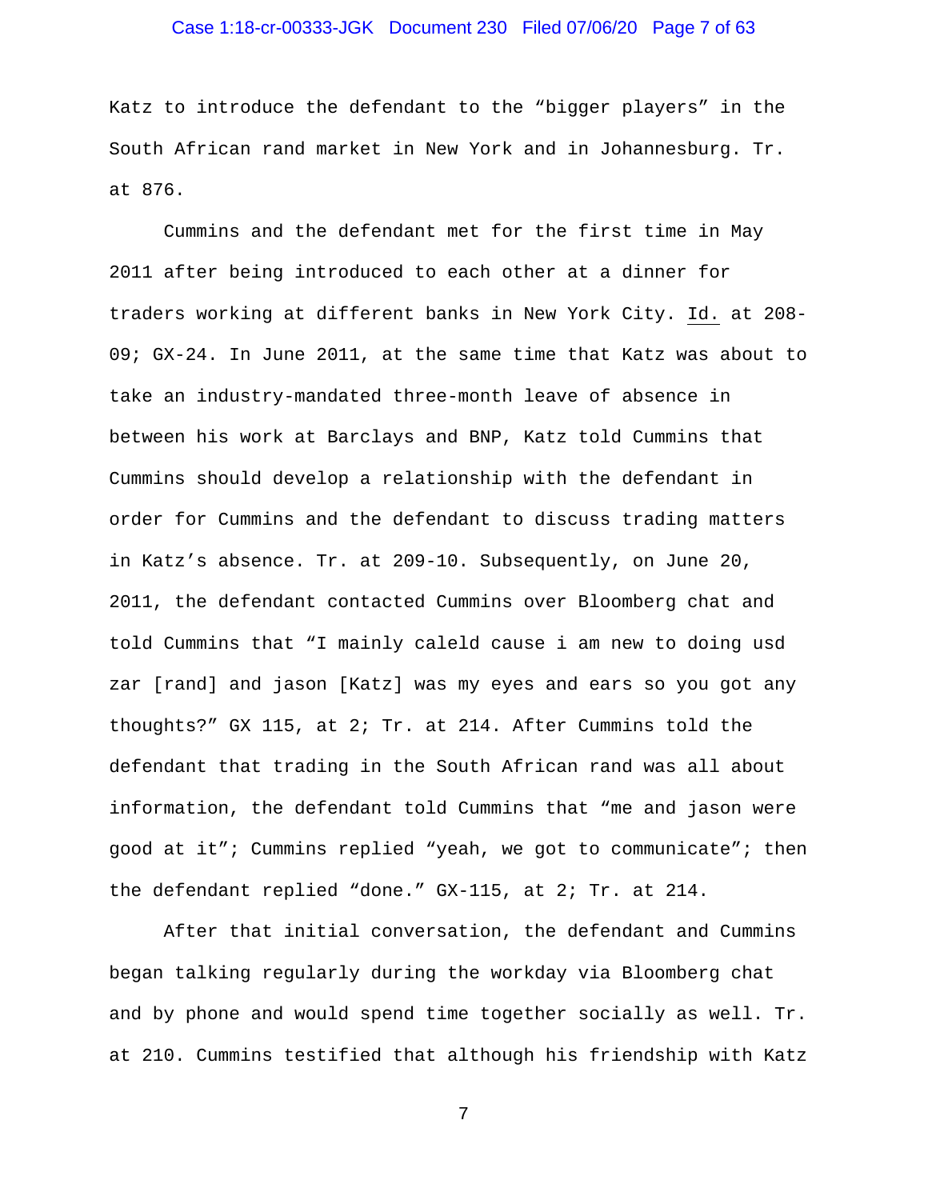Katz to introduce the defendant to the "bigger players" in the South African rand market in New York and in Johannesburg. Tr. at 876.

Cummins and the defendant met for the first time in May 2011 after being introduced to each other at a dinner for traders working at different banks in New York City. Id. at 208-09; GX-24. In June 2011, at the same time that Katz was about to take an industry-mandated three-month leave of absence in between his work at Barclays and BNP, Katz told Cummins that Cummins should develop a relationship with the defendant in order for Cummins and the defendant to discuss trading matters in Katz's absence. Tr. at 209-10. Subsequently, on June 20, 2011, the defendant contacted Cummins over Bloomberg chat and told Cummins that "I mainly caleld cause i am new to doing usd zar [rand] and jason [Katz] was my eyes and ears so you got any thoughts?" GX 115, at 2; Tr. at 214. After Cummins told the defendant that trading in the South African rand was all about information, the defendant told Cummins that "me and jason were good at it"; Cummins replied "yeah, we got to communicate"; then the defendant replied "done." GX-115, at 2; Tr. at 214.

After that initial conversation, the defendant and Cummins began talking regularly during the workday via Bloomberg chat and by phone and would spend time together socially as well. Tr. at 210. Cummins testified that although his friendship with Katz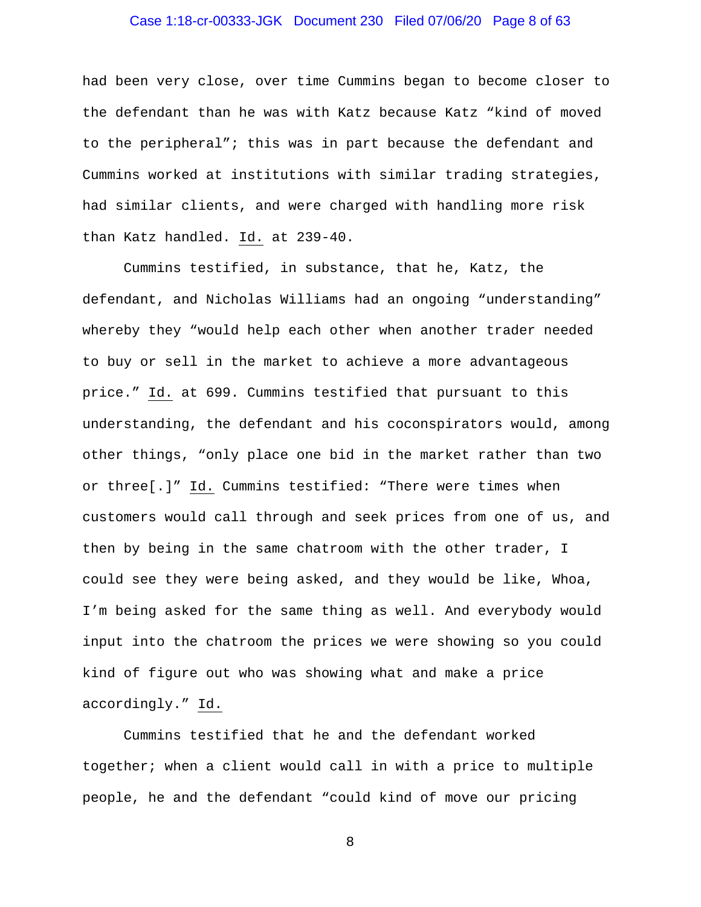had been very close, over time Cummins began to become closer to the defendant than he was with Katz because Katz "kind of moved to the peripheral"; this was in part because the defendant and Cummins worked at institutions with similar trading strategies, had similar clients, and were charged with handling more risk than Katz handled. Id. at 239-40.

Cummins testified, in substance, that he, Katz, the defendant, and Nicholas Williams had an ongoing "understanding" whereby they "would help each other when another trader needed to buy or sell in the market to achieve a more advantageous price." Id. at 699. Cummins testified that pursuant to this understanding, the defendant and his coconspirators would, among other things, "only place one bid in the market rather than two or three[.]" Id. Cummins testified: "There were times when customers would call through and seek prices from one of us, and then by being in the same chatroom with the other trader, I could see they were being asked, and they would be like, Whoa, I'm being asked for the same thing as well. And everybody would input into the chatroom the prices we were showing so you could kind of figure out who was showing what and make a price accordingly." Id.

Cummins testified that he and the defendant worked together; when a client would call in with a price to multiple people, he and the defendant "could kind of move our pricing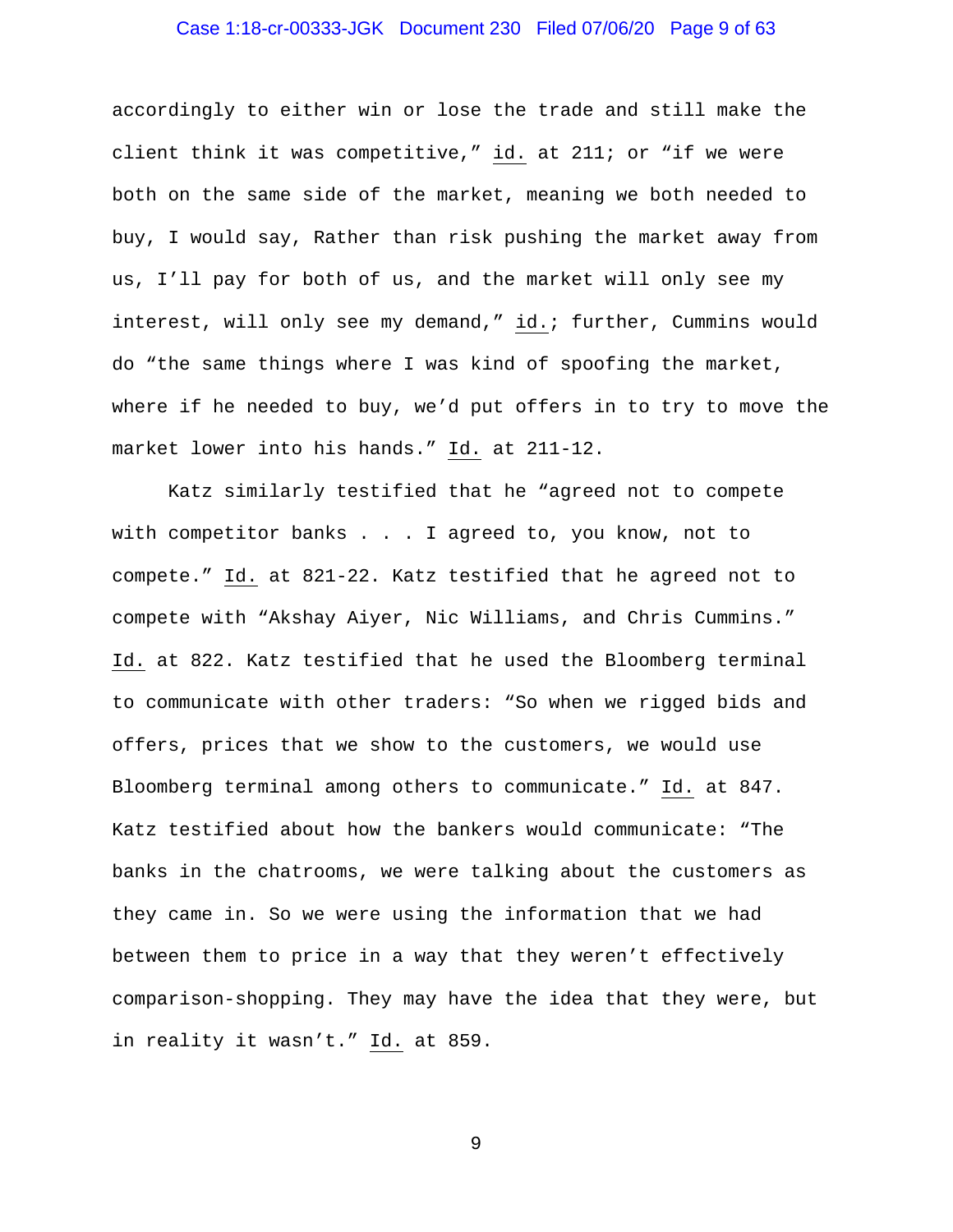accordingly to either win or lose the trade and still make the client think it was competitive," id. at 211; or "if we were both on the same side of the market, meaning we both needed to buy, I would say, Rather than risk pushing the market away from us, I'll pay for both of us, and the market will only see my interest, will only see my demand," id.; further, Cummins would do "the same things where I was kind of spoofing the market, where if he needed to buy, we'd put offers in to try to move the market lower into his hands." Id. at 211-12.

Katz similarly testified that he "agreed not to compete with competitor banks . . . I agreed to, you know, not to compete." Id. at 821-22. Katz testified that he agreed not to compete with "Akshay Aiyer, Nic Williams, and Chris Cummins." Id. at 822. Katz testified that he used the Bloomberg terminal to communicate with other traders: "So when we rigged bids and offers, prices that we show to the customers, we would use Bloomberg terminal among others to communicate." Id. at 847. Katz testified about how the bankers would communicate: "The banks in the chatrooms, we were talking about the customers as they came in. So we were using the information that we had between them to price in a way that they weren't effectively comparison-shopping. They may have the idea that they were, but in reality it wasn't." Id. at 859.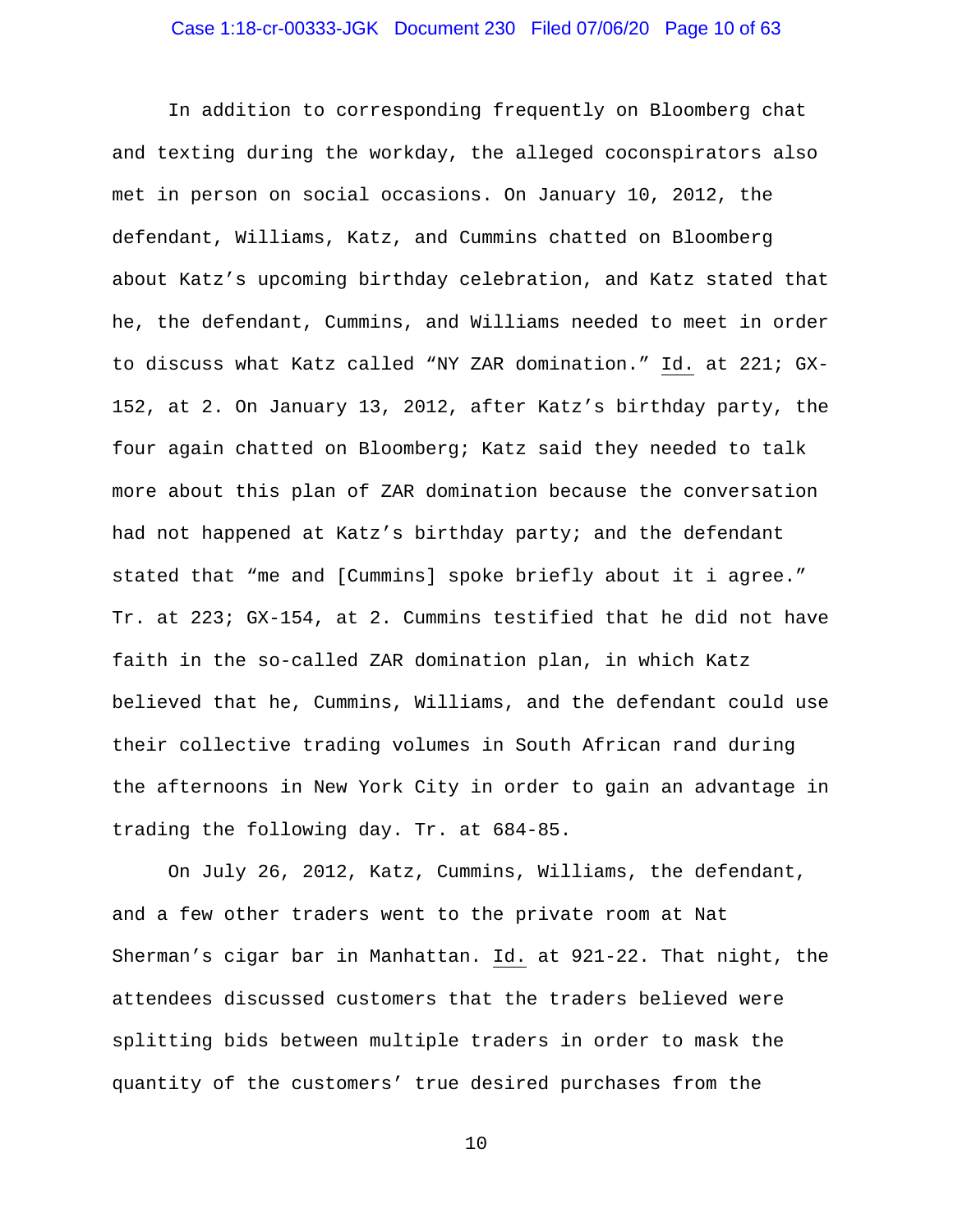In addition to corresponding frequently on Bloomberg chat and texting during the workday, the alleged coconspirators also met in person on social occasions. On January 10, 2012, the defendant, Williams, Katz, and Cummins chatted on Bloomberg about Katz's upcoming birthday celebration, and Katz stated that he, the defendant, Cummins, and Williams needed to meet in order to discuss what Katz called "NY ZAR domination." Id. at 221; GX-152, at 2. On January 13, 2012, after Katz's birthday party, the four again chatted on Bloomberg; Katz said they needed to talk more about this plan of ZAR domination because the conversation had not happened at Katz's birthday party; and the defendant stated that "me and [Cummins] spoke briefly about it i agree." Tr. at 223; GX-154, at 2. Cummins testified that he did not have faith in the so-called ZAR domination plan, in which Katz believed that he, Cummins, Williams, and the defendant could use their collective trading volumes in South African rand during the afternoons in New York City in order to gain an advantage in trading the following day. Tr. at 684-85.

On July 26, 2012, Katz, Cummins, Williams, the defendant, and a few other traders went to the private room at Nat Sherman's cigar bar in Manhattan. Id. at 921-22. That night, the attendees discussed customers that the traders believed were splitting bids between multiple traders in order to mask the quantity of the customers' true desired purchases from the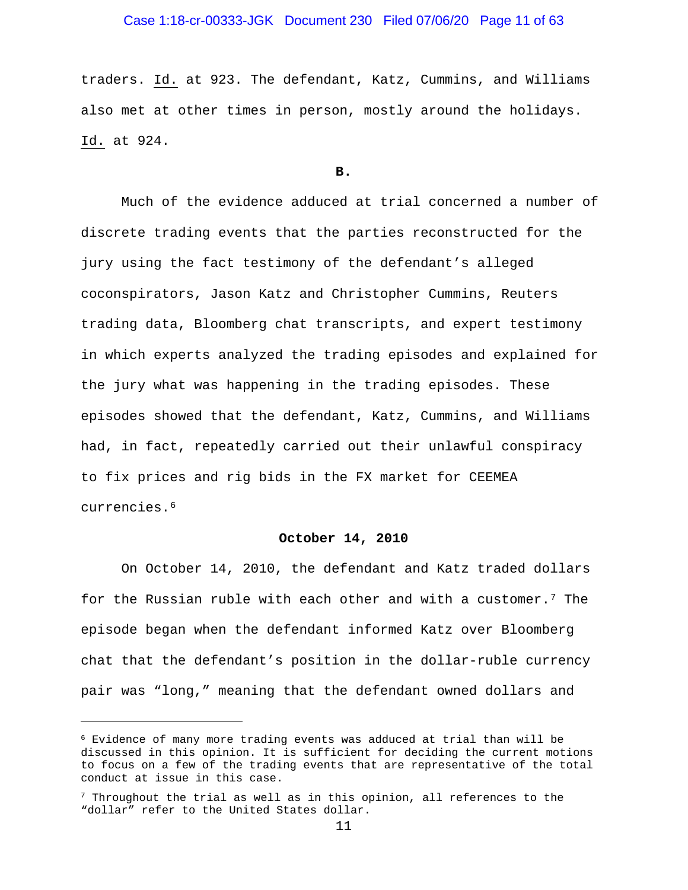traders. Id. at 923. The defendant, Katz, Cummins, and Williams also met at other times in person, mostly around the holidays. Id. at 924.

**B.**

Much of the evidence adduced at trial concerned a number of discrete trading events that the parties reconstructed for the jury using the fact testimony of the defendant's alleged coconspirators, Jason Katz and Christopher Cummins, Reuters trading data, Bloomberg chat transcripts, and expert testimony in which experts analyzed the trading episodes and explained for the jury what was happening in the trading episodes. These episodes showed that the defendant, Katz, Cummins, and Williams had, in fact, repeatedly carried out their unlawful conspiracy to fix prices and rig bids in the FX market for CEEMEA currencies.[6]

**October 14, 2010**

On October 14, 2010, the defendant and Katz traded dollars for the Russian ruble with each other and with a customer.[7] The episode began when the defendant informed Katz over Bloomberg chat that the defendant's position in the dollar-ruble currency pair was "long," meaning that the defendant owned dollars and

---

[6] Evidence of many more trading events was adduced at trial than will be discussed in this opinion. It is sufficient for deciding the current motions to focus on a few of the trading events that are representative of the total conduct at issue in this case.

[7] Throughout the trial as well as in this opinion, all references to the "dollar" refer to the United States dollar.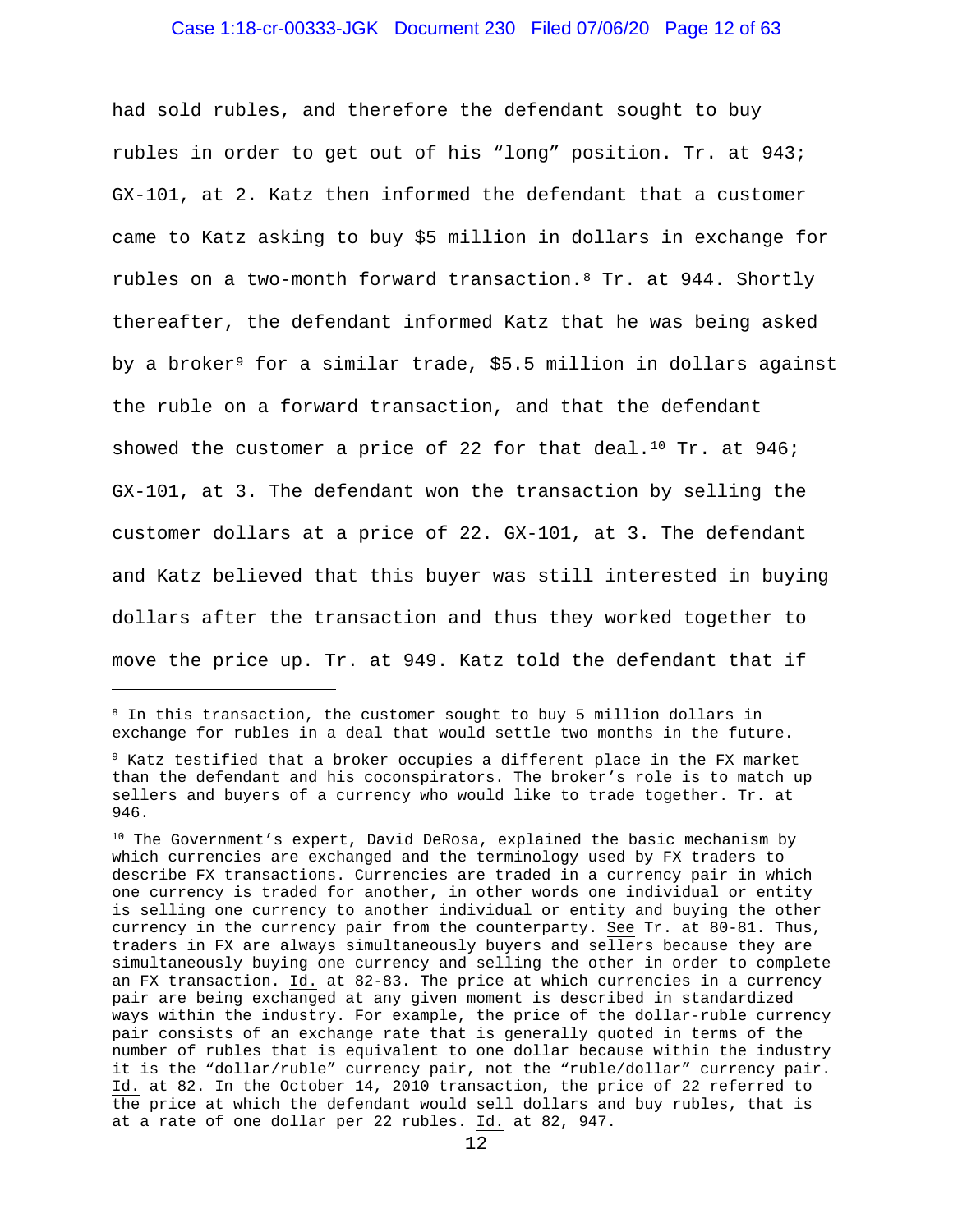had sold rubles, and therefore the defendant sought to buy rubles in order to get out of his "long" position. Tr. at 943; GX-101, at 2. Katz then informed the defendant that a customer came to Katz asking to buy $5 million in dollars in exchange for rubles on a two-month forward transaction.[8] Tr. at 944. Shortly thereafter, the defendant informed Katz that he was being asked by a broker[9] for a similar trade, $5.5 million in dollars against the ruble on a forward transaction, and that the defendant showed the customer a price of 22 for that deal.[10] Tr. at 946; GX-101, at 3. The defendant won the transaction by selling the customer dollars at a price of 22. GX-101, at 3. The defendant and Katz believed that this buyer was still interested in buying dollars after the transaction and thus they worked together to move the price up. Tr. at 949. Katz told the defendant that if

---

[8] In this transaction, the customer sought to buy 5 million dollars in exchange for rubles in a deal that would settle two months in the future.

[9] Katz testified that a broker occupies a different place in the FX market than the defendant and his coconspirators. The broker's role is to match up sellers and buyers of a currency who would like to trade together. Tr. at 946.

[10] The Government's expert, David DeRosa, explained the basic mechanism by which currencies are exchanged and the terminology used by FX traders to describe FX transactions. Currencies are traded in a currency pair in which one currency is traded for another, in other words one individual or entity is selling one currency to another individual or entity and buying the other currency in the currency pair from the counterparty. See Tr. at 80-81. Thus, traders in FX are always simultaneously buyers and sellers because they are simultaneously buying one currency and selling the other in order to complete an FX transaction. Id. at 82-83. The price at which currencies in a currency pair are being exchanged at any given moment is described in standardized ways within the industry. For example, the price of the dollar-ruble currency pair consists of an exchange rate that is generally quoted in terms of the number of rubles that is equivalent to one dollar because within the industry it is the "dollar/ruble" currency pair, not the "ruble/dollar" currency pair. Id. at 82. In the October 14, 2010 transaction, the price of 22 referred to the price at which the defendant would sell dollars and buy rubles, that is at a rate of one dollar per 22 rubles. Id. at 82, 947.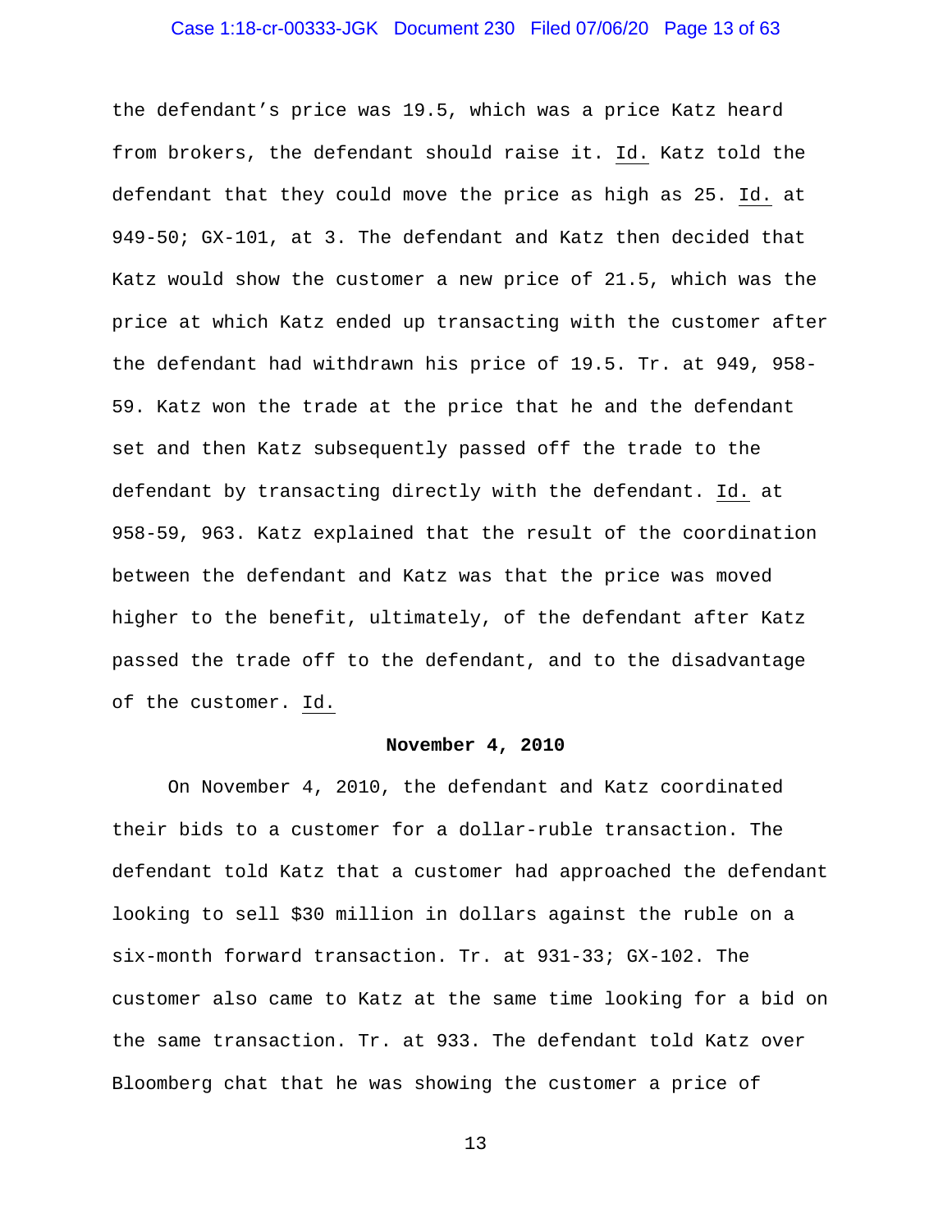the defendant's price was 19.5, which was a price Katz heard from brokers, the defendant should raise it. Id. Katz told the defendant that they could move the price as high as 25. Id. at 949-50; GX-101, at 3. The defendant and Katz then decided that Katz would show the customer a new price of 21.5, which was the price at which Katz ended up transacting with the customer after the defendant had withdrawn his price of 19.5. Tr. at 949, 958-59. Katz won the trade at the price that he and the defendant set and then Katz subsequently passed off the trade to the defendant by transacting directly with the defendant. Id. at 958-59, 963. Katz explained that the result of the coordination between the defendant and Katz was that the price was moved higher to the benefit, ultimately, of the defendant after Katz passed the trade off to the defendant, and to the disadvantage of the customer. Id.

**November 4, 2010**

On November 4, 2010, the defendant and Katz coordinated their bids to a customer for a dollar-ruble transaction. The defendant told Katz that a customer had approached the defendant looking to sell $30 million in dollars against the ruble on a six-month forward transaction. Tr. at 931-33; GX-102. The customer also came to Katz at the same time looking for a bid on the same transaction. Tr. at 933. The defendant told Katz over Bloomberg chat that he was showing the customer a price of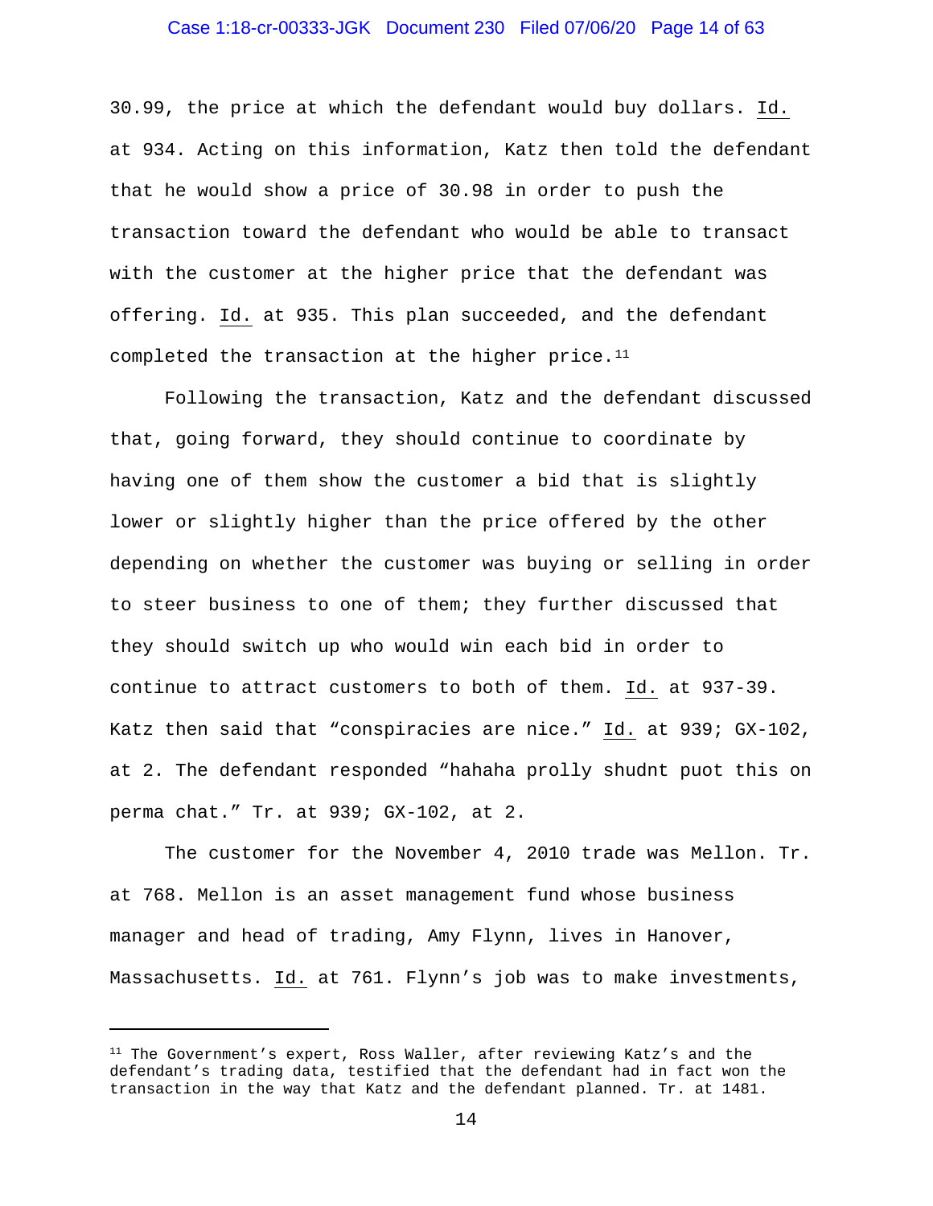30.99, the price at which the defendant would buy dollars. Id. at 934. Acting on this information, Katz then told the defendant that he would show a price of 30.98 in order to push the transaction toward the defendant who would be able to transact with the customer at the higher price that the defendant was offering. Id. at 935. This plan succeeded, and the defendant completed the transaction at the higher price.[11]

Following the transaction, Katz and the defendant discussed that, going forward, they should continue to coordinate by having one of them show the customer a bid that is slightly lower or slightly higher than the price offered by the other depending on whether the customer was buying or selling in order to steer business to one of them; they further discussed that they should switch up who would win each bid in order to continue to attract customers to both of them. Id. at 937-39. Katz then said that "conspiracies are nice." Id. at 939; GX-102, at 2. The defendant responded "hahaha prolly shudnt puot this on perma chat." Tr. at 939; GX-102, at 2.

The customer for the November 4, 2010 trade was Mellon. Tr. at 768. Mellon is an asset management fund whose business manager and head of trading, Amy Flynn, lives in Hanover, Massachusetts. Id. at 761. Flynn's job was to make investments,

---

[11] The Government's expert, Ross Waller, after reviewing Katz's and the defendant's trading data, testified that the defendant had in fact won the transaction in the way that Katz and the defendant planned. Tr. at 1481.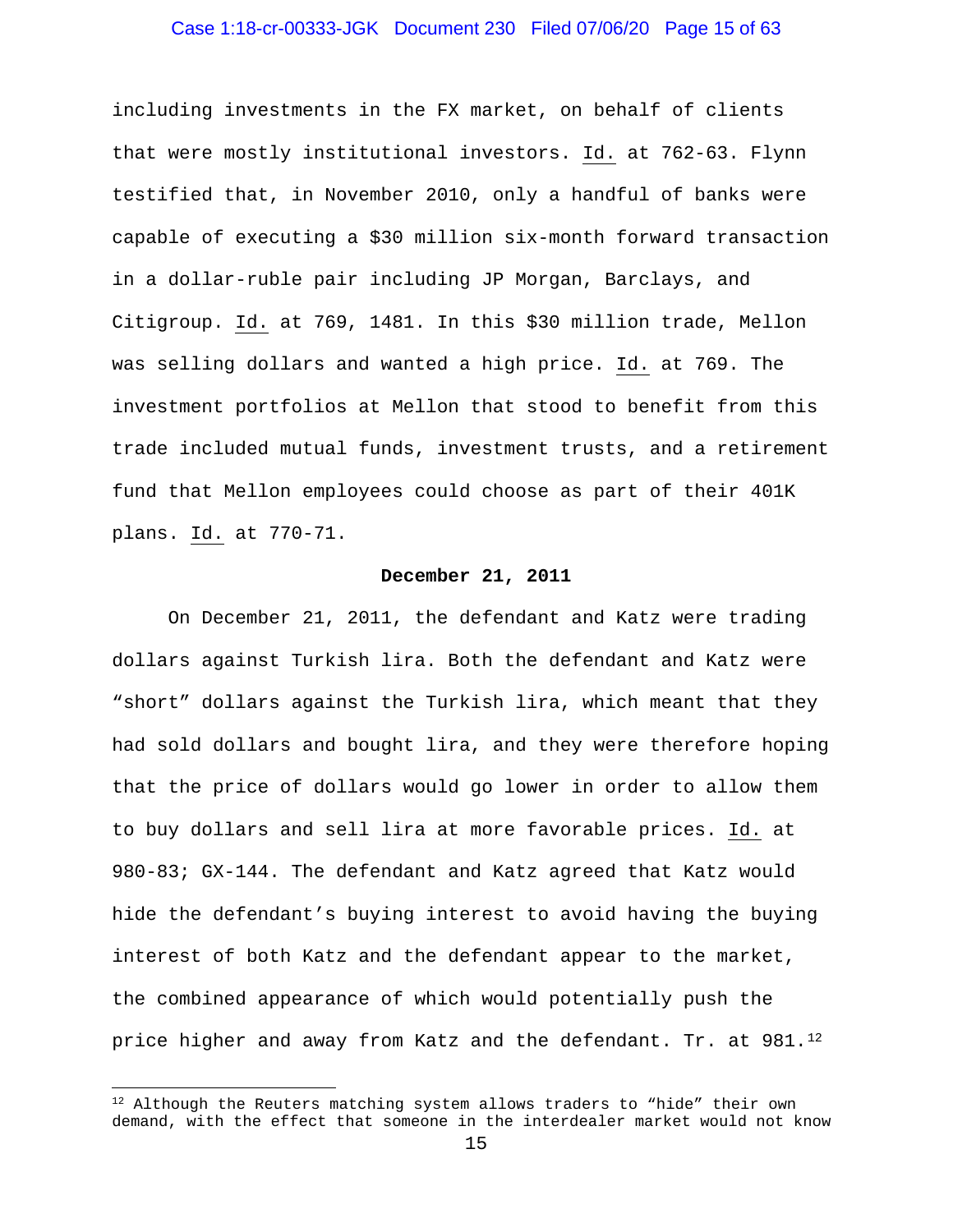including investments in the FX market, on behalf of clients that were mostly institutional investors. Id. at 762-63. Flynn testified that, in November 2010, only a handful of banks were capable of executing a $30 million six-month forward transaction in a dollar-ruble pair including JP Morgan, Barclays, and Citigroup. Id. at 769, 1481. In this $30 million trade, Mellon was selling dollars and wanted a high price. Id. at 769. The investment portfolios at Mellon that stood to benefit from this trade included mutual funds, investment trusts, and a retirement fund that Mellon employees could choose as part of their 401K plans. Id. at 770-71.

**December 21, 2011**

On December 21, 2011, the defendant and Katz were trading dollars against Turkish lira. Both the defendant and Katz were "short" dollars against the Turkish lira, which meant that they had sold dollars and bought lira, and they were therefore hoping that the price of dollars would go lower in order to allow them to buy dollars and sell lira at more favorable prices. Id. at 980-83; GX-144. The defendant and Katz agreed that Katz would hide the defendant's buying interest to avoid having the buying interest of both Katz and the defendant appear to the market, the combined appearance of which would potentially push the price higher and away from Katz and the defendant. Tr. at 981.[12]

[12] Although the Reuters matching system allows traders to "hide" their own demand, with the effect that someone in the interdealer market would not know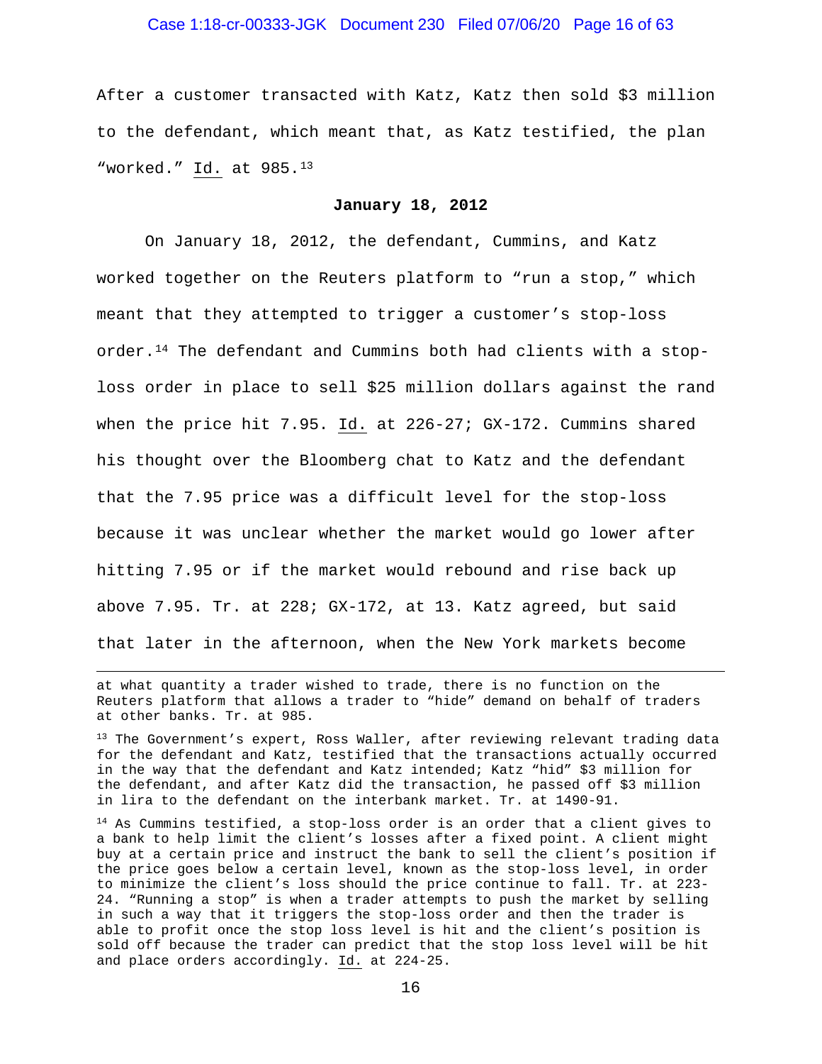After a customer transacted with Katz, Katz then sold $3 million to the defendant, which meant that, as Katz testified, the plan "worked." Id. at 985.[13]

**January 18, 2012**

On January 18, 2012, the defendant, Cummins, and Katz worked together on the Reuters platform to "run a stop," which meant that they attempted to trigger a customer's stop-loss order.[14] The defendant and Cummins both had clients with a stop-loss order in place to sell $25 million dollars against the rand when the price hit 7.95. Id. at 226-27; GX-172. Cummins shared his thought over the Bloomberg chat to Katz and the defendant that the 7.95 price was a difficult level for the stop-loss because it was unclear whether the market would go lower after hitting 7.95 or if the market would rebound and rise back up above 7.95. Tr. at 228; GX-172, at 13. Katz agreed, but said that later in the afternoon, when the New York markets become

---

at what quantity a trader wished to trade, there is no function on the Reuters platform that allows a trader to "hide" demand on behalf of traders at other banks. Tr. at 985.

[13] The Government's expert, Ross Waller, after reviewing relevant trading data for the defendant and Katz, testified that the transactions actually occurred in the way that the defendant and Katz intended; Katz "hid" $3 million for the defendant, and after Katz did the transaction, he passed off $3 million in lira to the defendant on the interbank market. Tr. at 1490-91.

[14] As Cummins testified, a stop-loss order is an order that a client gives to a bank to help limit the client's losses after a fixed point. A client might buy at a certain price and instruct the bank to sell the client's position if the price goes below a certain level, known as the stop-loss level, in order to minimize the client's loss should the price continue to fall. Tr. at 223-24. "Running a stop" is when a trader attempts to push the market by selling in such a way that it triggers the stop-loss order and then the trader is able to profit once the stop loss level is hit and the client's position is sold off because the trader can predict that the stop loss level will be hit and place orders accordingly. Id. at 224-25.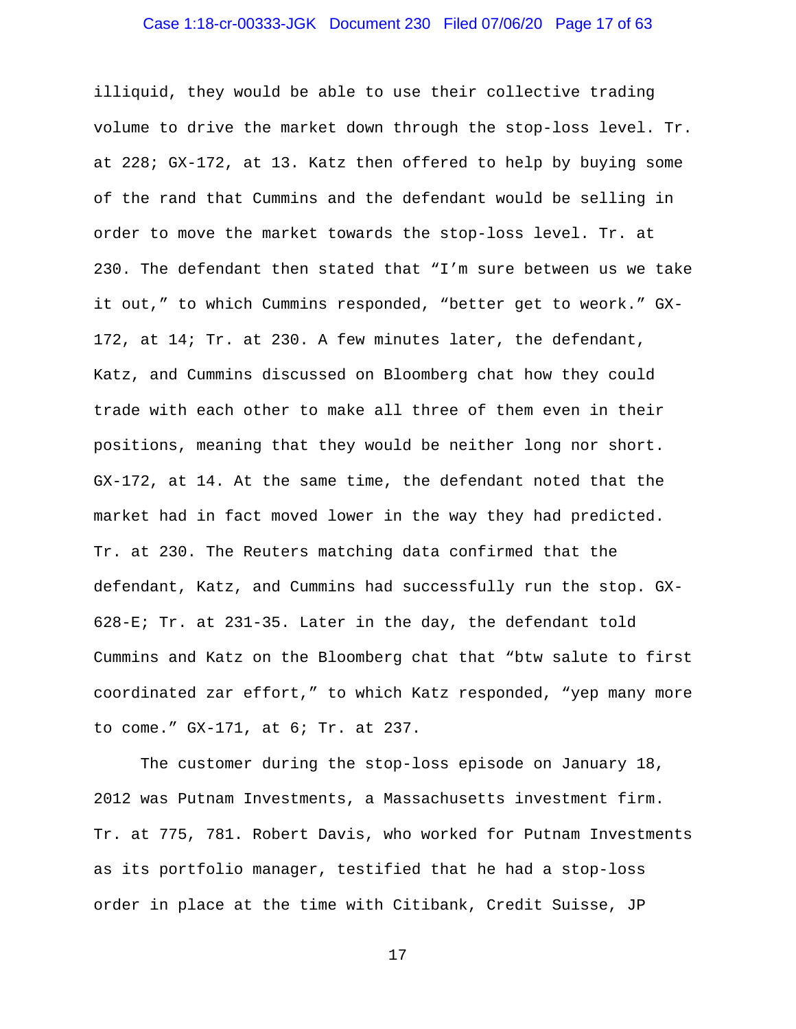illiquid, they would be able to use their collective trading volume to drive the market down through the stop-loss level. Tr. at 228; GX-172, at 13. Katz then offered to help by buying some of the rand that Cummins and the defendant would be selling in order to move the market towards the stop-loss level. Tr. at 230. The defendant then stated that "I'm sure between us we take it out," to which Cummins responded, "better get to weork." GX-172, at 14; Tr. at 230. A few minutes later, the defendant, Katz, and Cummins discussed on Bloomberg chat how they could trade with each other to make all three of them even in their positions, meaning that they would be neither long nor short. GX-172, at 14. At the same time, the defendant noted that the market had in fact moved lower in the way they had predicted. Tr. at 230. The Reuters matching data confirmed that the defendant, Katz, and Cummins had successfully run the stop. GX-628-E; Tr. at 231-35. Later in the day, the defendant told Cummins and Katz on the Bloomberg chat that "btw salute to first coordinated zar effort," to which Katz responded, "yep many more to come." GX-171, at 6; Tr. at 237.

The customer during the stop-loss episode on January 18, 2012 was Putnam Investments, a Massachusetts investment firm. Tr. at 775, 781. Robert Davis, who worked for Putnam Investments as its portfolio manager, testified that he had a stop-loss order in place at the time with Citibank, Credit Suisse, JP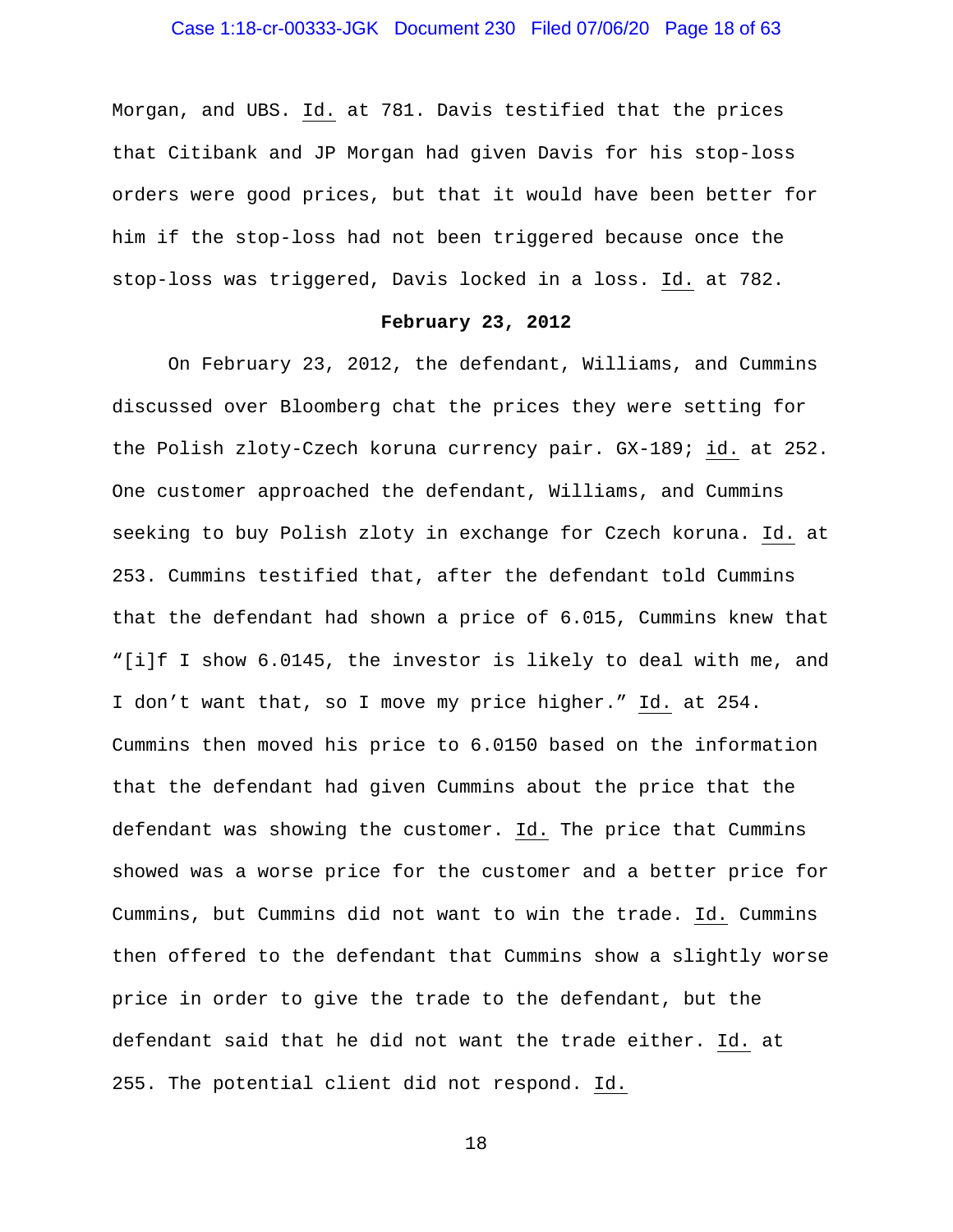Morgan, and UBS. Id. at 781. Davis testified that the prices that Citibank and JP Morgan had given Davis for his stop-loss orders were good prices, but that it would have been better for him if the stop-loss had not been triggered because once the stop-loss was triggered, Davis locked in a loss. Id. at 782.

**February 23, 2012**

On February 23, 2012, the defendant, Williams, and Cummins discussed over Bloomberg chat the prices they were setting for the Polish zloty-Czech koruna currency pair. GX-189; id. at 252. One customer approached the defendant, Williams, and Cummins seeking to buy Polish zloty in exchange for Czech koruna. Id. at 253. Cummins testified that, after the defendant told Cummins that the defendant had shown a price of 6.015, Cummins knew that "[i]f I show 6.0145, the investor is likely to deal with me, and I don't want that, so I move my price higher." Id. at 254. Cummins then moved his price to 6.0150 based on the information that the defendant had given Cummins about the price that the defendant was showing the customer. Id. The price that Cummins showed was a worse price for the customer and a better price for Cummins, but Cummins did not want to win the trade. Id. Cummins then offered to the defendant that Cummins show a slightly worse price in order to give the trade to the defendant, but the defendant said that he did not want the trade either. Id. at 255. The potential client did not respond. Id.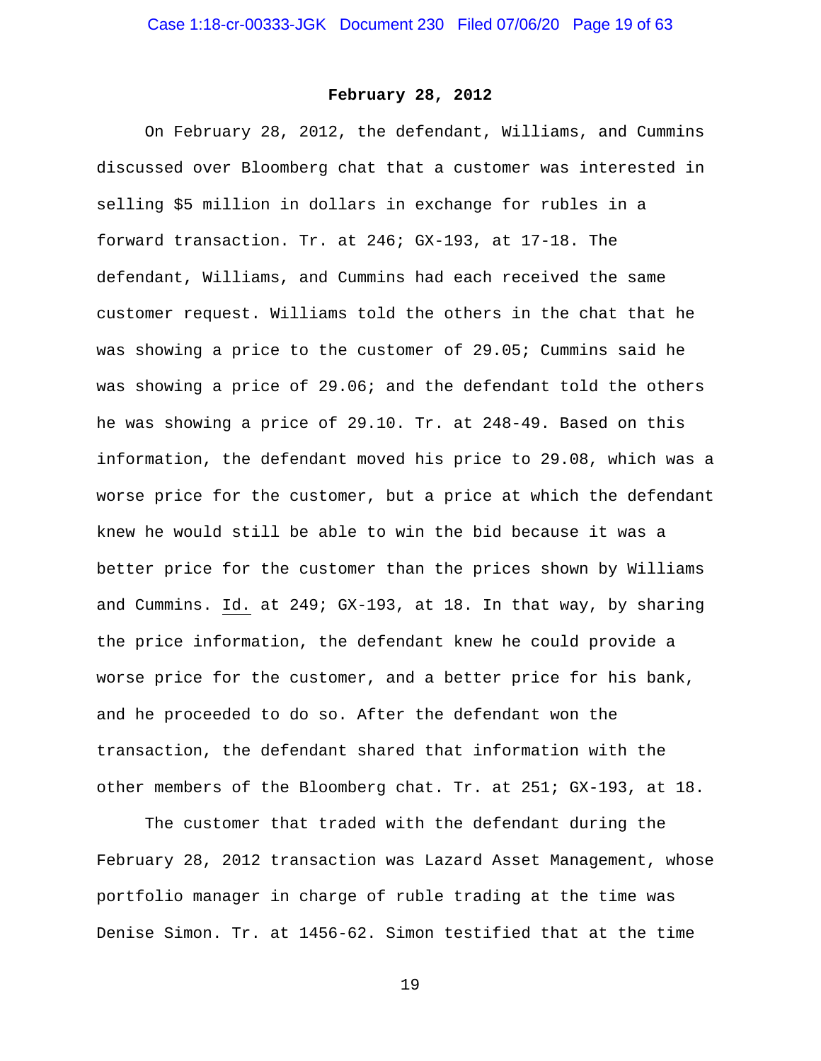**February 28, 2012**

On February 28, 2012, the defendant, Williams, and Cummins discussed over Bloomberg chat that a customer was interested in selling $5 million in dollars in exchange for rubles in a forward transaction. Tr. at 246; GX-193, at 17-18. The defendant, Williams, and Cummins had each received the same customer request. Williams told the others in the chat that he was showing a price to the customer of 29.05; Cummins said he was showing a price of 29.06; and the defendant told the others he was showing a price of 29.10. Tr. at 248-49. Based on this information, the defendant moved his price to 29.08, which was a worse price for the customer, but a price at which the defendant knew he would still be able to win the bid because it was a better price for the customer than the prices shown by Williams and Cummins. Id. at 249; GX-193, at 18. In that way, by sharing the price information, the defendant knew he could provide a worse price for the customer, and a better price for his bank, and he proceeded to do so. After the defendant won the transaction, the defendant shared that information with the other members of the Bloomberg chat. Tr. at 251; GX-193, at 18.

The customer that traded with the defendant during the February 28, 2012 transaction was Lazard Asset Management, whose portfolio manager in charge of ruble trading at the time was Denise Simon. Tr. at 1456-62. Simon testified that at the time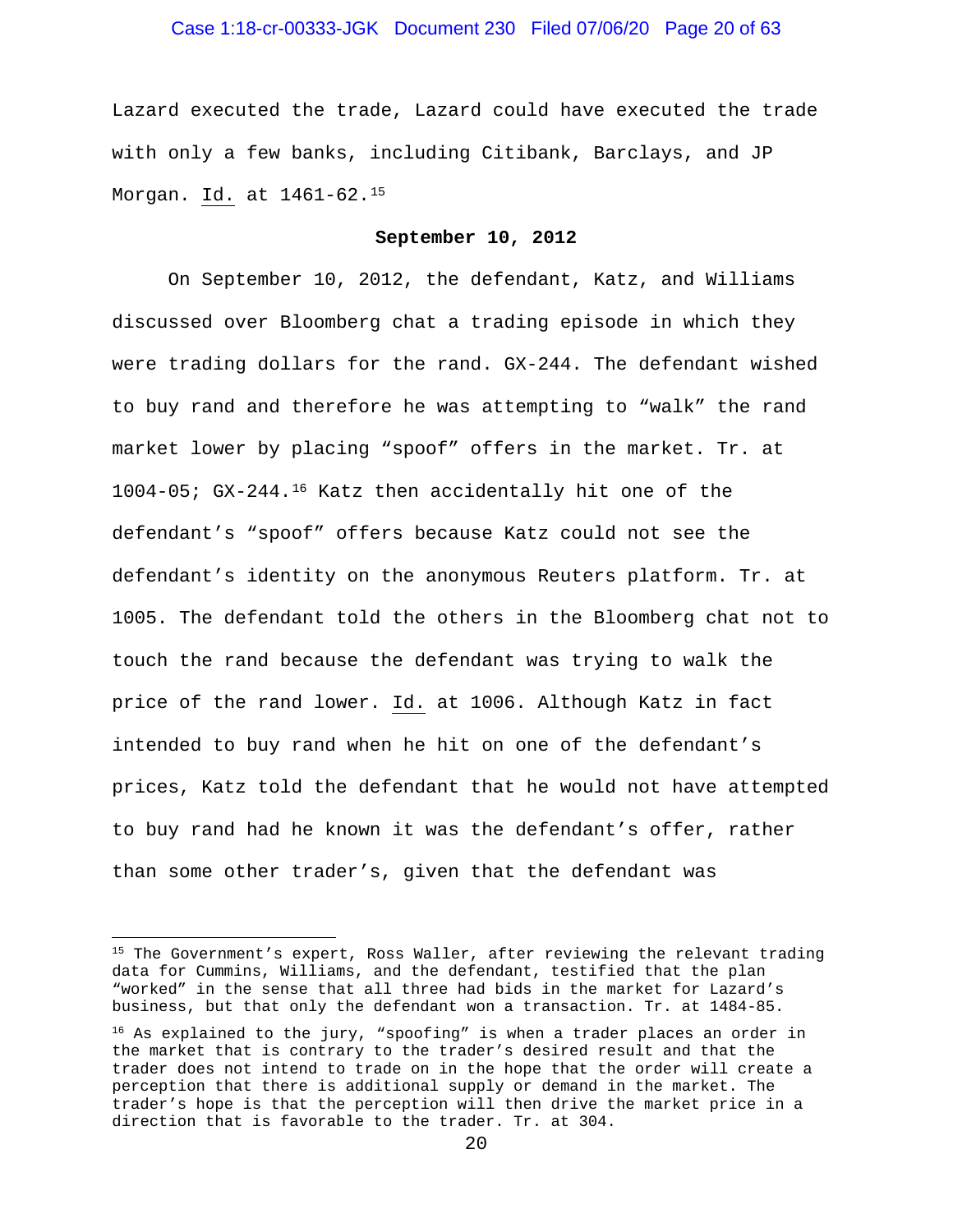Lazard executed the trade, Lazard could have executed the trade with only a few banks, including Citibank, Barclays, and JP Morgan. Id. at 1461-62.[15]

**September 10, 2012**

On September 10, 2012, the defendant, Katz, and Williams discussed over Bloomberg chat a trading episode in which they were trading dollars for the rand. GX-244. The defendant wished to buy rand and therefore he was attempting to "walk" the rand market lower by placing "spoof" offers in the market. Tr. at 1004-05; GX-244.[16] Katz then accidentally hit one of the defendant's "spoof" offers because Katz could not see the defendant's identity on the anonymous Reuters platform. Tr. at 1005. The defendant told the others in the Bloomberg chat not to touch the rand because the defendant was trying to walk the price of the rand lower. Id. at 1006. Although Katz in fact intended to buy rand when he hit on one of the defendant's prices, Katz told the defendant that he would not have attempted to buy rand had he known it was the defendant's offer, rather than some other trader's, given that the defendant was

---

[15] The Government's expert, Ross Waller, after reviewing the relevant trading data for Cummins, Williams, and the defendant, testified that the plan "worked" in the sense that all three had bids in the market for Lazard's business, but that only the defendant won a transaction. Tr. at 1484-85.

[16] As explained to the jury, "spoofing" is when a trader places an order in the market that is contrary to the trader's desired result and that the trader does not intend to trade on in the hope that the order will create a perception that there is additional supply or demand in the market. The trader's hope is that the perception will then drive the market price in a direction that is favorable to the trader. Tr. at 304.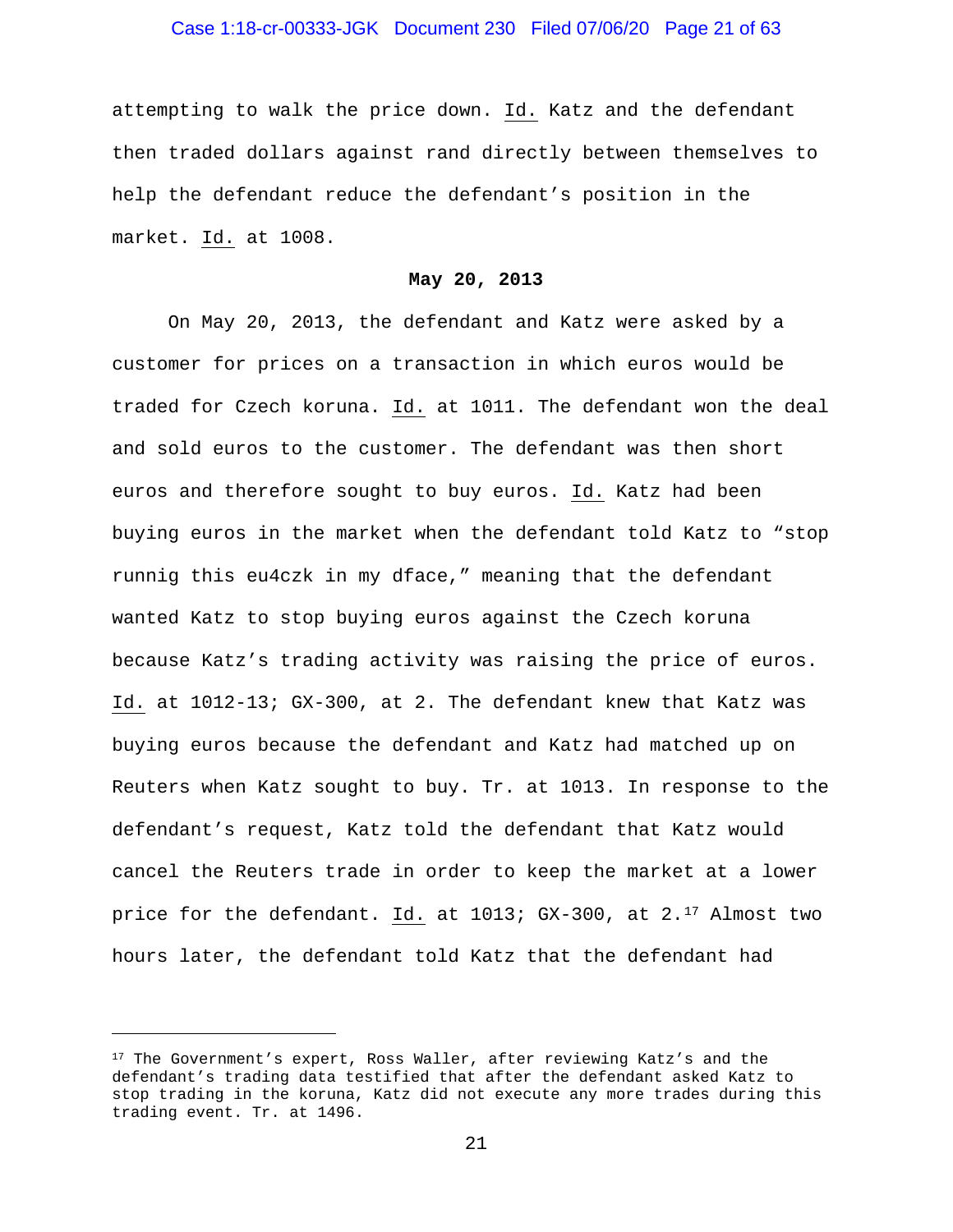attempting to walk the price down. Id. Katz and the defendant then traded dollars against rand directly between themselves to help the defendant reduce the defendant's position in the market. Id. at 1008.

**May 20, 2013**

On May 20, 2013, the defendant and Katz were asked by a customer for prices on a transaction in which euros would be traded for Czech koruna. Id. at 1011. The defendant won the deal and sold euros to the customer. The defendant was then short euros and therefore sought to buy euros. Id. Katz had been buying euros in the market when the defendant told Katz to "stop runnig this eu4czk in my dface," meaning that the defendant wanted Katz to stop buying euros against the Czech koruna because Katz's trading activity was raising the price of euros. Id. at 1012-13; GX-300, at 2. The defendant knew that Katz was buying euros because the defendant and Katz had matched up on Reuters when Katz sought to buy. Tr. at 1013. In response to the defendant's request, Katz told the defendant that Katz would cancel the Reuters trade in order to keep the market at a lower price for the defendant. Id. at 1013; GX-300, at 2.[17] Almost two hours later, the defendant told Katz that the defendant had

---

[17] The Government's expert, Ross Waller, after reviewing Katz's and the defendant's trading data testified that after the defendant asked Katz to stop trading in the koruna, Katz did not execute any more trades during this trading event. Tr. at 1496.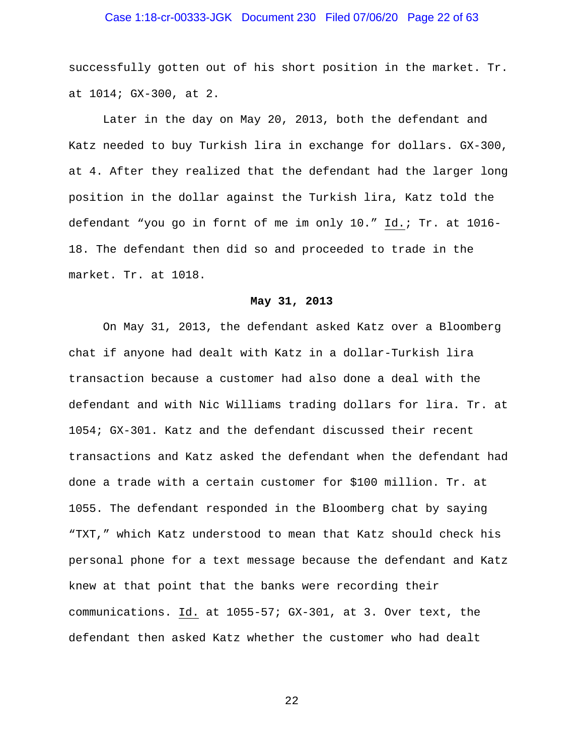successfully gotten out of his short position in the market. Tr. at 1014; GX-300, at 2.

Later in the day on May 20, 2013, both the defendant and Katz needed to buy Turkish lira in exchange for dollars. GX-300, at 4. After they realized that the defendant had the larger long position in the dollar against the Turkish lira, Katz told the defendant "you go in fornt of me im only 10." Id.; Tr. at 1016-18. The defendant then did so and proceeded to trade in the market. Tr. at 1018.

**May 31, 2013**

On May 31, 2013, the defendant asked Katz over a Bloomberg chat if anyone had dealt with Katz in a dollar-Turkish lira transaction because a customer had also done a deal with the defendant and with Nic Williams trading dollars for lira. Tr. at 1054; GX-301. Katz and the defendant discussed their recent transactions and Katz asked the defendant when the defendant had done a trade with a certain customer for $100 million. Tr. at 1055. The defendant responded in the Bloomberg chat by saying "TXT," which Katz understood to mean that Katz should check his personal phone for a text message because the defendant and Katz knew at that point that the banks were recording their communications. Id. at 1055-57; GX-301, at 3. Over text, the defendant then asked Katz whether the customer who had dealt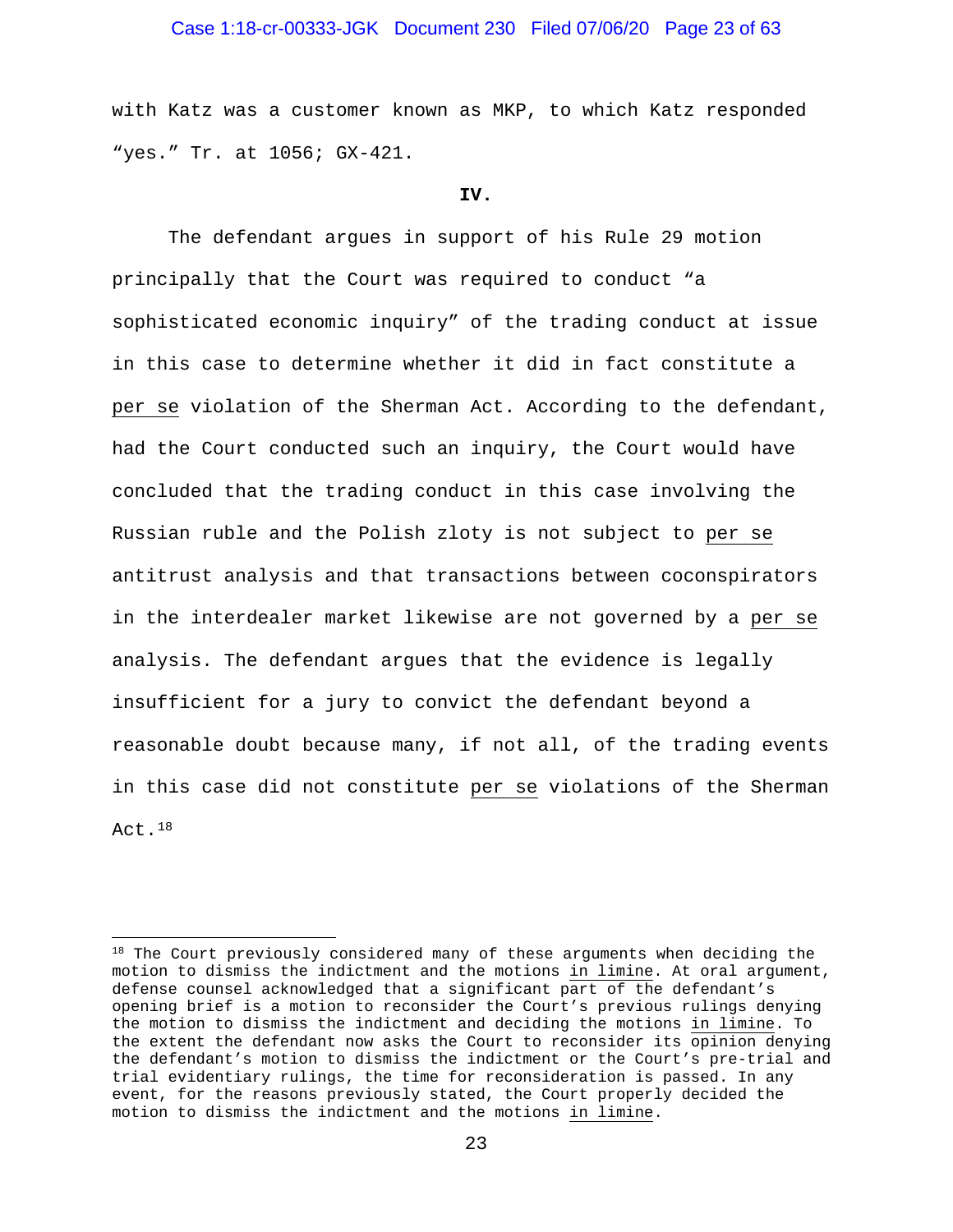with Katz was a customer known as MKP, to which Katz responded "yes." Tr. at 1056; GX-421.

**IV.**

The defendant argues in support of his Rule 29 motion principally that the Court was required to conduct "a sophisticated economic inquiry" of the trading conduct at issue in this case to determine whether it did in fact constitute a per se violation of the Sherman Act. According to the defendant, had the Court conducted such an inquiry, the Court would have concluded that the trading conduct in this case involving the Russian ruble and the Polish zloty is not subject to per se antitrust analysis and that transactions between coconspirators in the interdealer market likewise are not governed by a per se analysis. The defendant argues that the evidence is legally insufficient for a jury to convict the defendant beyond a reasonable doubt because many, if not all, of the trading events in this case did not constitute per se violations of the Sherman Act.[18]

---

[18] The Court previously considered many of these arguments when deciding the motion to dismiss the indictment and the motions in limine. At oral argument, defense counsel acknowledged that a significant part of the defendant's opening brief is a motion to reconsider the Court's previous rulings denying the motion to dismiss the indictment and deciding the motions in limine. To the extent the defendant now asks the Court to reconsider its opinion denying the defendant's motion to dismiss the indictment or the Court's pre-trial and trial evidentiary rulings, the time for reconsideration is passed. In any event, for the reasons previously stated, the Court properly decided the motion to dismiss the indictment and the motions in limine.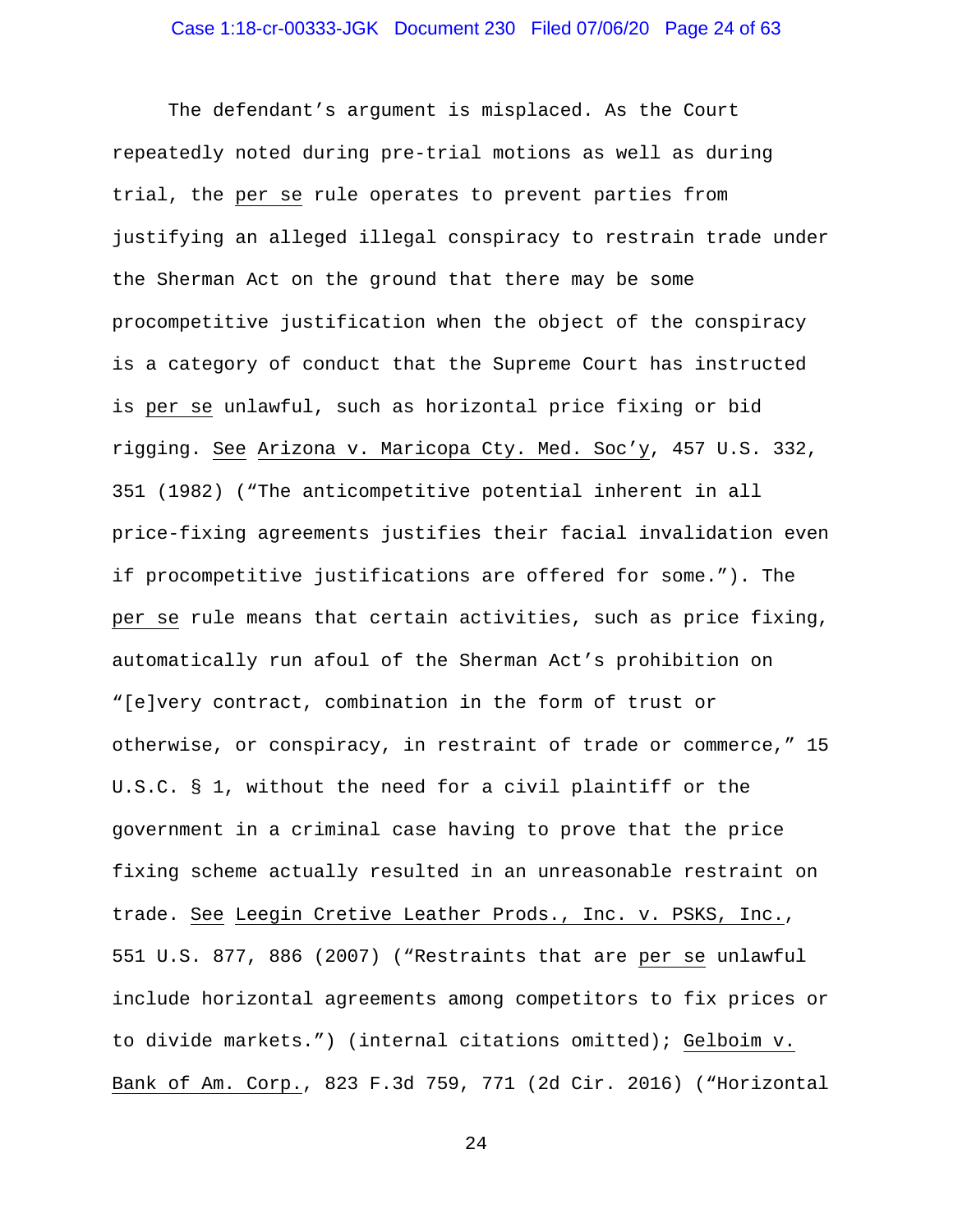The defendant's argument is misplaced. As the Court repeatedly noted during pre-trial motions as well as during trial, the per se rule operates to prevent parties from justifying an alleged illegal conspiracy to restrain trade under the Sherman Act on the ground that there may be some procompetitive justification when the object of the conspiracy is a category of conduct that the Supreme Court has instructed is per se unlawful, such as horizontal price fixing or bid rigging. See Arizona v. Maricopa Cty. Med. Soc'y, 457 U.S. 332, 351 (1982) ("The anticompetitive potential inherent in all price-fixing agreements justifies their facial invalidation even if procompetitive justifications are offered for some."). The per se rule means that certain activities, such as price fixing, automatically run afoul of the Sherman Act's prohibition on "[e]very contract, combination in the form of trust or otherwise, or conspiracy, in restraint of trade or commerce," 15 U.S.C. § 1, without the need for a civil plaintiff or the government in a criminal case having to prove that the price fixing scheme actually resulted in an unreasonable restraint on trade. See Leegin Cretive Leather Prods., Inc. v. PSKS, Inc., 551 U.S. 877, 886 (2007) ("Restraints that are per se unlawful include horizontal agreements among competitors to fix prices or to divide markets.") (internal citations omitted); Gelboim v. Bank of Am. Corp., 823 F.3d 759, 771 (2d Cir. 2016) ("Horizontal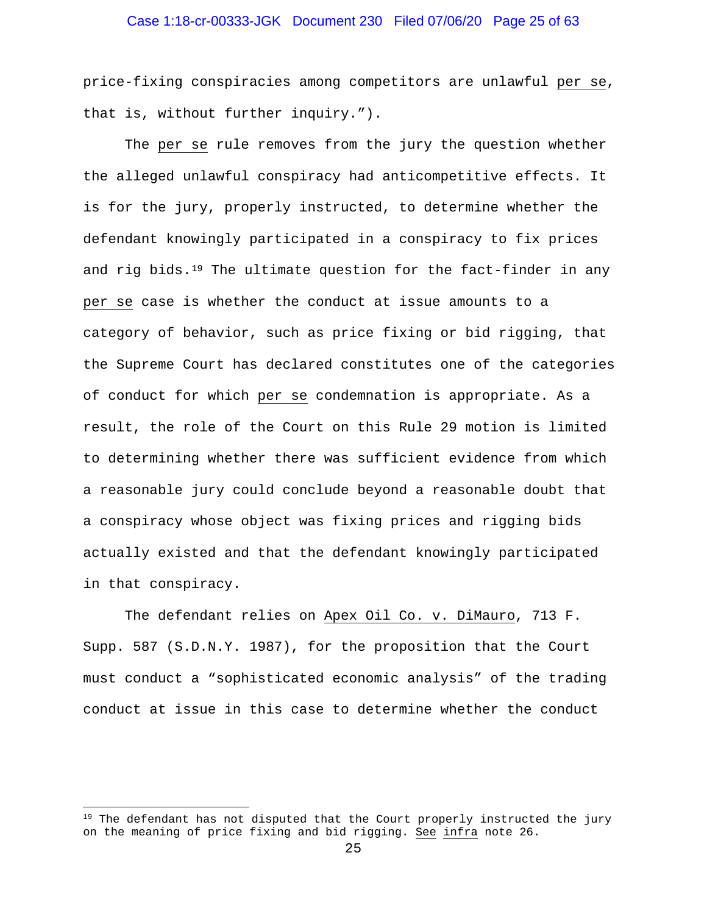price-fixing conspiracies among competitors are unlawful per se, that is, without further inquiry.").

The per se rule removes from the jury the question whether the alleged unlawful conspiracy had anticompetitive effects. It is for the jury, properly instructed, to determine whether the defendant knowingly participated in a conspiracy to fix prices and rig bids.[19] The ultimate question for the fact-finder in any per se case is whether the conduct at issue amounts to a category of behavior, such as price fixing or bid rigging, that the Supreme Court has declared constitutes one of the categories of conduct for which per se condemnation is appropriate. As a result, the role of the Court on this Rule 29 motion is limited to determining whether there was sufficient evidence from which a reasonable jury could conclude beyond a reasonable doubt that a conspiracy whose object was fixing prices and rigging bids actually existed and that the defendant knowingly participated in that conspiracy.

The defendant relies on Apex Oil Co. v. DiMauro, 713 F. Supp. 587 (S.D.N.Y. 1987), for the proposition that the Court must conduct a "sophisticated economic analysis" of the trading conduct at issue in this case to determine whether the conduct

[19] The defendant has not disputed that the Court properly instructed the jury on the meaning of price fixing and bid rigging. See infra note 26.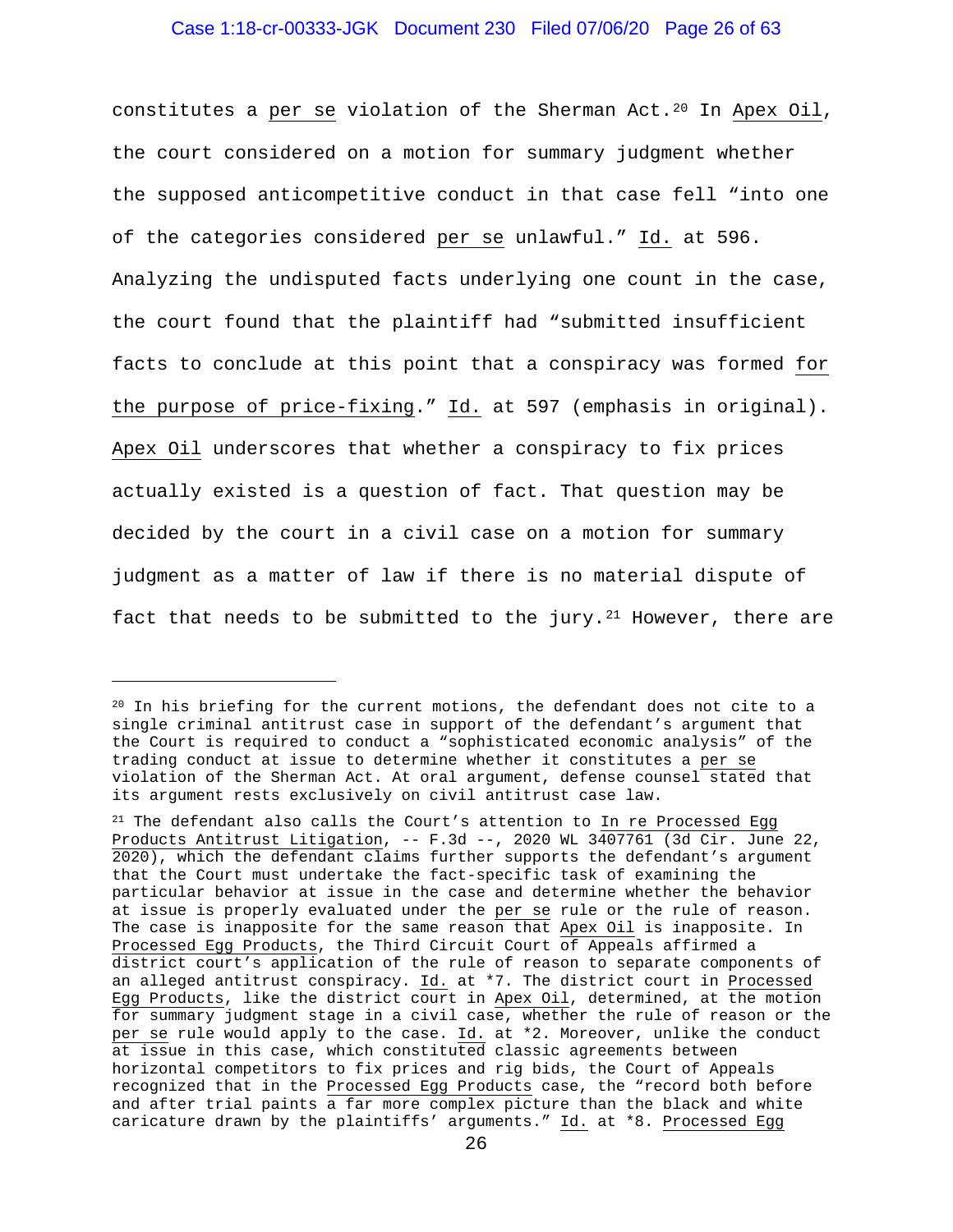constitutes a per se violation of the Sherman Act.[20] In Apex Oil, the court considered on a motion for summary judgment whether the supposed anticompetitive conduct in that case fell "into one of the categories considered per se unlawful." Id. at 596. Analyzing the undisputed facts underlying one count in the case, the court found that the plaintiff had "submitted insufficient facts to conclude at this point that a conspiracy was formed <u>for the purpose of price-fixing</u>." Id. at 597 (emphasis in original). Apex Oil underscores that whether a conspiracy to fix prices actually existed is a question of fact. That question may be decided by the court in a civil case on a motion for summary judgment as a matter of law if there is no material dispute of fact that needs to be submitted to the jury.[21] However, there are

---

[20] In his briefing for the current motions, the defendant does not cite to a single criminal antitrust case in support of the defendant's argument that the Court is required to conduct a "sophisticated economic analysis" of the trading conduct at issue to determine whether it constitutes a per se violation of the Sherman Act. At oral argument, defense counsel stated that its argument rests exclusively on civil antitrust case law.

[21] The defendant also calls the Court's attention to In re Processed Egg Products Antitrust Litigation, -- F.3d --, 2020 WL 3407761 (3d Cir. June 22, 2020), which the defendant claims further supports the defendant's argument that the Court must undertake the fact-specific task of examining the particular behavior at issue in the case and determine whether the behavior at issue is properly evaluated under the per se rule or the rule of reason. The case is inapposite for the same reason that Apex Oil is inapposite. In Processed Egg Products, the Third Circuit Court of Appeals affirmed a district court's application of the rule of reason to separate components of an alleged antitrust conspiracy. Id. at *7. The district court in Processed Egg Products, like the district court in Apex Oil, determined, at the motion for summary judgment stage in a civil case, whether the rule of reason or the per se rule would apply to the case. Id. at *2. Moreover, unlike the conduct at issue in this case, which constituted classic agreements between horizontal competitors to fix prices and rig bids, the Court of Appeals recognized that in the Processed Egg Products case, the "record both before and after trial paints a far more complex picture than the black and white caricature drawn by the plaintiffs' arguments." Id. at *8. Processed Egg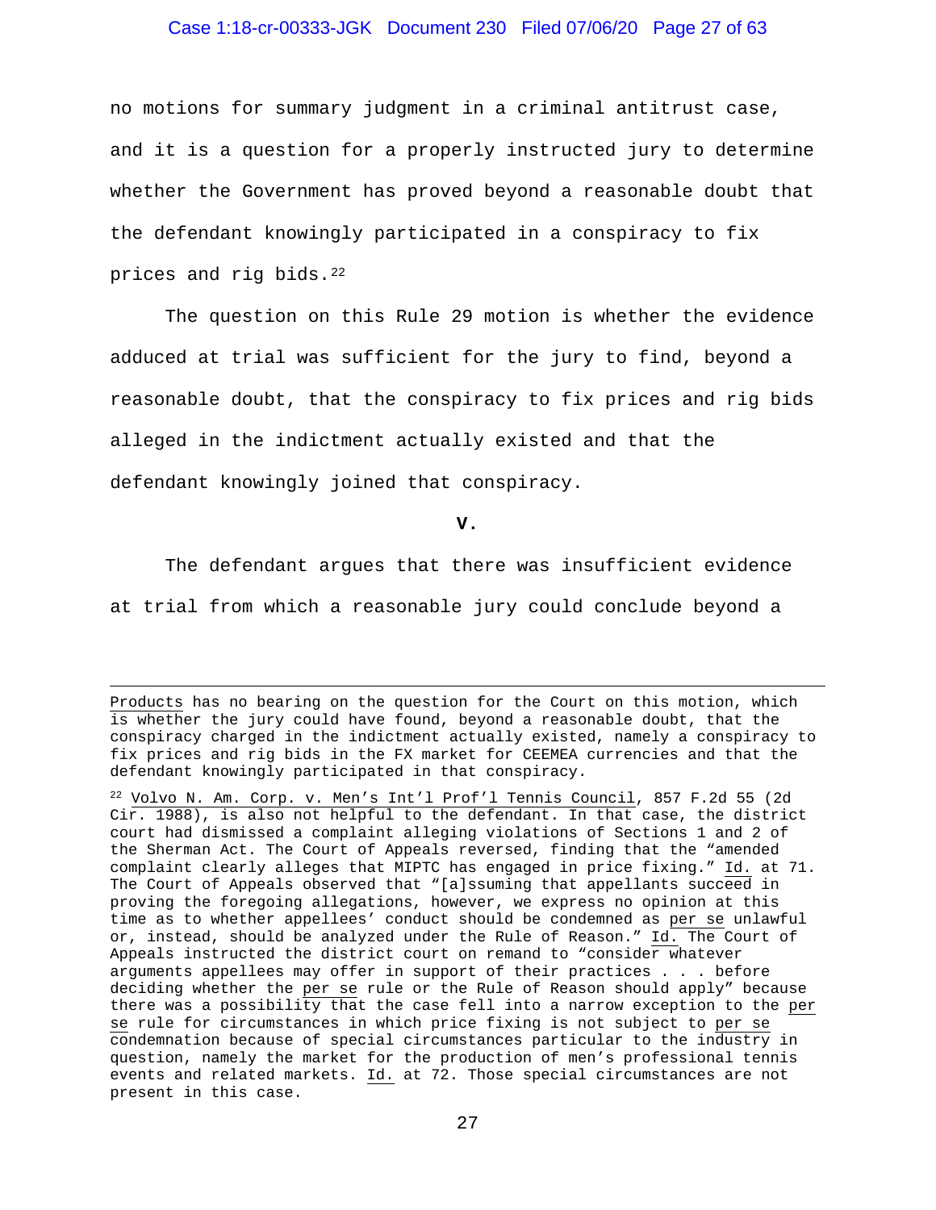no motions for summary judgment in a criminal antitrust case, and it is a question for a properly instructed jury to determine whether the Government has proved beyond a reasonable doubt that the defendant knowingly participated in a conspiracy to fix prices and rig bids.[22]

The question on this Rule 29 motion is whether the evidence adduced at trial was sufficient for the jury to find, beyond a reasonable doubt, that the conspiracy to fix prices and rig bids alleged in the indictment actually existed and that the defendant knowingly joined that conspiracy.

**V.**

The defendant argues that there was insufficient evidence at trial from which a reasonable jury could conclude beyond a

---

Products has no bearing on the question for the Court on this motion, which is whether the jury could have found, beyond a reasonable doubt, that the conspiracy charged in the indictment actually existed, namely a conspiracy to fix prices and rig bids in the FX market for CEEMEA currencies and that the defendant knowingly participated in that conspiracy.

[22] Volvo N. Am. Corp. v. Men's Int'l Prof'l Tennis Council, 857 F.2d 55 (2d Cir. 1988), is also not helpful to the defendant. In that case, the district court had dismissed a complaint alleging violations of Sections 1 and 2 of the Sherman Act. The Court of Appeals reversed, finding that the "amended complaint clearly alleges that MIPTC has engaged in price fixing." Id. at 71. The Court of Appeals observed that "[a]ssuming that appellants succeed in proving the foregoing allegations, however, we express no opinion at this time as to whether appellees' conduct should be condemned as per se unlawful or, instead, should be analyzed under the Rule of Reason." Id. The Court of Appeals instructed the district court on remand to "consider whatever arguments appellees may offer in support of their practices . . . before deciding whether the per se rule or the Rule of Reason should apply" because there was a possibility that the case fell into a narrow exception to the per se rule for circumstances in which price fixing is not subject to per se condemnation because of special circumstances particular to the industry in question, namely the market for the production of men's professional tennis events and related markets. Id. at 72. Those special circumstances are not present in this case.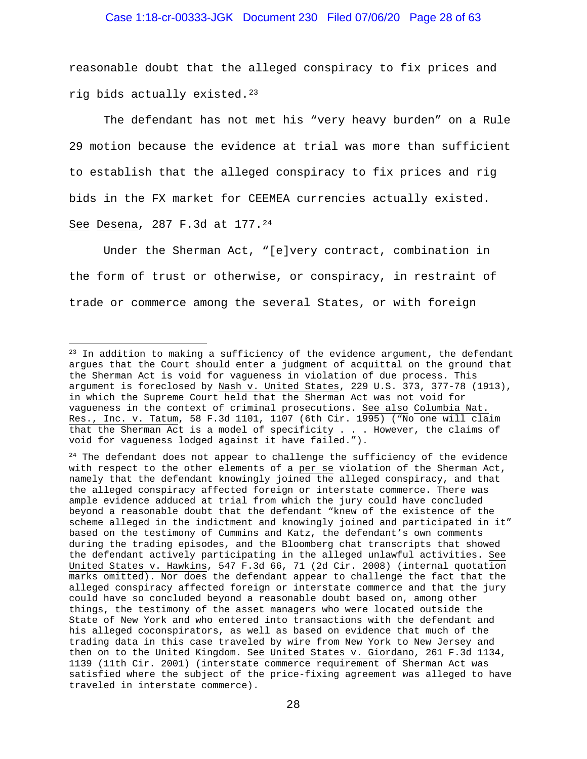reasonable doubt that the alleged conspiracy to fix prices and rig bids actually existed.[23]

The defendant has not met his "very heavy burden" on a Rule 29 motion because the evidence at trial was more than sufficient to establish that the alleged conspiracy to fix prices and rig bids in the FX market for CEEMEA currencies actually existed. See Desena, 287 F.3d at 177.[24]

Under the Sherman Act, "[e]very contract, combination in the form of trust or otherwise, or conspiracy, in restraint of trade or commerce among the several States, or with foreign

---

[23] In addition to making a sufficiency of the evidence argument, the defendant argues that the Court should enter a judgment of acquittal on the ground that the Sherman Act is void for vagueness in violation of due process. This argument is foreclosed by Nash v. United States, 229 U.S. 373, 377-78 (1913), in which the Supreme Court held that the Sherman Act was not void for vagueness in the context of criminal prosecutions. See also Columbia Nat. Res., Inc. v. Tatum, 58 F.3d 1101, 1107 (6th Cir. 1995) ("No one will claim that the Sherman Act is a model of specificity . . . However, the claims of void for vagueness lodged against it have failed.").

[24] The defendant does not appear to challenge the sufficiency of the evidence with respect to the other elements of a *per se* violation of the Sherman Act, namely that the defendant knowingly joined the alleged conspiracy, and that the alleged conspiracy affected foreign or interstate commerce. There was ample evidence adduced at trial from which the jury could have concluded beyond a reasonable doubt that the defendant "knew of the existence of the scheme alleged in the indictment and knowingly joined and participated in it" based on the testimony of Cummins and Katz, the defendant's own comments during the trading episodes, and the Bloomberg chat transcripts that showed the defendant actively participating in the alleged unlawful activities. See United States v. Hawkins, 547 F.3d 66, 71 (2d Cir. 2008) (internal quotation marks omitted). Nor does the defendant appear to challenge the fact that the alleged conspiracy affected foreign or interstate commerce and that the jury could have so concluded beyond a reasonable doubt based on, among other things, the testimony of the asset managers who were located outside the State of New York and who entered into transactions with the defendant and his alleged coconspirators, as well as based on evidence that much of the trading data in this case traveled by wire from New York to New Jersey and then on to the United Kingdom. See United States v. Giordano, 261 F.3d 1134, 1139 (11th Cir. 2001) (interstate commerce requirement of Sherman Act was satisfied where the subject of the price-fixing agreement was alleged to have traveled in interstate commerce).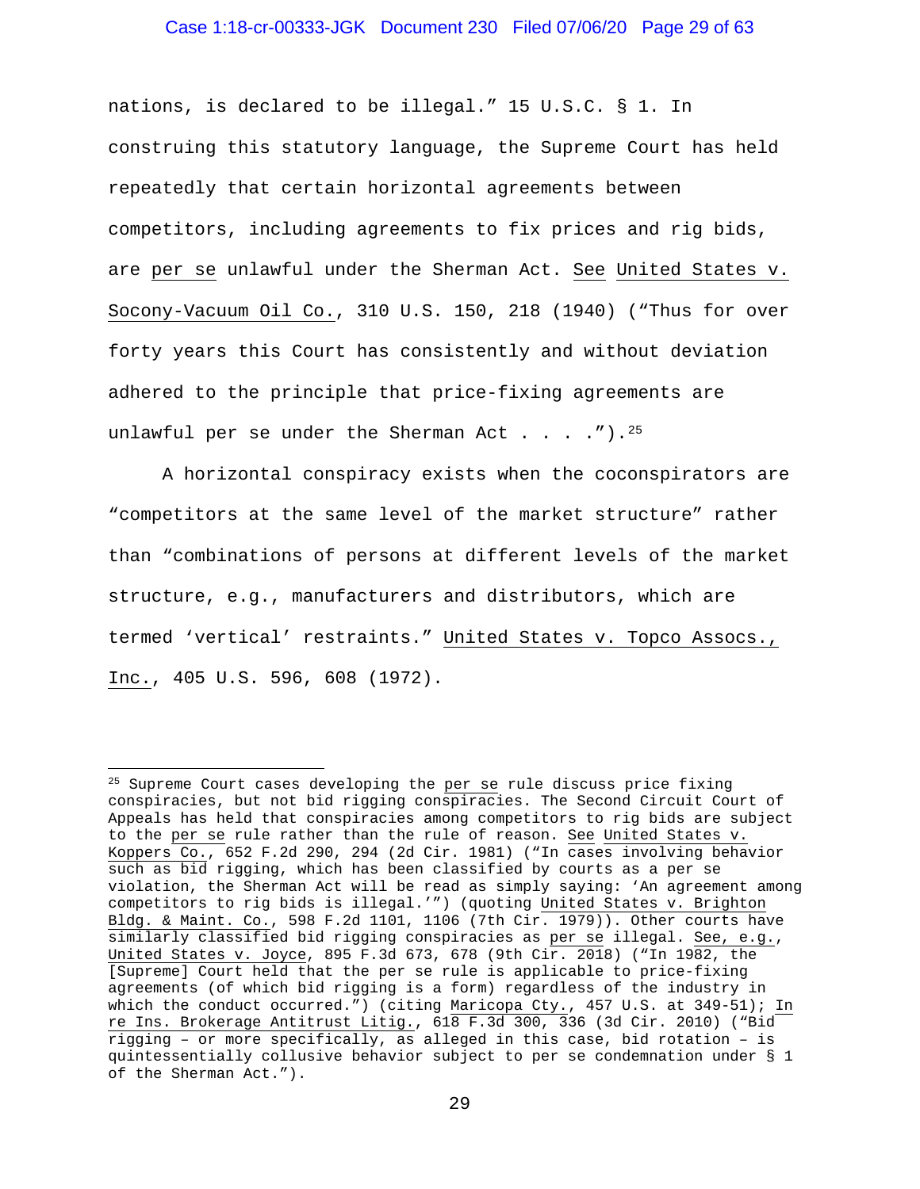nations, is declared to be illegal." 15 U.S.C. § 1. In construing this statutory language, the Supreme Court has held repeatedly that certain horizontal agreements between competitors, including agreements to fix prices and rig bids, are per se unlawful under the Sherman Act. See United States v. Socony-Vacuum Oil Co., 310 U.S. 150, 218 (1940) ("Thus for over forty years this Court has consistently and without deviation adhered to the principle that price-fixing agreements are unlawful per se under the Sherman Act . . . .").[25]

A horizontal conspiracy exists when the coconspirators are "competitors at the same level of the market structure" rather than "combinations of persons at different levels of the market structure, e.g., manufacturers and distributors, which are termed 'vertical' restraints." United States v. Topco Assocs., Inc., 405 U.S. 596, 608 (1972).

---

[25] Supreme Court cases developing the per se rule discuss price fixing conspiracies, but not bid rigging conspiracies. The Second Circuit Court of Appeals has held that conspiracies among competitors to rig bids are subject to the per se rule rather than the rule of reason. See United States v. Koppers Co., 652 F.2d 290, 294 (2d Cir. 1981) ("In cases involving behavior such as bid rigging, which has been classified by courts as a per se violation, the Sherman Act will be read as simply saying: 'An agreement among competitors to rig bids is illegal.'") (quoting United States v. Brighton Bldg. & Maint. Co., 598 F.2d 1101, 1106 (7th Cir. 1979)). Other courts have similarly classified bid rigging conspiracies as per se illegal. See, e.g., United States v. Joyce, 895 F.3d 673, 678 (9th Cir. 2018) ("In 1982, the [Supreme] Court held that the per se rule is applicable to price-fixing agreements (of which bid rigging is a form) regardless of the industry in which the conduct occurred.") (citing Maricopa Cty., 457 U.S. at 349-51); In re Ins. Brokerage Antitrust Litig., 618 F.3d 300, 336 (3d Cir. 2010) ("Bid rigging – or more specifically, as alleged in this case, bid rotation – is quintessentially collusive behavior subject to per se condemnation under § 1 of the Sherman Act.").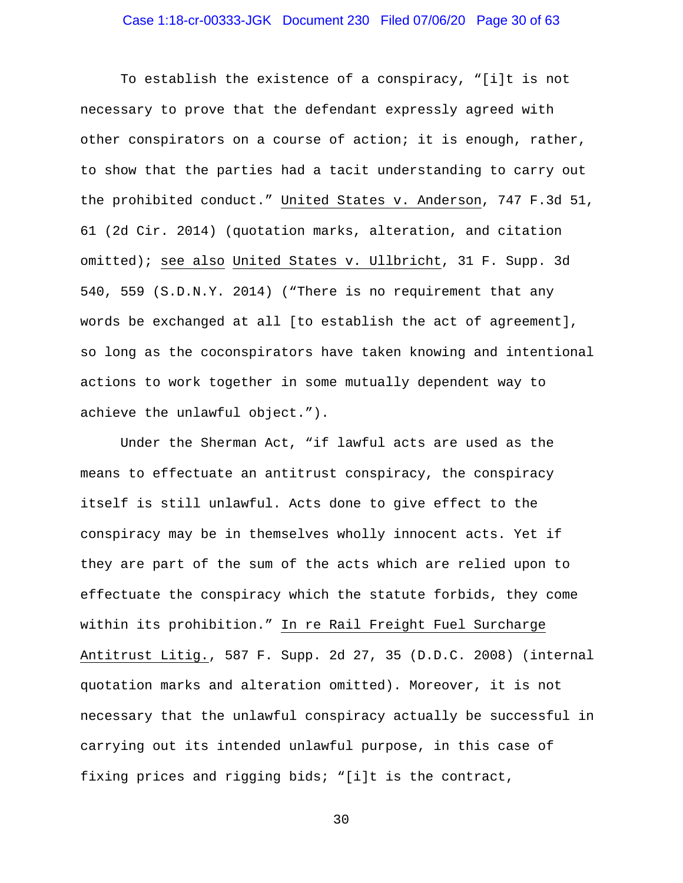To establish the existence of a conspiracy, "[i]t is not necessary to prove that the defendant expressly agreed with other conspirators on a course of action; it is enough, rather, to show that the parties had a tacit understanding to carry out the prohibited conduct." United States v. Anderson, 747 F.3d 51, 61 (2d Cir. 2014) (quotation marks, alteration, and citation omitted); see also United States v. Ullbricht, 31 F. Supp. 3d 540, 559 (S.D.N.Y. 2014) ("There is no requirement that any words be exchanged at all [to establish the act of agreement], so long as the coconspirators have taken knowing and intentional actions to work together in some mutually dependent way to achieve the unlawful object.").

Under the Sherman Act, "if lawful acts are used as the means to effectuate an antitrust conspiracy, the conspiracy itself is still unlawful. Acts done to give effect to the conspiracy may be in themselves wholly innocent acts. Yet if they are part of the sum of the acts which are relied upon to effectuate the conspiracy which the statute forbids, they come within its prohibition." In re Rail Freight Fuel Surcharge Antitrust Litig., 587 F. Supp. 2d 27, 35 (D.D.C. 2008) (internal quotation marks and alteration omitted). Moreover, it is not necessary that the unlawful conspiracy actually be successful in carrying out its intended unlawful purpose, in this case of fixing prices and rigging bids; "[i]t is the contract,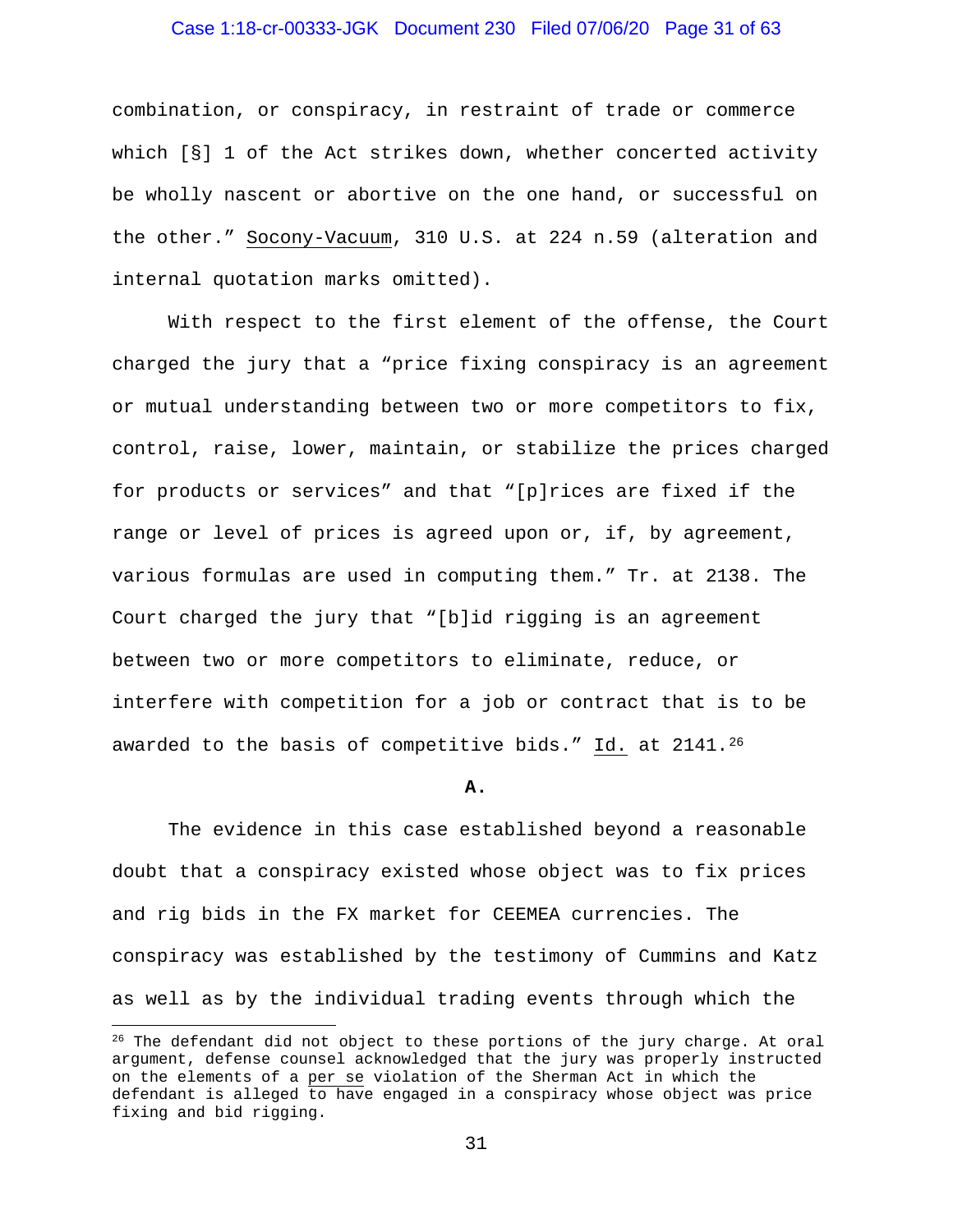combination, or conspiracy, in restraint of trade or commerce which [§] 1 of the Act strikes down, whether concerted activity be wholly nascent or abortive on the one hand, or successful on the other." Socony-Vacuum, 310 U.S. at 224 n.59 (alteration and internal quotation marks omitted).

With respect to the first element of the offense, the Court charged the jury that a "price fixing conspiracy is an agreement or mutual understanding between two or more competitors to fix, control, raise, lower, maintain, or stabilize the prices charged for products or services" and that "[p]rices are fixed if the range or level of prices is agreed upon or, if, by agreement, various formulas are used in computing them." Tr. at 2138. The Court charged the jury that "[b]id rigging is an agreement between two or more competitors to eliminate, reduce, or interfere with competition for a job or contract that is to be awarded to the basis of competitive bids." Id. at 2141.[26]

**A.**

The evidence in this case established beyond a reasonable doubt that a conspiracy existed whose object was to fix prices and rig bids in the FX market for CEEMEA currencies. The conspiracy was established by the testimony of Cummins and Katz as well as by the individual trading events through which the

---

[26] The defendant did not object to these portions of the jury charge. At oral argument, defense counsel acknowledged that the jury was properly instructed on the elements of a per se violation of the Sherman Act in which the defendant is alleged to have engaged in a conspiracy whose object was price fixing and bid rigging.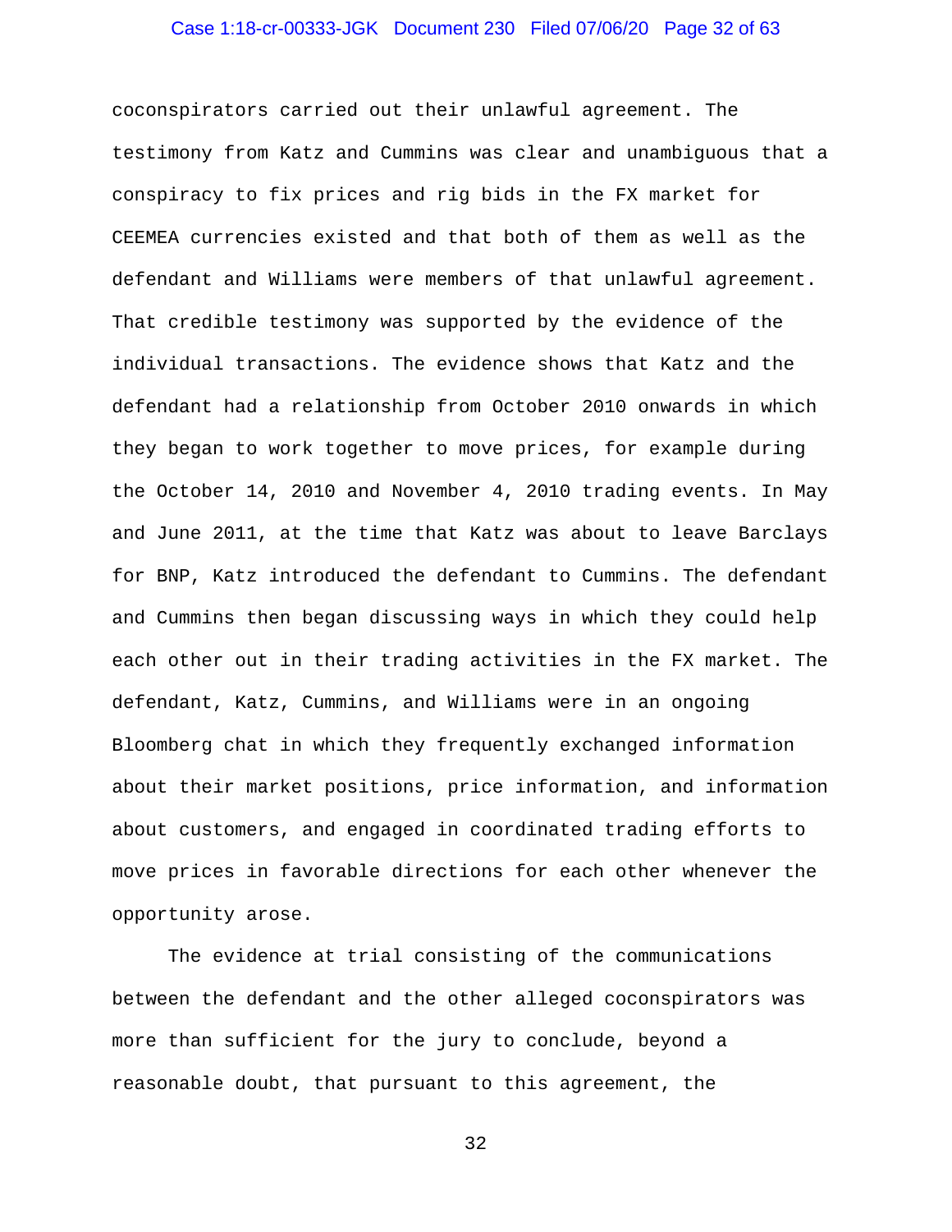coconspirators carried out their unlawful agreement. The testimony from Katz and Cummins was clear and unambiguous that a conspiracy to fix prices and rig bids in the FX market for CEEMEA currencies existed and that both of them as well as the defendant and Williams were members of that unlawful agreement. That credible testimony was supported by the evidence of the individual transactions. The evidence shows that Katz and the defendant had a relationship from October 2010 onwards in which they began to work together to move prices, for example during the October 14, 2010 and November 4, 2010 trading events. In May and June 2011, at the time that Katz was about to leave Barclays for BNP, Katz introduced the defendant to Cummins. The defendant and Cummins then began discussing ways in which they could help each other out in their trading activities in the FX market. The defendant, Katz, Cummins, and Williams were in an ongoing Bloomberg chat in which they frequently exchanged information about their market positions, price information, and information about customers, and engaged in coordinated trading efforts to move prices in favorable directions for each other whenever the opportunity arose.

The evidence at trial consisting of the communications between the defendant and the other alleged coconspirators was more than sufficient for the jury to conclude, beyond a reasonable doubt, that pursuant to this agreement, the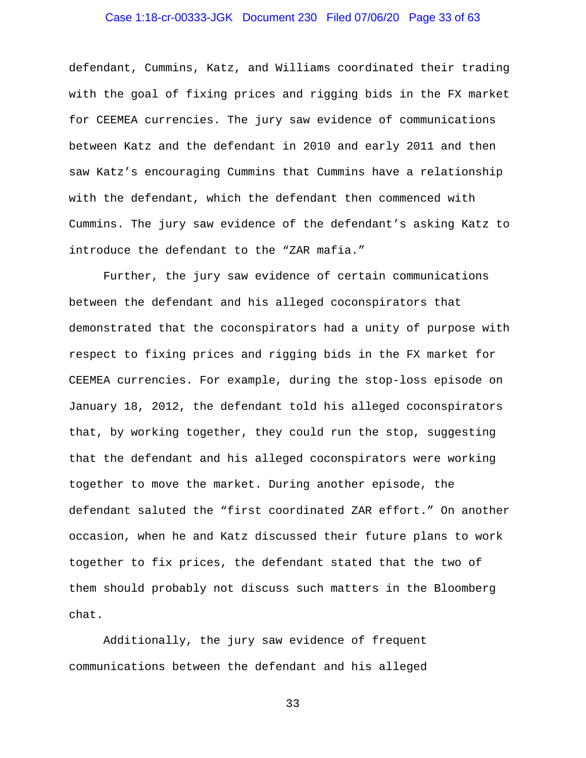defendant, Cummins, Katz, and Williams coordinated their trading with the goal of fixing prices and rigging bids in the FX market for CEEMEA currencies. The jury saw evidence of communications between Katz and the defendant in 2010 and early 2011 and then saw Katz's encouraging Cummins that Cummins have a relationship with the defendant, which the defendant then commenced with Cummins. The jury saw evidence of the defendant's asking Katz to introduce the defendant to the "ZAR mafia."

Further, the jury saw evidence of certain communications between the defendant and his alleged coconspirators that demonstrated that the coconspirators had a unity of purpose with respect to fixing prices and rigging bids in the FX market for CEEMEA currencies. For example, during the stop-loss episode on January 18, 2012, the defendant told his alleged coconspirators that, by working together, they could run the stop, suggesting that the defendant and his alleged coconspirators were working together to move the market. During another episode, the defendant saluted the "first coordinated ZAR effort." On another occasion, when he and Katz discussed their future plans to work together to fix prices, the defendant stated that the two of them should probably not discuss such matters in the Bloomberg chat.

Additionally, the jury saw evidence of frequent communications between the defendant and his alleged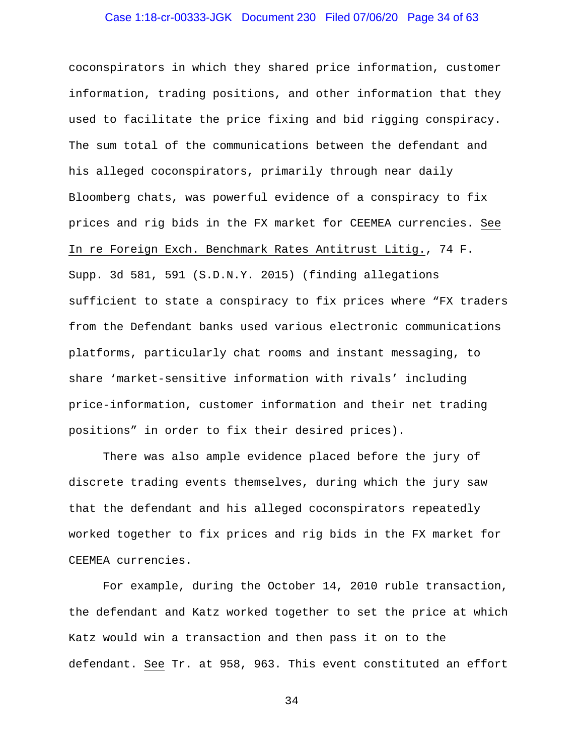coconspirators in which they shared price information, customer information, trading positions, and other information that they used to facilitate the price fixing and bid rigging conspiracy. The sum total of the communications between the defendant and his alleged coconspirators, primarily through near daily Bloomberg chats, was powerful evidence of a conspiracy to fix prices and rig bids in the FX market for CEEMEA currencies. See In re Foreign Exch. Benchmark Rates Antitrust Litig., 74 F. Supp. 3d 581, 591 (S.D.N.Y. 2015) (finding allegations sufficient to state a conspiracy to fix prices where "FX traders from the Defendant banks used various electronic communications platforms, particularly chat rooms and instant messaging, to share 'market-sensitive information with rivals' including price-information, customer information and their net trading positions" in order to fix their desired prices).

There was also ample evidence placed before the jury of discrete trading events themselves, during which the jury saw that the defendant and his alleged coconspirators repeatedly worked together to fix prices and rig bids in the FX market for CEEMEA currencies.

For example, during the October 14, 2010 ruble transaction, the defendant and Katz worked together to set the price at which Katz would win a transaction and then pass it on to the defendant. See Tr. at 958, 963. This event constituted an effort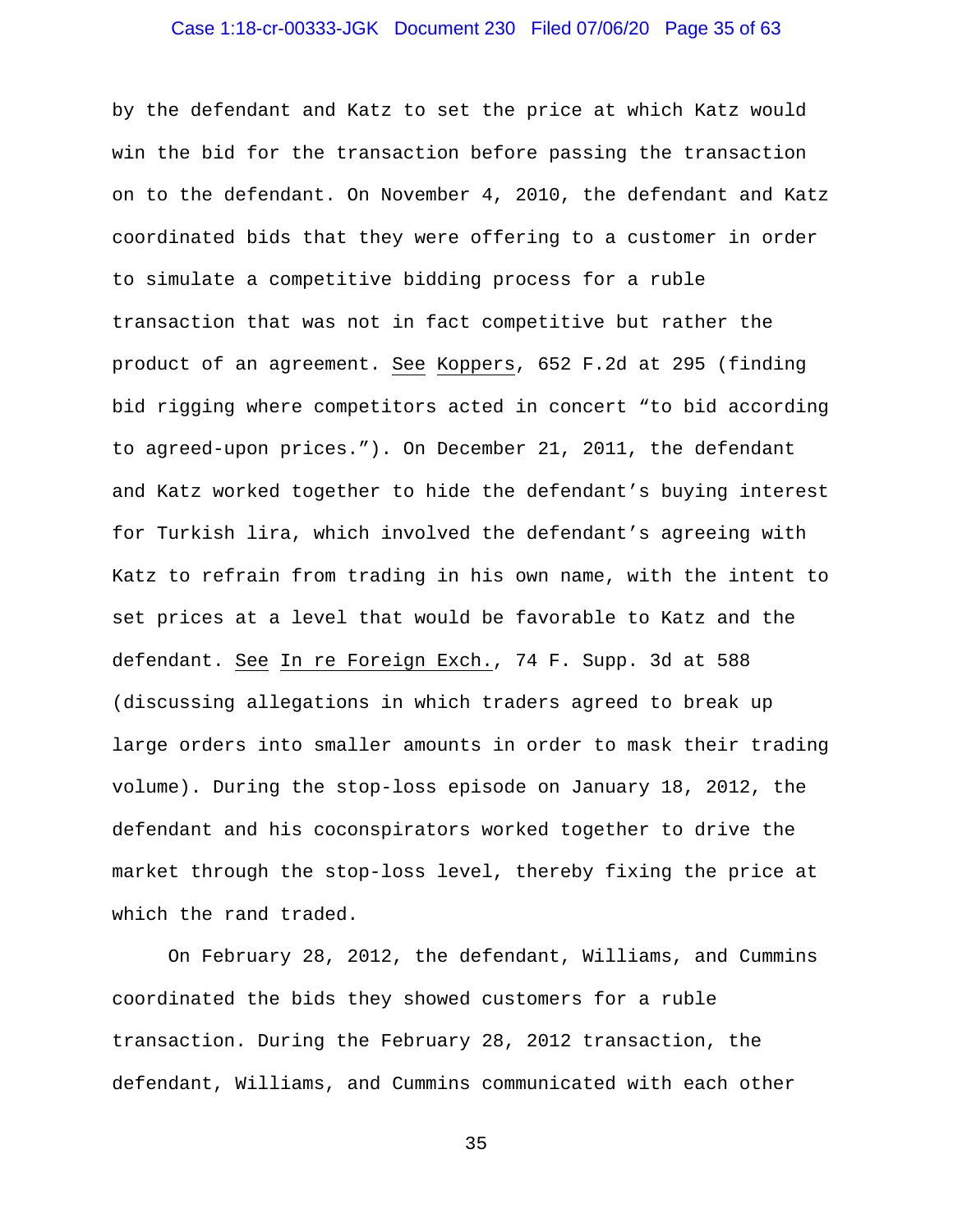by the defendant and Katz to set the price at which Katz would win the bid for the transaction before passing the transaction on to the defendant. On November 4, 2010, the defendant and Katz coordinated bids that they were offering to a customer in order to simulate a competitive bidding process for a ruble transaction that was not in fact competitive but rather the product of an agreement. See Koppers, 652 F.2d at 295 (finding bid rigging where competitors acted in concert "to bid according to agreed-upon prices."). On December 21, 2011, the defendant and Katz worked together to hide the defendant's buying interest for Turkish lira, which involved the defendant's agreeing with Katz to refrain from trading in his own name, with the intent to set prices at a level that would be favorable to Katz and the defendant. See In re Foreign Exch., 74 F. Supp. 3d at 588 (discussing allegations in which traders agreed to break up large orders into smaller amounts in order to mask their trading volume). During the stop-loss episode on January 18, 2012, the defendant and his coconspirators worked together to drive the market through the stop-loss level, thereby fixing the price at which the rand traded.

On February 28, 2012, the defendant, Williams, and Cummins coordinated the bids they showed customers for a ruble transaction. During the February 28, 2012 transaction, the defendant, Williams, and Cummins communicated with each other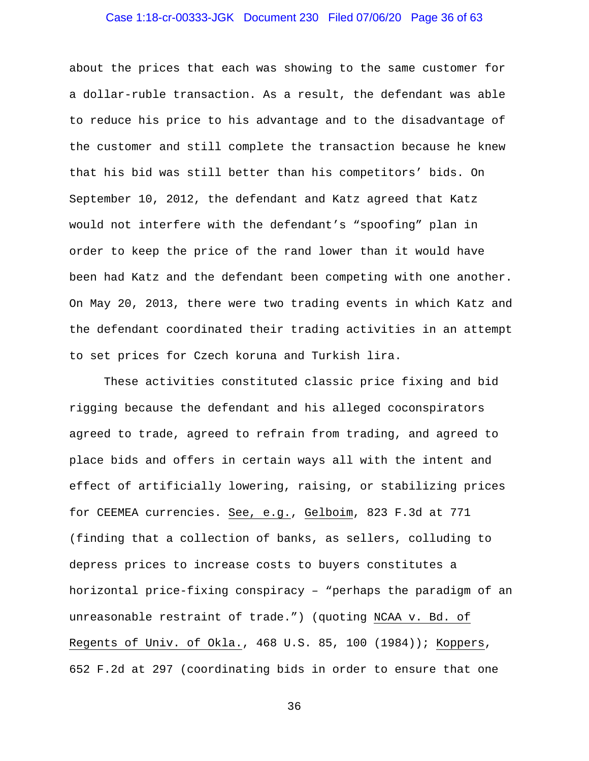about the prices that each was showing to the same customer for a dollar-ruble transaction. As a result, the defendant was able to reduce his price to his advantage and to the disadvantage of the customer and still complete the transaction because he knew that his bid was still better than his competitors' bids. On September 10, 2012, the defendant and Katz agreed that Katz would not interfere with the defendant's "spoofing" plan in order to keep the price of the rand lower than it would have been had Katz and the defendant been competing with one another. On May 20, 2013, there were two trading events in which Katz and the defendant coordinated their trading activities in an attempt to set prices for Czech koruna and Turkish lira.

These activities constituted classic price fixing and bid rigging because the defendant and his alleged coconspirators agreed to trade, agreed to refrain from trading, and agreed to place bids and offers in certain ways all with the intent and effect of artificially lowering, raising, or stabilizing prices for CEEMEA currencies. See, e.g., Gelboim, 823 F.3d at 771 (finding that a collection of banks, as sellers, colluding to depress prices to increase costs to buyers constitutes a horizontal price-fixing conspiracy – "perhaps the paradigm of an unreasonable restraint of trade.") (quoting NCAA v. Bd. of Regents of Univ. of Okla., 468 U.S. 85, 100 (1984)); Koppers, 652 F.2d at 297 (coordinating bids in order to ensure that one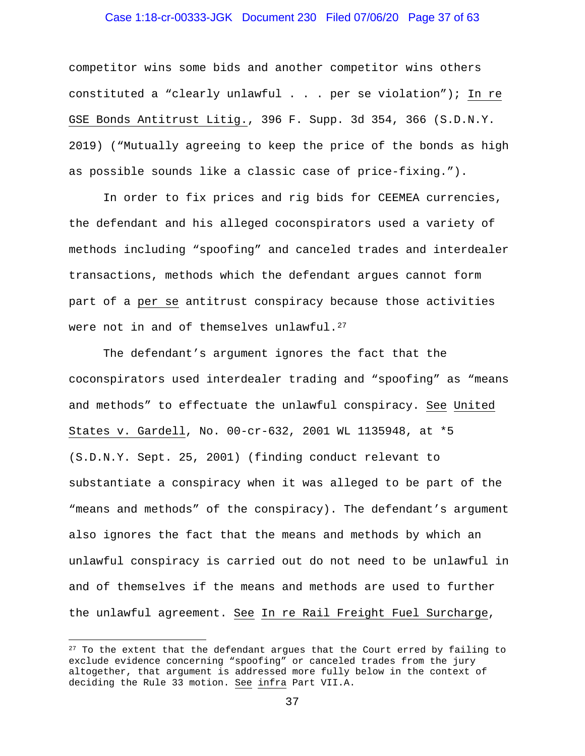competitor wins some bids and another competitor wins others constituted a "clearly unlawful . . . per se violation"); In re GSE Bonds Antitrust Litig., 396 F. Supp. 3d 354, 366 (S.D.N.Y. 2019) ("Mutually agreeing to keep the price of the bonds as high as possible sounds like a classic case of price-fixing.").

In order to fix prices and rig bids for CEEMEA currencies, the defendant and his alleged coconspirators used a variety of methods including "spoofing" and canceled trades and interdealer transactions, methods which the defendant argues cannot form part of a per se antitrust conspiracy because those activities were not in and of themselves unlawful.[27]

The defendant's argument ignores the fact that the coconspirators used interdealer trading and "spoofing" as "means and methods" to effectuate the unlawful conspiracy. See United States v. Gardell, No. 00-cr-632, 2001 WL 1135948, at *5 (S.D.N.Y. Sept. 25, 2001) (finding conduct relevant to substantiate a conspiracy when it was alleged to be part of the "means and methods" of the conspiracy). The defendant's argument also ignores the fact that the means and methods by which an unlawful conspiracy is carried out do not need to be unlawful in and of themselves if the means and methods are used to further the unlawful agreement. See In re Rail Freight Fuel Surcharge,

---

[27] To the extent that the defendant argues that the Court erred by failing to exclude evidence concerning "spoofing" or canceled trades from the jury altogether, that argument is addressed more fully below in the context of deciding the Rule 33 motion. See infra Part VII.A.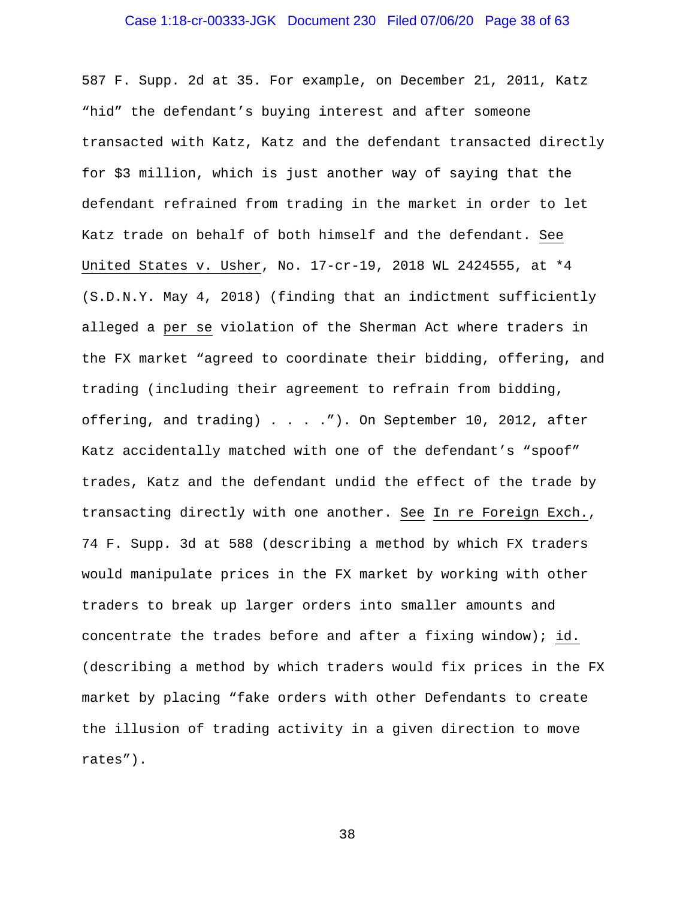587 F. Supp. 2d at 35. For example, on December 21, 2011, Katz "hid" the defendant's buying interest and after someone transacted with Katz, Katz and the defendant transacted directly for $3 million, which is just another way of saying that the defendant refrained from trading in the market in order to let Katz trade on behalf of both himself and the defendant. See United States v. Usher, No. 17-cr-19, 2018 WL 2424555, at *4 (S.D.N.Y. May 4, 2018) (finding that an indictment sufficiently alleged a *per se* violation of the Sherman Act where traders in the FX market "agreed to coordinate their bidding, offering, and trading (including their agreement to refrain from bidding, offering, and trading) . . . ."). On September 10, 2012, after Katz accidentally matched with one of the defendant's "spoof" trades, Katz and the defendant undid the effect of the trade by transacting directly with one another. See In re Foreign Exch., 74 F. Supp. 3d at 588 (describing a method by which FX traders would manipulate prices in the FX market by working with other traders to break up larger orders into smaller amounts and concentrate the trades before and after a fixing window); id. (describing a method by which traders would fix prices in the FX market by placing "fake orders with other Defendants to create the illusion of trading activity in a given direction to move rates").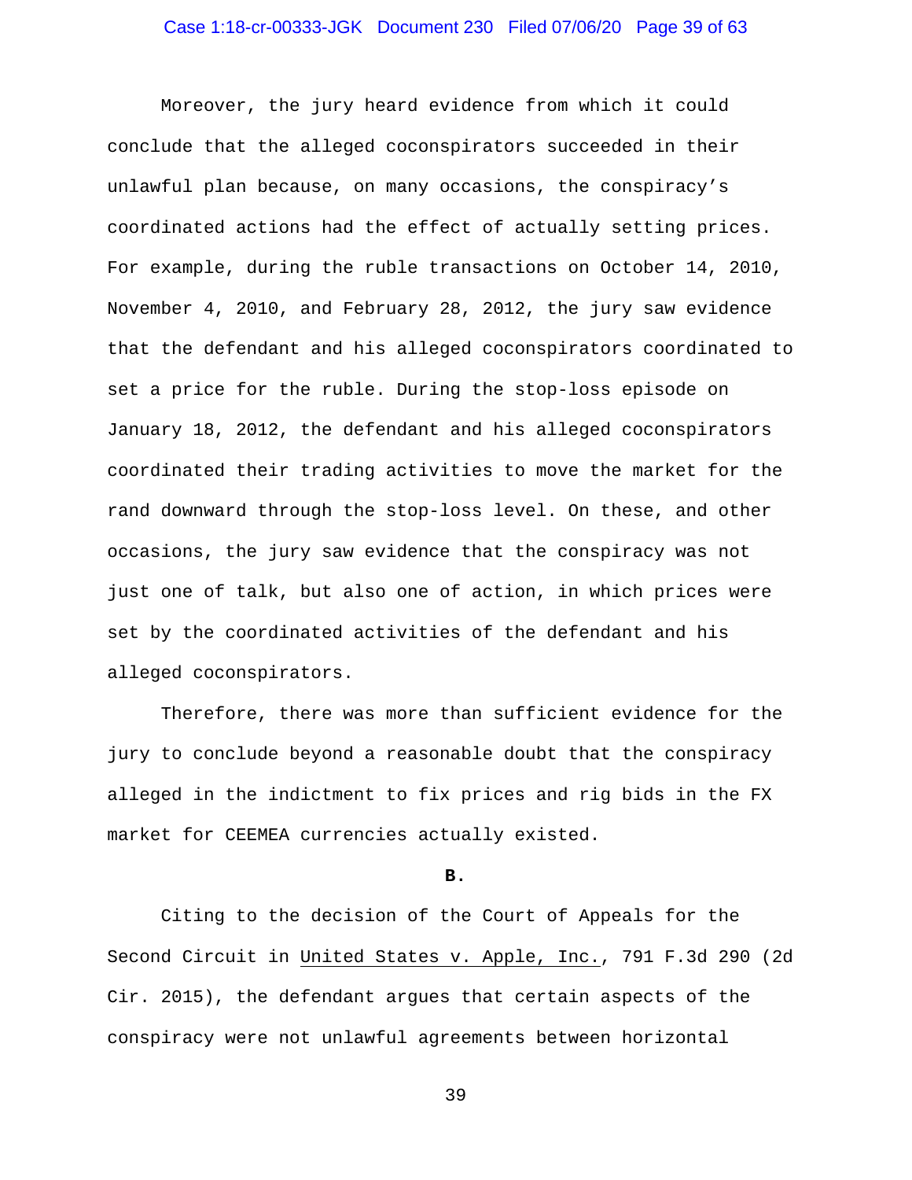Moreover, the jury heard evidence from which it could conclude that the alleged coconspirators succeeded in their unlawful plan because, on many occasions, the conspiracy's coordinated actions had the effect of actually setting prices. For example, during the ruble transactions on October 14, 2010, November 4, 2010, and February 28, 2012, the jury saw evidence that the defendant and his alleged coconspirators coordinated to set a price for the ruble. During the stop-loss episode on January 18, 2012, the defendant and his alleged coconspirators coordinated their trading activities to move the market for the rand downward through the stop-loss level. On these, and other occasions, the jury saw evidence that the conspiracy was not just one of talk, but also one of action, in which prices were set by the coordinated activities of the defendant and his alleged coconspirators.

Therefore, there was more than sufficient evidence for the jury to conclude beyond a reasonable doubt that the conspiracy alleged in the indictment to fix prices and rig bids in the FX market for CEEMEA currencies actually existed.

**B.**

Citing to the decision of the Court of Appeals for the Second Circuit in United States v. Apple, Inc., 791 F.3d 290 (2d Cir. 2015), the defendant argues that certain aspects of the conspiracy were not unlawful agreements between horizontal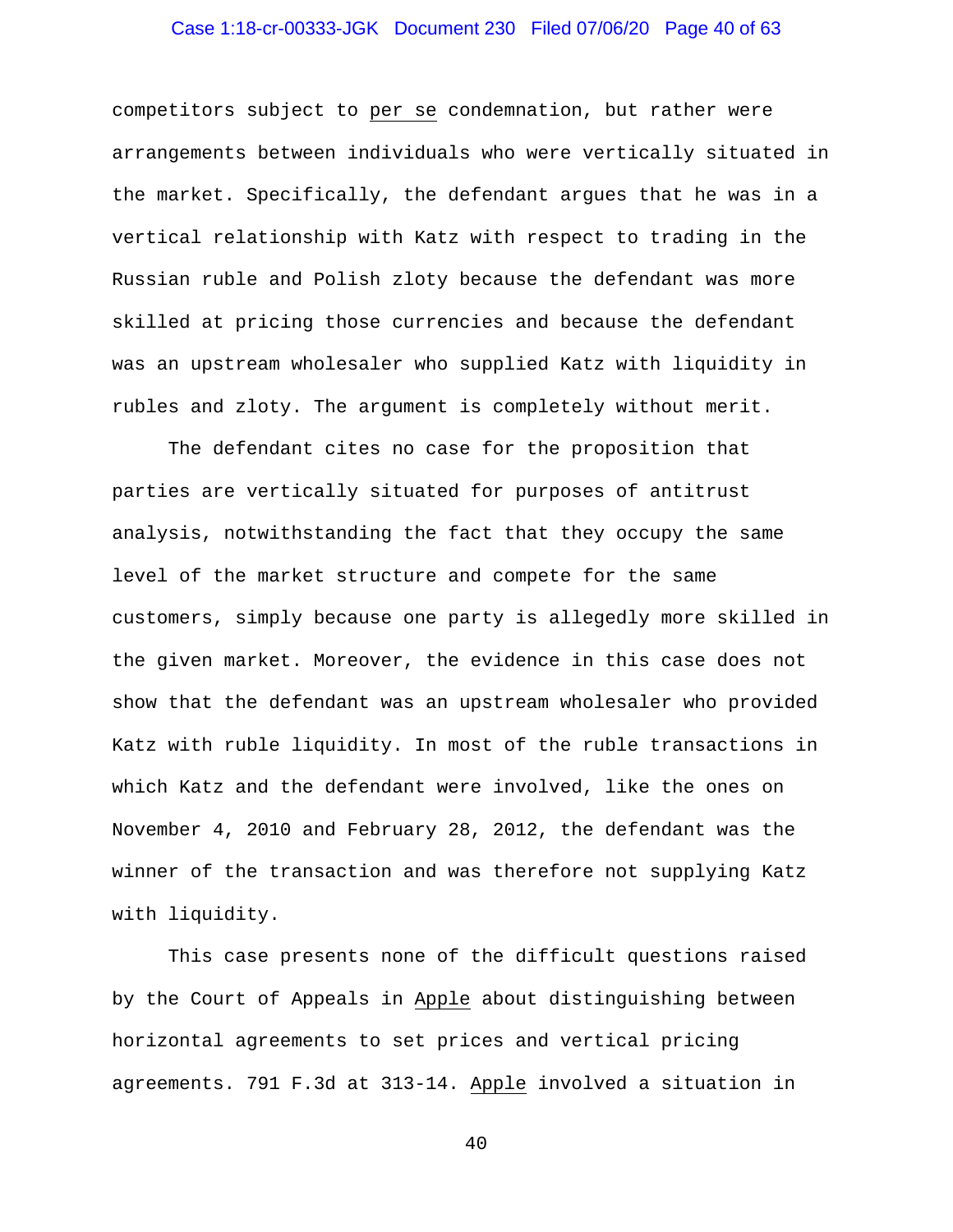competitors subject to *per se* condemnation, but rather were arrangements between individuals who were vertically situated in the market. Specifically, the defendant argues that he was in a vertical relationship with Katz with respect to trading in the Russian ruble and Polish zloty because the defendant was more skilled at pricing those currencies and because the defendant was an upstream wholesaler who supplied Katz with liquidity in rubles and zloty. The argument is completely without merit.

The defendant cites no case for the proposition that parties are vertically situated for purposes of antitrust analysis, notwithstanding the fact that they occupy the same level of the market structure and compete for the same customers, simply because one party is allegedly more skilled in the given market. Moreover, the evidence in this case does not show that the defendant was an upstream wholesaler who provided Katz with ruble liquidity. In most of the ruble transactions in which Katz and the defendant were involved, like the ones on November 4, 2010 and February 28, 2012, the defendant was the winner of the transaction and was therefore not supplying Katz with liquidity.

This case presents none of the difficult questions raised by the Court of Appeals in *Apple* about distinguishing between horizontal agreements to set prices and vertical pricing agreements. 791 F.3d at 313-14. *Apple* involved a situation in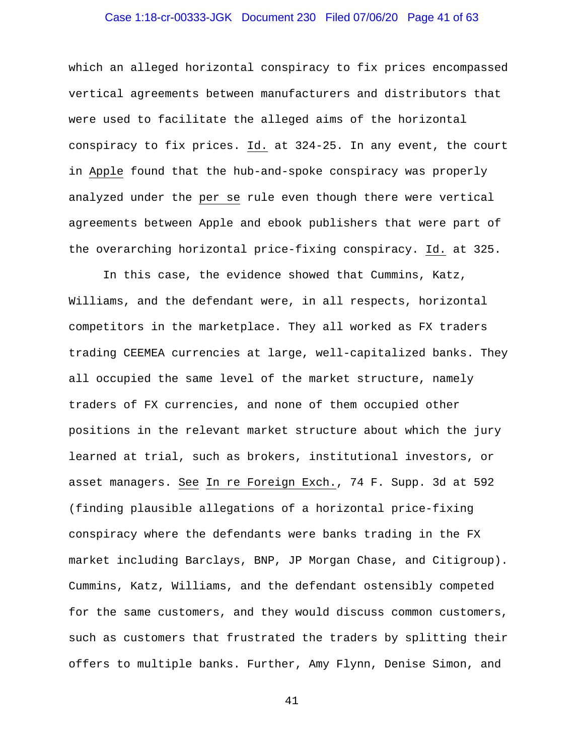which an alleged horizontal conspiracy to fix prices encompassed vertical agreements between manufacturers and distributors that were used to facilitate the alleged aims of the horizontal conspiracy to fix prices. Id. at 324-25. In any event, the court in Apple found that the hub-and-spoke conspiracy was properly analyzed under the per se rule even though there were vertical agreements between Apple and ebook publishers that were part of the overarching horizontal price-fixing conspiracy. Id. at 325.

In this case, the evidence showed that Cummins, Katz, Williams, and the defendant were, in all respects, horizontal competitors in the marketplace. They all worked as FX traders trading CEEMEA currencies at large, well-capitalized banks. They all occupied the same level of the market structure, namely traders of FX currencies, and none of them occupied other positions in the relevant market structure about which the jury learned at trial, such as brokers, institutional investors, or asset managers. See In re Foreign Exch., 74 F. Supp. 3d at 592 (finding plausible allegations of a horizontal price-fixing conspiracy where the defendants were banks trading in the FX market including Barclays, BNP, JP Morgan Chase, and Citigroup). Cummins, Katz, Williams, and the defendant ostensibly competed for the same customers, and they would discuss common customers, such as customers that frustrated the traders by splitting their offers to multiple banks. Further, Amy Flynn, Denise Simon, and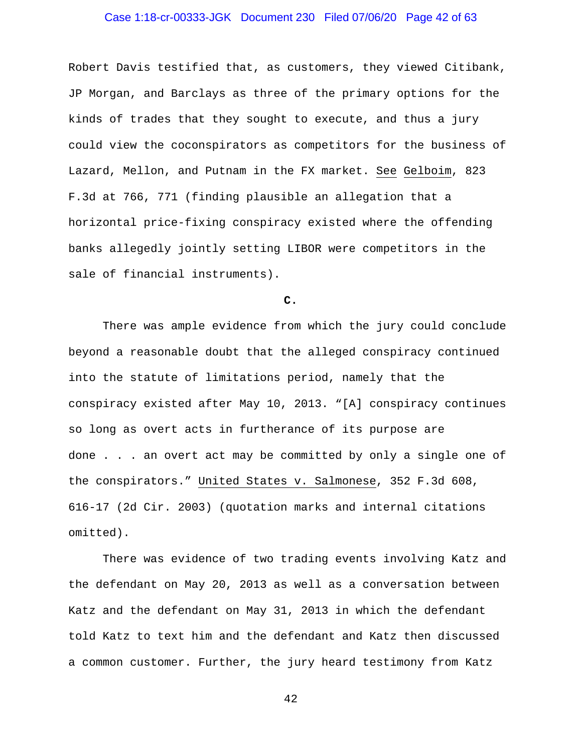Robert Davis testified that, as customers, they viewed Citibank, JP Morgan, and Barclays as three of the primary options for the kinds of trades that they sought to execute, and thus a jury could view the coconspirators as competitors for the business of Lazard, Mellon, and Putnam in the FX market. See Gelboim, 823 F.3d at 766, 771 (finding plausible an allegation that a horizontal price-fixing conspiracy existed where the offending banks allegedly jointly setting LIBOR were competitors in the sale of financial instruments).

**C.**

There was ample evidence from which the jury could conclude beyond a reasonable doubt that the alleged conspiracy continued into the statute of limitations period, namely that the conspiracy existed after May 10, 2013. "[A] conspiracy continues so long as overt acts in furtherance of its purpose are done . . . an overt act may be committed by only a single one of the conspirators." United States v. Salmonese, 352 F.3d 608, 616-17 (2d Cir. 2003) (quotation marks and internal citations omitted).

There was evidence of two trading events involving Katz and the defendant on May 20, 2013 as well as a conversation between Katz and the defendant on May 31, 2013 in which the defendant told Katz to text him and the defendant and Katz then discussed a common customer. Further, the jury heard testimony from Katz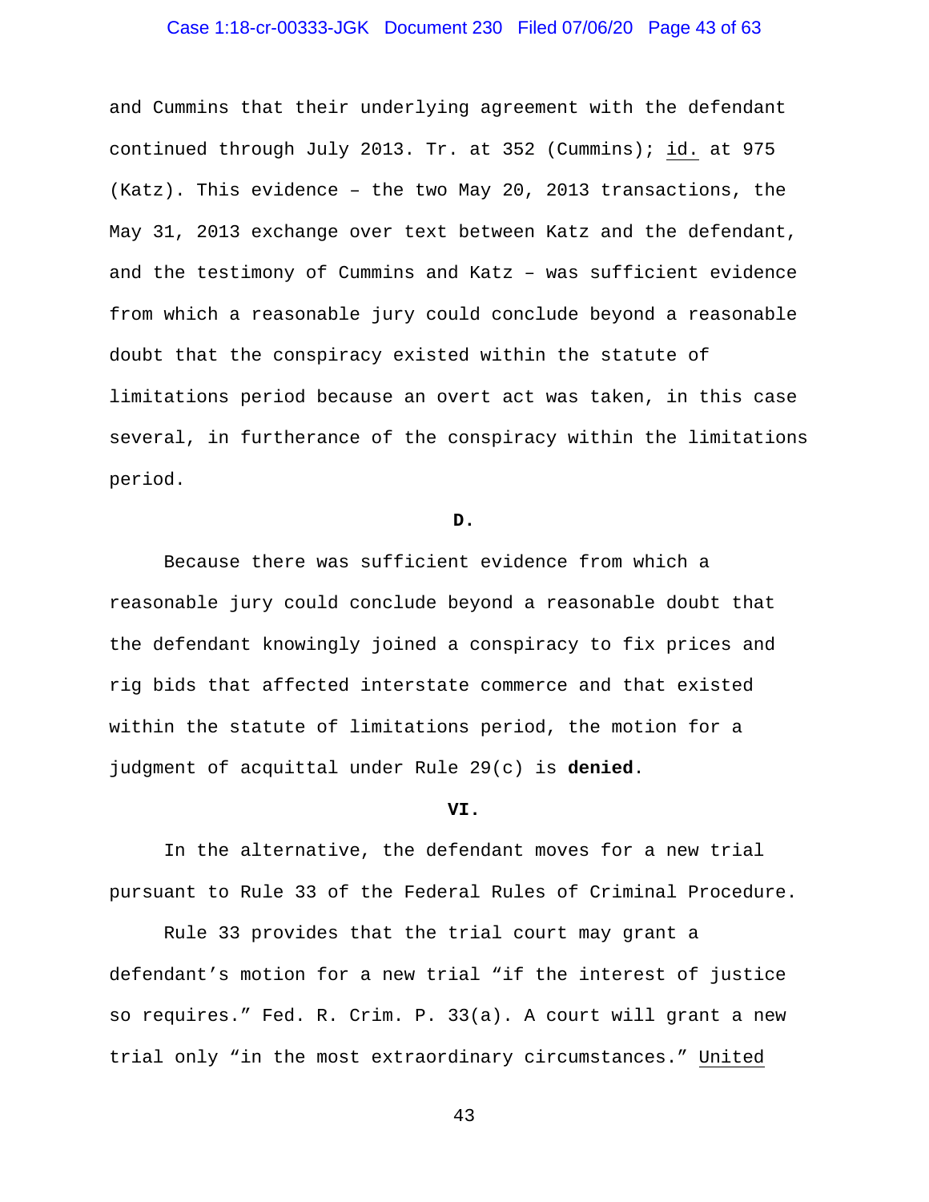and Cummins that their underlying agreement with the defendant continued through July 2013. Tr. at 352 (Cummins); id. at 975 (Katz). This evidence – the two May 20, 2013 transactions, the May 31, 2013 exchange over text between Katz and the defendant, and the testimony of Cummins and Katz – was sufficient evidence from which a reasonable jury could conclude beyond a reasonable doubt that the conspiracy existed within the statute of limitations period because an overt act was taken, in this case several, in furtherance of the conspiracy within the limitations period.

**D.**

Because there was sufficient evidence from which a reasonable jury could conclude beyond a reasonable doubt that the defendant knowingly joined a conspiracy to fix prices and rig bids that affected interstate commerce and that existed within the statute of limitations period, the motion for a judgment of acquittal under Rule 29(c) is **denied**.

**VI.**

In the alternative, the defendant moves for a new trial pursuant to Rule 33 of the Federal Rules of Criminal Procedure.

Rule 33 provides that the trial court may grant a defendant's motion for a new trial "if the interest of justice so requires." Fed. R. Crim. P. 33(a). A court will grant a new trial only "in the most extraordinary circumstances." United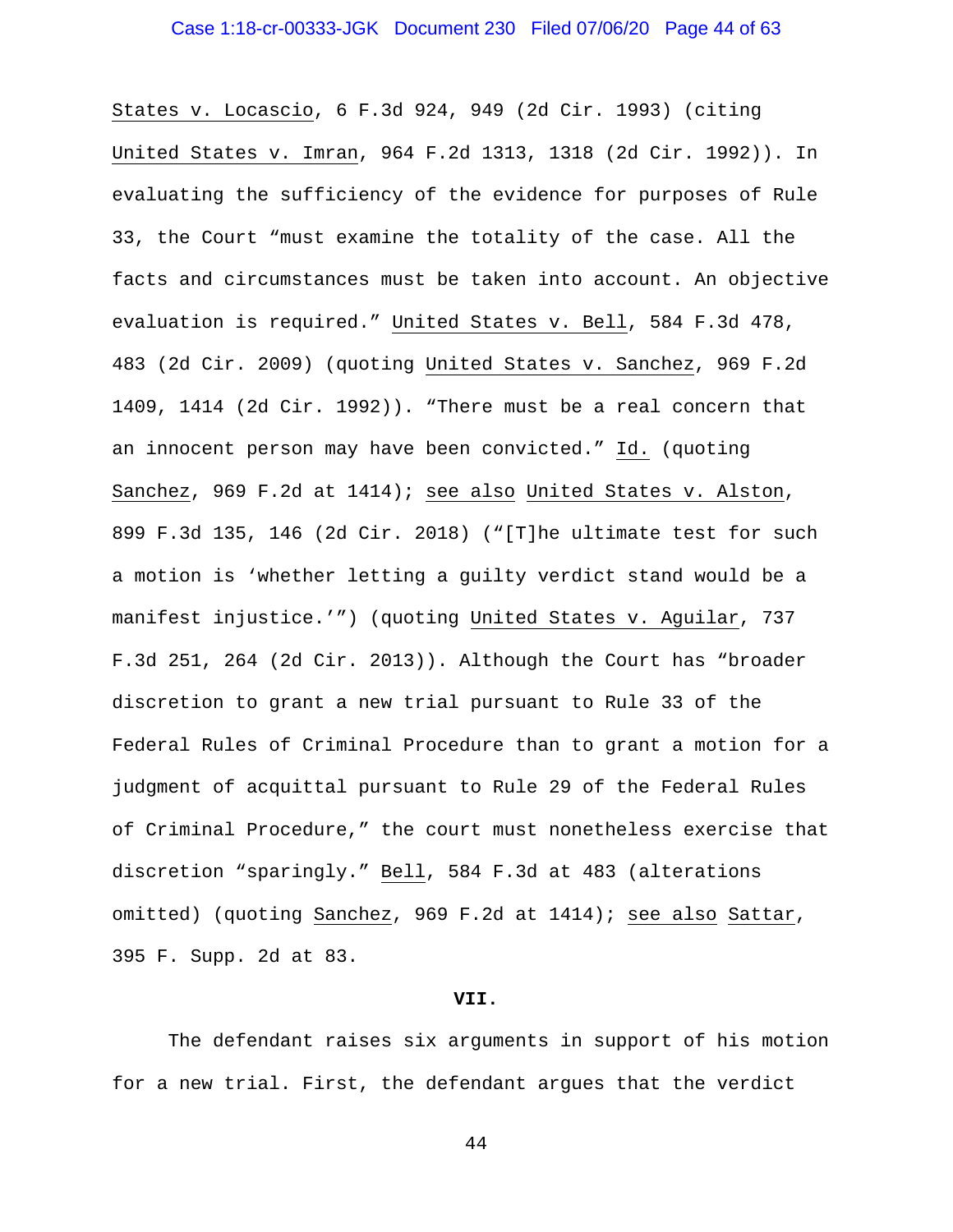States v. Locascio, 6 F.3d 924, 949 (2d Cir. 1993) (citing United States v. Imran, 964 F.2d 1313, 1318 (2d Cir. 1992)). In evaluating the sufficiency of the evidence for purposes of Rule 33, the Court "must examine the totality of the case. All the facts and circumstances must be taken into account. An objective evaluation is required." United States v. Bell, 584 F.3d 478, 483 (2d Cir. 2009) (quoting United States v. Sanchez, 969 F.2d 1409, 1414 (2d Cir. 1992)). "There must be a real concern that an innocent person may have been convicted." Id. (quoting Sanchez, 969 F.2d at 1414); see also United States v. Alston, 899 F.3d 135, 146 (2d Cir. 2018) ("[T]he ultimate test for such a motion is 'whether letting a guilty verdict stand would be a manifest injustice.'") (quoting United States v. Aguilar, 737 F.3d 251, 264 (2d Cir. 2013)). Although the Court has "broader discretion to grant a new trial pursuant to Rule 33 of the Federal Rules of Criminal Procedure than to grant a motion for a judgment of acquittal pursuant to Rule 29 of the Federal Rules of Criminal Procedure," the court must nonetheless exercise that discretion "sparingly." Bell, 584 F.3d at 483 (alterations omitted) (quoting Sanchez, 969 F.2d at 1414); see also Sattar, 395 F. Supp. 2d at 83.

## VII.

The defendant raises six arguments in support of his motion for a new trial. First, the defendant argues that the verdict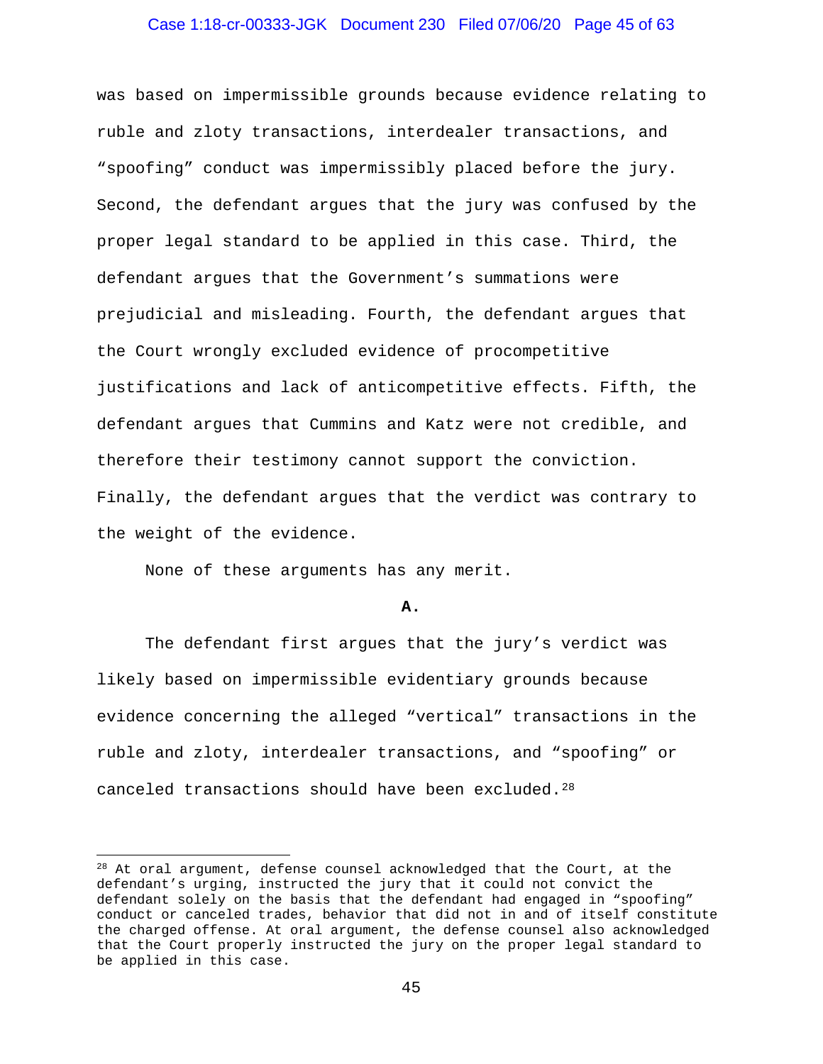was based on impermissible grounds because evidence relating to ruble and zloty transactions, interdealer transactions, and "spoofing" conduct was impermissibly placed before the jury. Second, the defendant argues that the jury was confused by the proper legal standard to be applied in this case. Third, the defendant argues that the Government's summations were prejudicial and misleading. Fourth, the defendant argues that the Court wrongly excluded evidence of procompetitive justifications and lack of anticompetitive effects. Fifth, the defendant argues that Cummins and Katz were not credible, and therefore their testimony cannot support the conviction. Finally, the defendant argues that the verdict was contrary to the weight of the evidence.

None of these arguments has any merit.

**A.**

The defendant first argues that the jury's verdict was likely based on impermissible evidentiary grounds because evidence concerning the alleged "vertical" transactions in the ruble and zloty, interdealer transactions, and "spoofing" or canceled transactions should have been excluded.[28]

---

[28] At oral argument, defense counsel acknowledged that the Court, at the defendant's urging, instructed the jury that it could not convict the defendant solely on the basis that the defendant had engaged in "spoofing" conduct or canceled trades, behavior that did not in and of itself constitute the charged offense. At oral argument, the defense counsel also acknowledged that the Court properly instructed the jury on the proper legal standard to be applied in this case.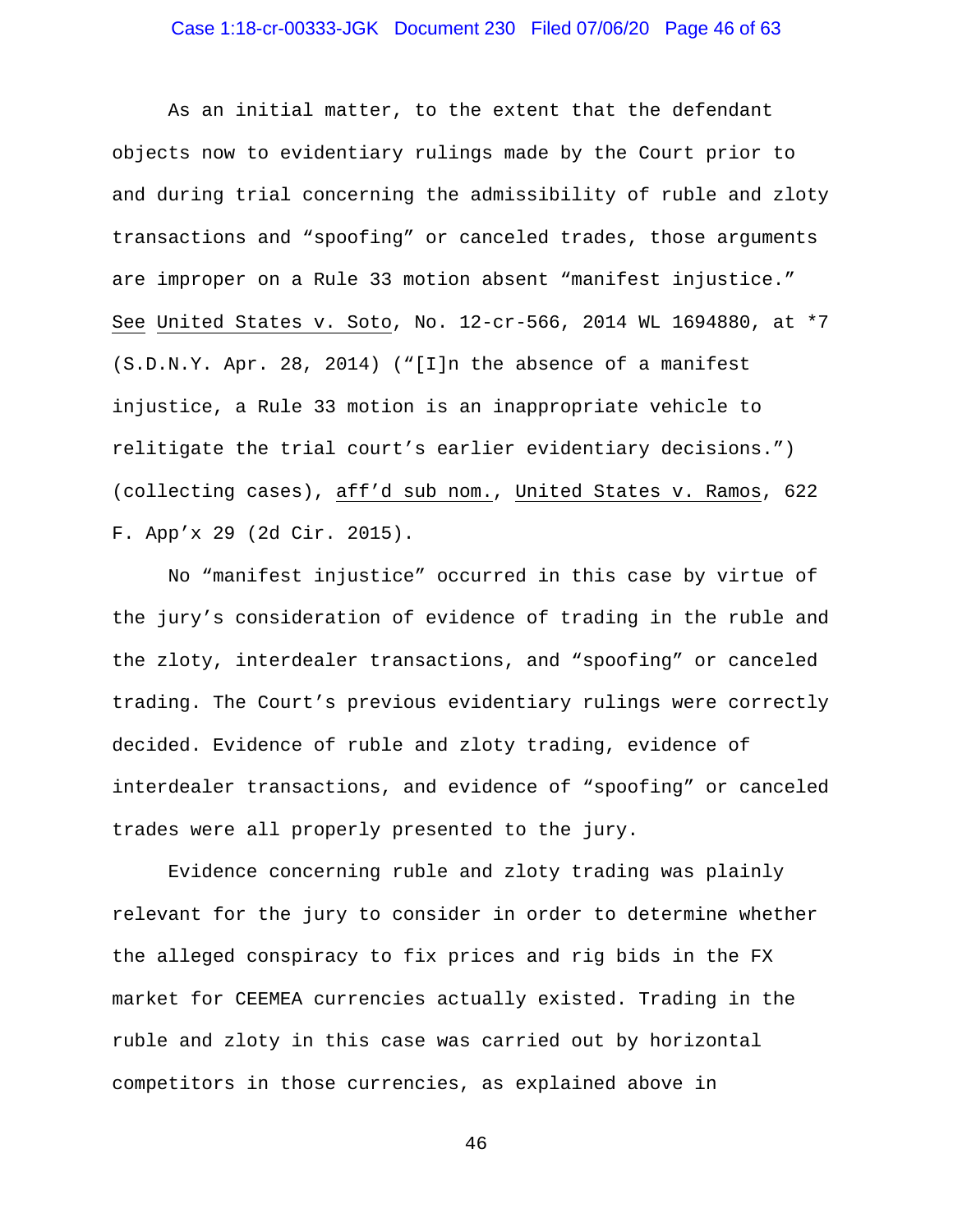As an initial matter, to the extent that the defendant objects now to evidentiary rulings made by the Court prior to and during trial concerning the admissibility of ruble and zloty transactions and "spoofing" or canceled trades, those arguments are improper on a Rule 33 motion absent "manifest injustice." See United States v. Soto, No. 12-cr-566, 2014 WL 1694880, at *7 (S.D.N.Y. Apr. 28, 2014) ("[I]n the absence of a manifest injustice, a Rule 33 motion is an inappropriate vehicle to relitigate the trial court's earlier evidentiary decisions.") (collecting cases), aff'd sub nom., United States v. Ramos, 622 F. App'x 29 (2d Cir. 2015).

No "manifest injustice" occurred in this case by virtue of the jury's consideration of evidence of trading in the ruble and the zloty, interdealer transactions, and "spoofing" or canceled trading. The Court's previous evidentiary rulings were correctly decided. Evidence of ruble and zloty trading, evidence of interdealer transactions, and evidence of "spoofing" or canceled trades were all properly presented to the jury.

Evidence concerning ruble and zloty trading was plainly relevant for the jury to consider in order to determine whether the alleged conspiracy to fix prices and rig bids in the FX market for CEEMEA currencies actually existed. Trading in the ruble and zloty in this case was carried out by horizontal competitors in those currencies, as explained above in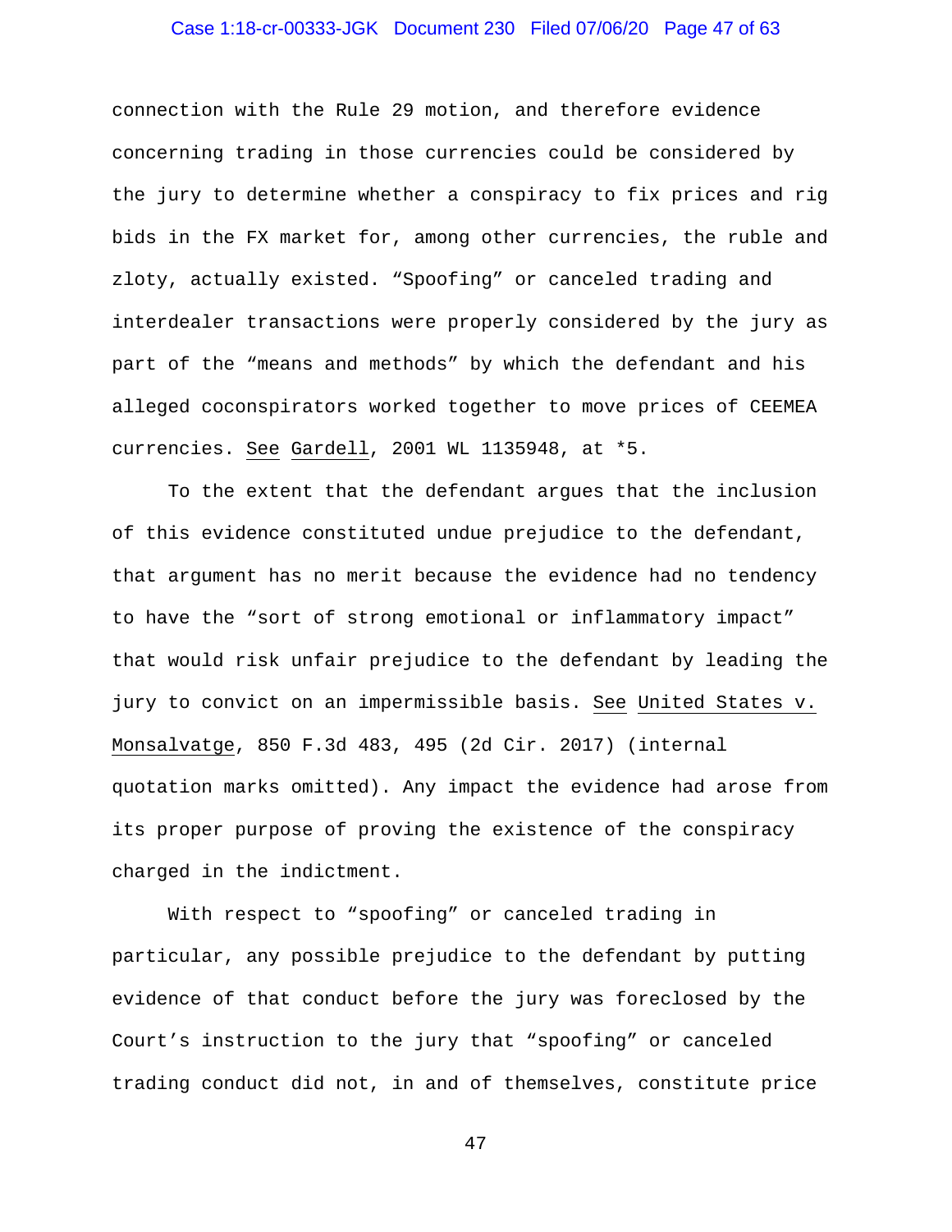connection with the Rule 29 motion, and therefore evidence concerning trading in those currencies could be considered by the jury to determine whether a conspiracy to fix prices and rig bids in the FX market for, among other currencies, the ruble and zloty, actually existed. "Spoofing" or canceled trading and interdealer transactions were properly considered by the jury as part of the "means and methods" by which the defendant and his alleged coconspirators worked together to move prices of CEEMEA currencies. See Gardell, 2001 WL 1135948, at *5.

To the extent that the defendant argues that the inclusion of this evidence constituted undue prejudice to the defendant, that argument has no merit because the evidence had no tendency to have the "sort of strong emotional or inflammatory impact" that would risk unfair prejudice to the defendant by leading the jury to convict on an impermissible basis. See United States v. Monsalvatge, 850 F.3d 483, 495 (2d Cir. 2017) (internal quotation marks omitted). Any impact the evidence had arose from its proper purpose of proving the existence of the conspiracy charged in the indictment.

With respect to "spoofing" or canceled trading in particular, any possible prejudice to the defendant by putting evidence of that conduct before the jury was foreclosed by the Court's instruction to the jury that "spoofing" or canceled trading conduct did not, in and of themselves, constitute price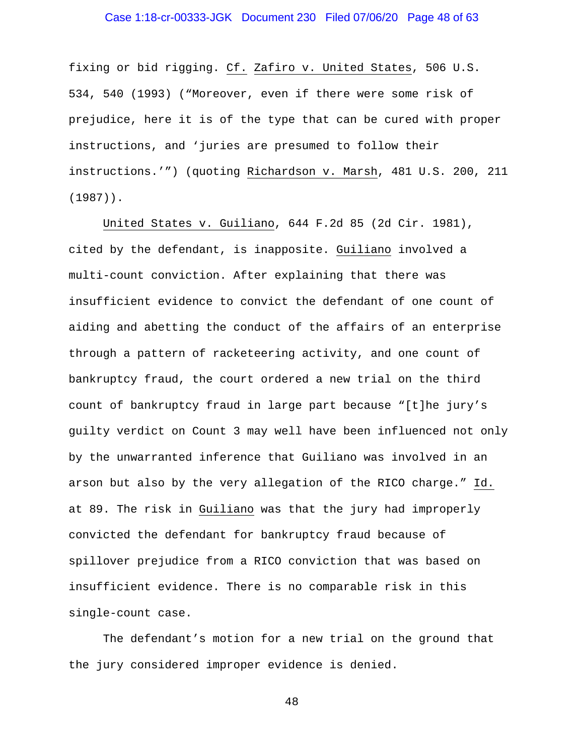fixing or bid rigging. Cf. Zafiro v. United States, 506 U.S. 534, 540 (1993) ("Moreover, even if there were some risk of prejudice, here it is of the type that can be cured with proper instructions, and 'juries are presumed to follow their instructions.'") (quoting Richardson v. Marsh, 481 U.S. 200, 211 (1987)).

United States v. Guiliano, 644 F.2d 85 (2d Cir. 1981), cited by the defendant, is inapposite. Guiliano involved a multi-count conviction. After explaining that there was insufficient evidence to convict the defendant of one count of aiding and abetting the conduct of the affairs of an enterprise through a pattern of racketeering activity, and one count of bankruptcy fraud, the court ordered a new trial on the third count of bankruptcy fraud in large part because "[t]he jury's guilty verdict on Count 3 may well have been influenced not only by the unwarranted inference that Guiliano was involved in an arson but also by the very allegation of the RICO charge." Id. at 89. The risk in Guiliano was that the jury had improperly convicted the defendant for bankruptcy fraud because of spillover prejudice from a RICO conviction that was based on insufficient evidence. There is no comparable risk in this single-count case.

The defendant's motion for a new trial on the ground that the jury considered improper evidence is denied.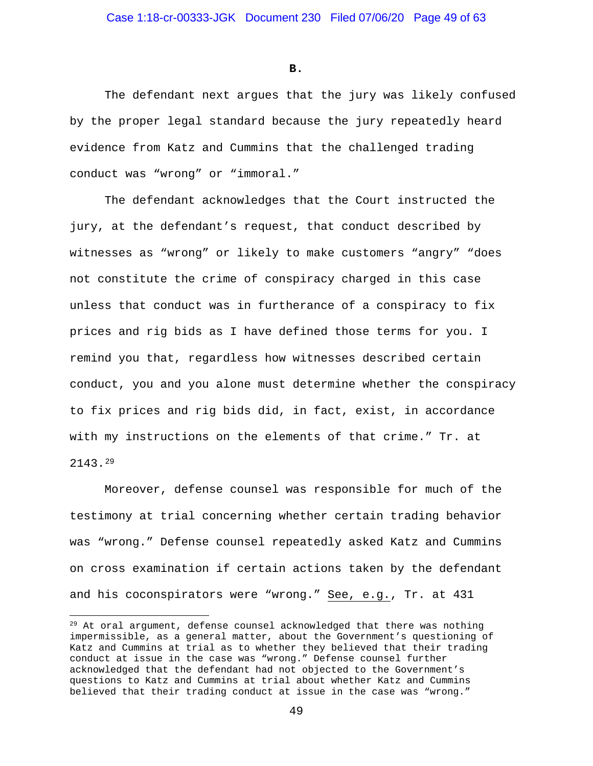**B.**

The defendant next argues that the jury was likely confused by the proper legal standard because the jury repeatedly heard evidence from Katz and Cummins that the challenged trading conduct was “wrong” or “immoral.”

The defendant acknowledges that the Court instructed the jury, at the defendant’s request, that conduct described by witnesses as “wrong” or likely to make customers “angry” “does not constitute the crime of conspiracy charged in this case unless that conduct was in furtherance of a conspiracy to fix prices and rig bids as I have defined those terms for you. I remind you that, regardless how witnesses described certain conduct, you and you alone must determine whether the conspiracy to fix prices and rig bids did, in fact, exist, in accordance with my instructions on the elements of that crime.” Tr. at 2143.[29]

Moreover, defense counsel was responsible for much of the testimony at trial concerning whether certain trading behavior was “wrong.” Defense counsel repeatedly asked Katz and Cummins on cross examination if certain actions taken by the defendant and his coconspirators were “wrong.” See, e.g., Tr. at 431

[29] At oral argument, defense counsel acknowledged that there was nothing impermissible, as a general matter, about the Government’s questioning of Katz and Cummins at trial as to whether they believed that their trading conduct at issue in the case was “wrong.” Defense counsel further acknowledged that the defendant had not objected to the Government’s questions to Katz and Cummins at trial about whether Katz and Cummins believed that their trading conduct at issue in the case was “wrong.”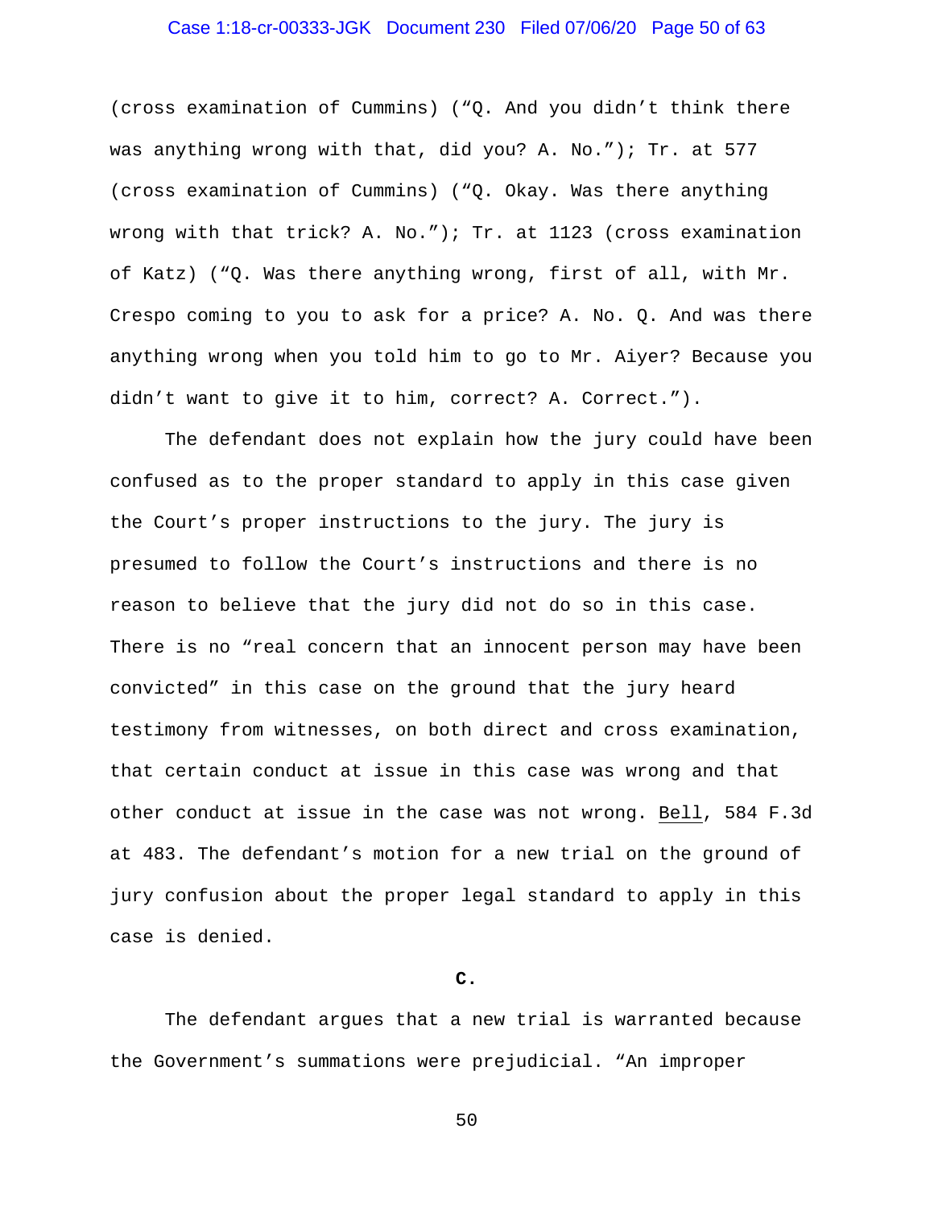(cross examination of Cummins) ("Q. And you didn't think there was anything wrong with that, did you? A. No."); Tr. at 577 (cross examination of Cummins) ("Q. Okay. Was there anything wrong with that trick? A. No."); Tr. at 1123 (cross examination of Katz) ("Q. Was there anything wrong, first of all, with Mr. Crespo coming to you to ask for a price? A. No. Q. And was there anything wrong when you told him to go to Mr. Aiyer? Because you didn't want to give it to him, correct? A. Correct.").

The defendant does not explain how the jury could have been confused as to the proper standard to apply in this case given the Court's proper instructions to the jury. The jury is presumed to follow the Court's instructions and there is no reason to believe that the jury did not do so in this case. There is no "real concern that an innocent person may have been convicted" in this case on the ground that the jury heard testimony from witnesses, on both direct and cross examination, that certain conduct at issue in this case was wrong and that other conduct at issue in the case was not wrong. Bell, 584 F.3d at 483. The defendant's motion for a new trial on the ground of jury confusion about the proper legal standard to apply in this case is denied.

**C.**

The defendant argues that a new trial is warranted because the Government's summations were prejudicial. "An improper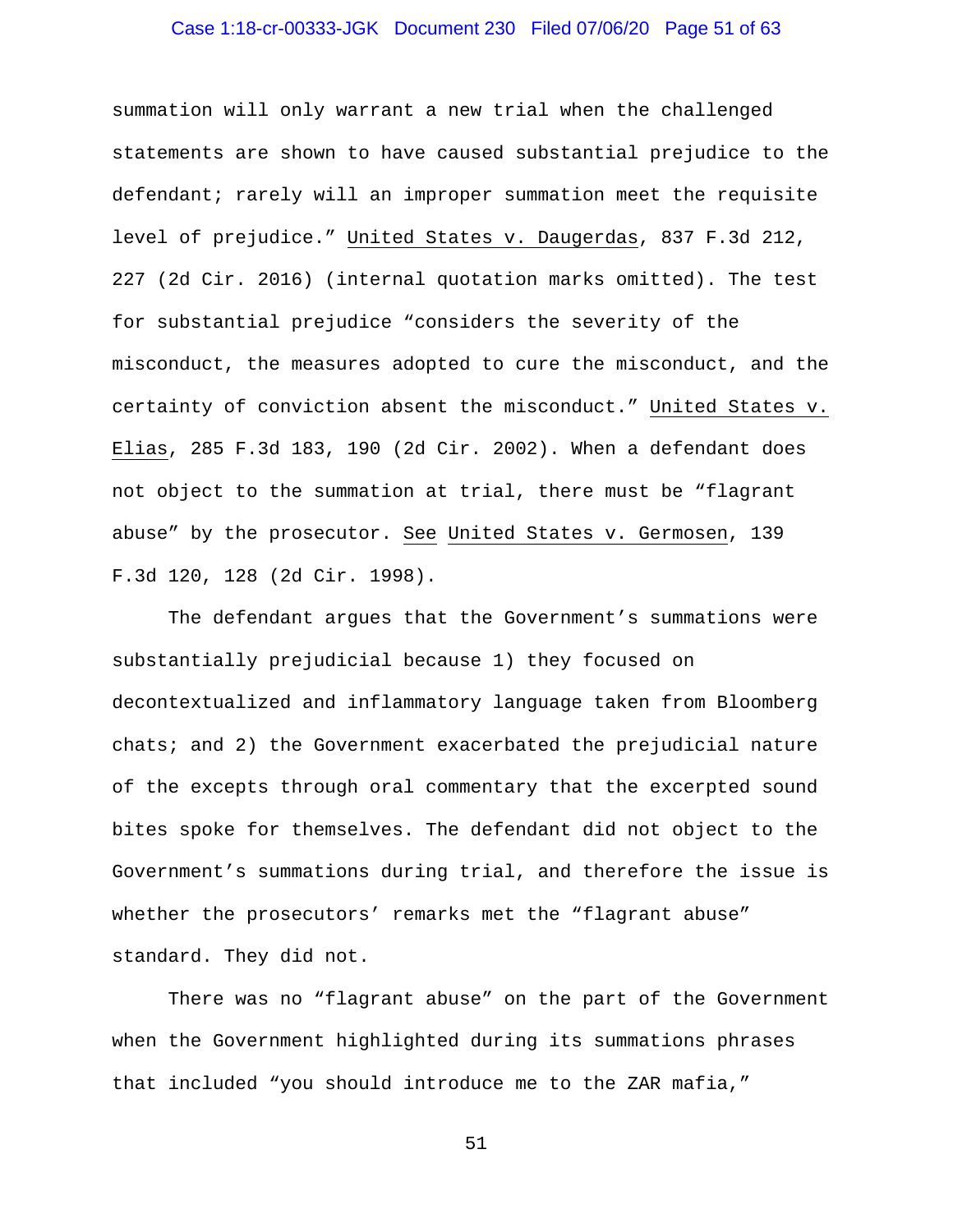summation will only warrant a new trial when the challenged statements are shown to have caused substantial prejudice to the defendant; rarely will an improper summation meet the requisite level of prejudice." United States v. Daugerdas, 837 F.3d 212, 227 (2d Cir. 2016) (internal quotation marks omitted). The test for substantial prejudice "considers the severity of the misconduct, the measures adopted to cure the misconduct, and the certainty of conviction absent the misconduct." United States v. Elias, 285 F.3d 183, 190 (2d Cir. 2002). When a defendant does not object to the summation at trial, there must be "flagrant abuse" by the prosecutor. See United States v. Germosen, 139 F.3d 120, 128 (2d Cir. 1998).

The defendant argues that the Government's summations were substantially prejudicial because 1) they focused on decontextualized and inflammatory language taken from Bloomberg chats; and 2) the Government exacerbated the prejudicial nature of the excepts through oral commentary that the excerpted sound bites spoke for themselves. The defendant did not object to the Government's summations during trial, and therefore the issue is whether the prosecutors' remarks met the "flagrant abuse" standard. They did not.

There was no "flagrant abuse" on the part of the Government when the Government highlighted during its summations phrases that included "you should introduce me to the ZAR mafia,"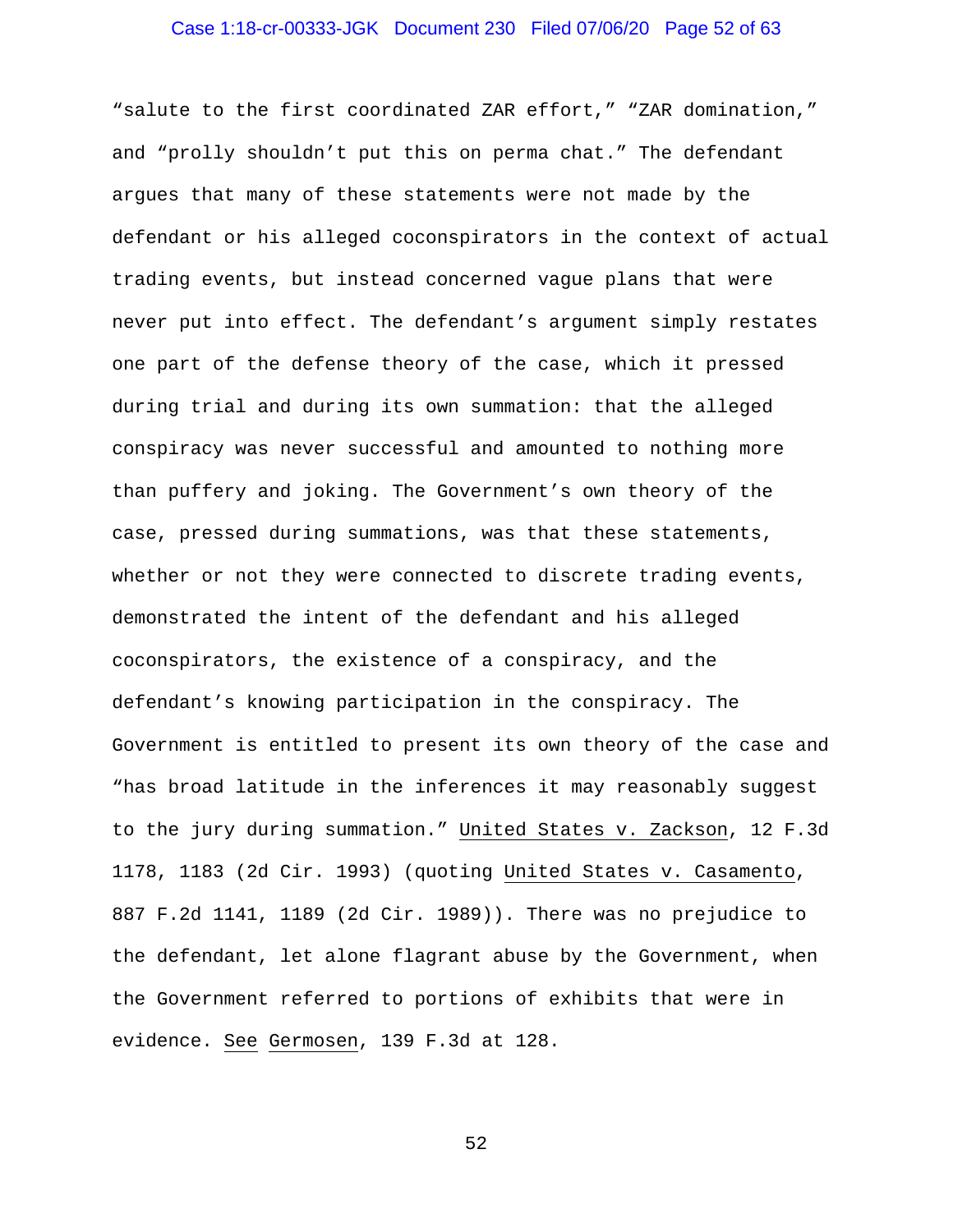"salute to the first coordinated ZAR effort," "ZAR domination," and "prolly shouldn't put this on perma chat." The defendant argues that many of these statements were not made by the defendant or his alleged coconspirators in the context of actual trading events, but instead concerned vague plans that were never put into effect. The defendant's argument simply restates one part of the defense theory of the case, which it pressed during trial and during its own summation: that the alleged conspiracy was never successful and amounted to nothing more than puffery and joking. The Government's own theory of the case, pressed during summations, was that these statements, whether or not they were connected to discrete trading events, demonstrated the intent of the defendant and his alleged coconspirators, the existence of a conspiracy, and the defendant's knowing participation in the conspiracy. The Government is entitled to present its own theory of the case and "has broad latitude in the inferences it may reasonably suggest to the jury during summation." United States v. Zackson, 12 F.3d 1178, 1183 (2d Cir. 1993) (quoting United States v. Casamento, 887 F.2d 1141, 1189 (2d Cir. 1989)). There was no prejudice to the defendant, let alone flagrant abuse by the Government, when the Government referred to portions of exhibits that were in evidence. See Germosen, 139 F.3d at 128.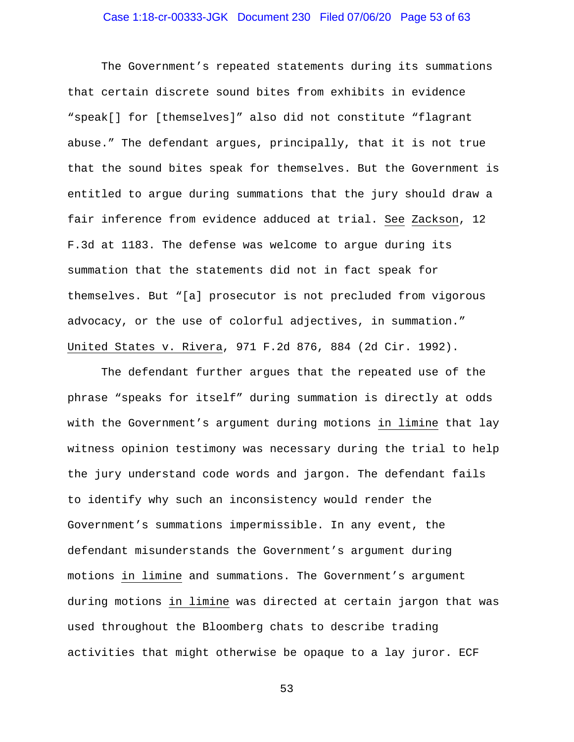The Government's repeated statements during its summations that certain discrete sound bites from exhibits in evidence "speak[] for [themselves]" also did not constitute "flagrant abuse." The defendant argues, principally, that it is not true that the sound bites speak for themselves. But the Government is entitled to argue during summations that the jury should draw a fair inference from evidence adduced at trial. See Zackson, 12 F.3d at 1183. The defense was welcome to argue during its summation that the statements did not in fact speak for themselves. But "[a] prosecutor is not precluded from vigorous advocacy, or the use of colorful adjectives, in summation." United States v. Rivera, 971 F.2d 876, 884 (2d Cir. 1992).

The defendant further argues that the repeated use of the phrase "speaks for itself" during summation is directly at odds with the Government's argument during motions in limine that lay witness opinion testimony was necessary during the trial to help the jury understand code words and jargon. The defendant fails to identify why such an inconsistency would render the Government's summations impermissible. In any event, the defendant misunderstands the Government's argument during motions in limine and summations. The Government's argument during motions in limine was directed at certain jargon that was used throughout the Bloomberg chats to describe trading activities that might otherwise be opaque to a lay juror. ECF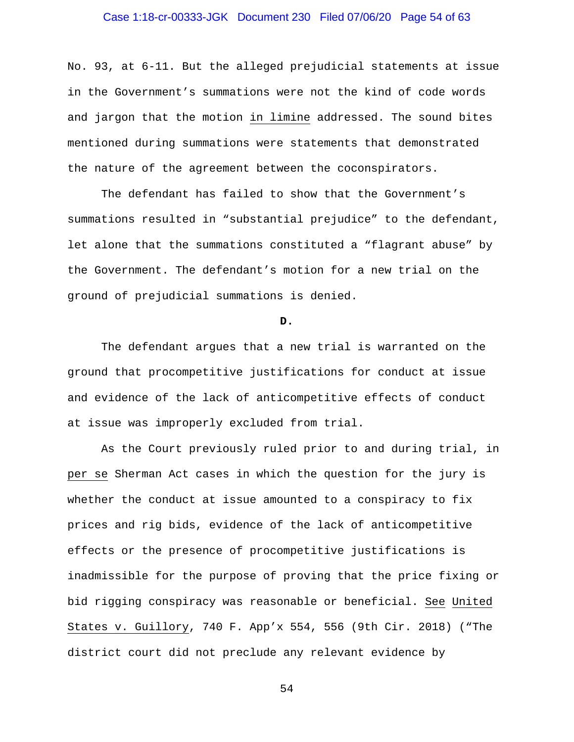No. 93, at 6-11. But the alleged prejudicial statements at issue in the Government's summations were not the kind of code words and jargon that the motion in limine addressed. The sound bites mentioned during summations were statements that demonstrated the nature of the agreement between the coconspirators.

The defendant has failed to show that the Government's summations resulted in "substantial prejudice" to the defendant, let alone that the summations constituted a "flagrant abuse" by the Government. The defendant's motion for a new trial on the ground of prejudicial summations is denied.

**D.**

The defendant argues that a new trial is warranted on the ground that procompetitive justifications for conduct at issue and evidence of the lack of anticompetitive effects of conduct at issue was improperly excluded from trial.

As the Court previously ruled prior to and during trial, in per se Sherman Act cases in which the question for the jury is whether the conduct at issue amounted to a conspiracy to fix prices and rig bids, evidence of the lack of anticompetitive effects or the presence of procompetitive justifications is inadmissible for the purpose of proving that the price fixing or bid rigging conspiracy was reasonable or beneficial. See United States v. Guillory, 740 F. App'x 554, 556 (9th Cir. 2018) ("The district court did not preclude any relevant evidence by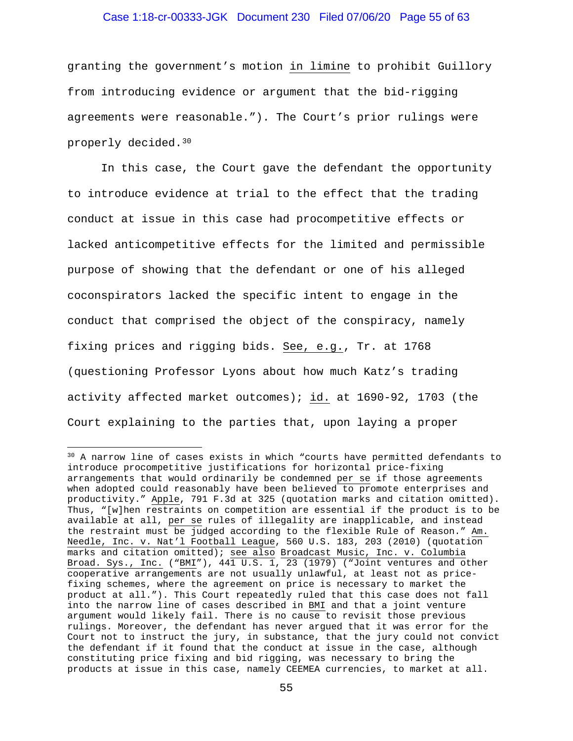granting the government's motion _in limine_ to prohibit Guillory from introducing evidence or argument that the bid-rigging agreements were reasonable."). The Court's prior rulings were properly decided.[30]

In this case, the Court gave the defendant the opportunity to introduce evidence at trial to the effect that the trading conduct at issue in this case had procompetitive effects or lacked anticompetitive effects for the limited and permissible purpose of showing that the defendant or one of his alleged coconspirators lacked the specific intent to engage in the conduct that comprised the object of the conspiracy, namely fixing prices and rigging bids. _See, e.g._, Tr. at 1768 (questioning Professor Lyons about how much Katz's trading activity affected market outcomes); _id._ at 1690-92, 1703 (the Court explaining to the parties that, upon laying a proper

---

[30] A narrow line of cases exists in which "courts have permitted defendants to introduce procompetitive justifications for horizontal price-fixing arrangements that would ordinarily be condemned _per se_ if those agreements when adopted could reasonably have been believed to promote enterprises and productivity." _Apple_, 791 F.3d at 325 (quotation marks and citation omitted). Thus, "[w]hen restraints on competition are essential if the product is to be available at all, _per se_ rules of illegality are inapplicable, and instead the restraint must be judged according to the flexible Rule of Reason." _Am. Needle, Inc. v. Nat'l Football League_, 560 U.S. 183, 203 (2010) (quotation marks and citation omitted); _see also_ _Broadcast Music, Inc. v. Columbia Broad. Sys., Inc._ ("_BMI_"), 441 U.S. 1, 23 (1979) ("Joint ventures and other cooperative arrangements are not usually unlawful, at least not as price-fixing schemes, where the agreement on price is necessary to market the product at all."). This Court repeatedly ruled that this case does not fall into the narrow line of cases described in _BMI_ and that a joint venture argument would likely fail. There is no cause to revisit those previous rulings. Moreover, the defendant has never argued that it was error for the Court not to instruct the jury, in substance, that the jury could not convict the defendant if it found that the conduct at issue in the case, although constituting price fixing and bid rigging, was necessary to bring the products at issue in this case, namely CEEMEA currencies, to market at all.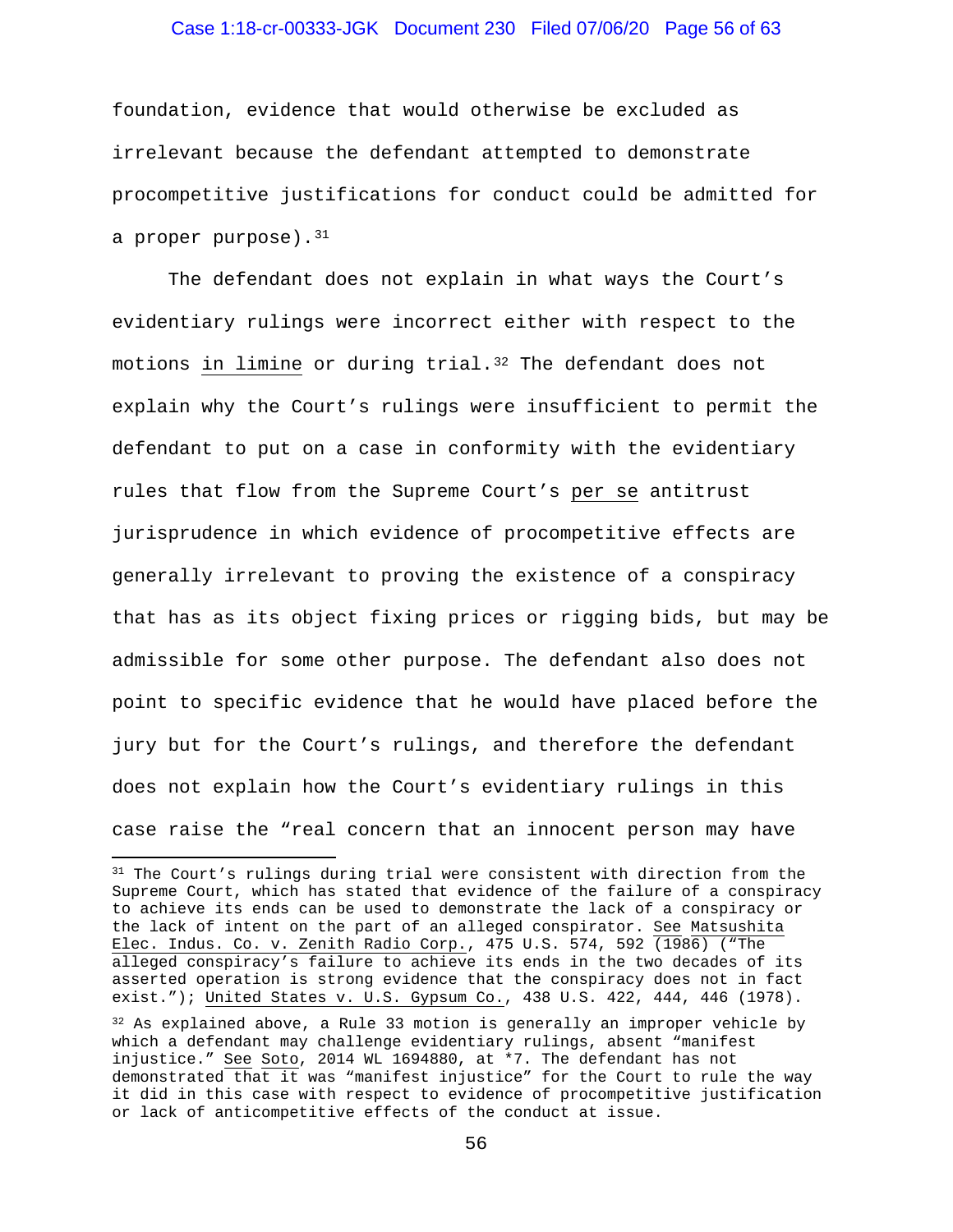foundation, evidence that would otherwise be excluded as irrelevant because the defendant attempted to demonstrate procompetitive justifications for conduct could be admitted for a proper purpose).[31]

The defendant does not explain in what ways the Court's evidentiary rulings were incorrect either with respect to the motions _in limine_ or during trial.[32] The defendant does not explain why the Court's rulings were insufficient to permit the defendant to put on a case in conformity with the evidentiary rules that flow from the Supreme Court's _per se_ antitrust jurisprudence in which evidence of procompetitive effects are generally irrelevant to proving the existence of a conspiracy that has as its object fixing prices or rigging bids, but may be admissible for some other purpose. The defendant also does not point to specific evidence that he would have placed before the jury but for the Court's rulings, and therefore the defendant does not explain how the Court's evidentiary rulings in this case raise the "real concern that an innocent person may have

---

[31] The Court's rulings during trial were consistent with direction from the Supreme Court, which has stated that evidence of the failure of a conspiracy to achieve its ends can be used to demonstrate the lack of a conspiracy or the lack of intent on the part of an alleged conspirator. _See Matsushita Elec. Indus. Co. v. Zenith Radio Corp._, 475 U.S. 574, 592 (1986) ("The alleged conspiracy's failure to achieve its ends in the two decades of its asserted operation is strong evidence that the conspiracy does not in fact exist."); _United States v. U.S. Gypsum Co._, 438 U.S. 422, 444, 446 (1978).

[32] As explained above, a Rule 33 motion is generally an improper vehicle by which a defendant may challenge evidentiary rulings, absent "manifest injustice." _See Soto_, 2014 WL 1694880, at *7. The defendant has not demonstrated that it was "manifest injustice" for the Court to rule the way it did in this case with respect to evidence of procompetitive justification or lack of anticompetitive effects of the conduct at issue.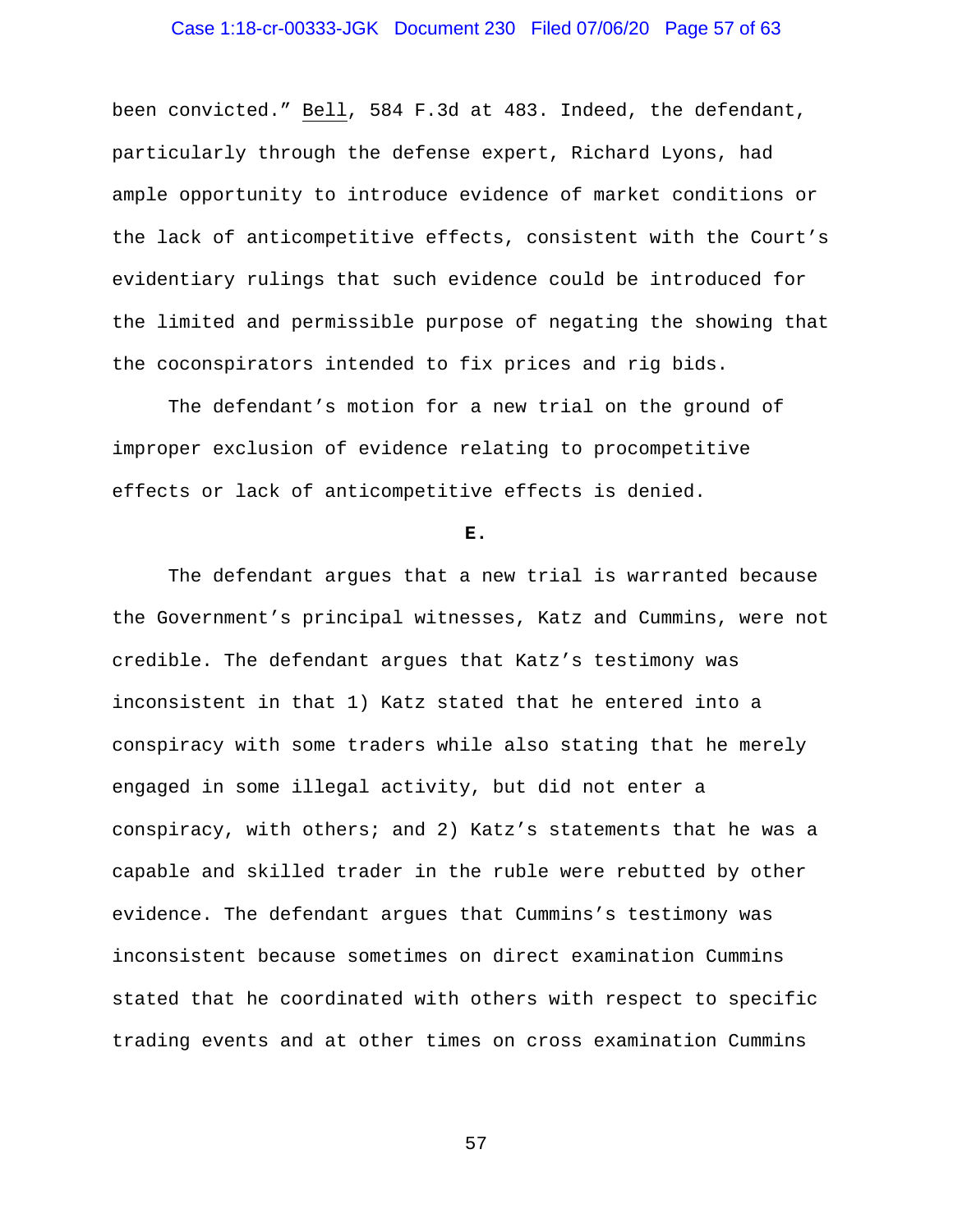been convicted." Bell, 584 F.3d at 483. Indeed, the defendant, particularly through the defense expert, Richard Lyons, had ample opportunity to introduce evidence of market conditions or the lack of anticompetitive effects, consistent with the Court's evidentiary rulings that such evidence could be introduced for the limited and permissible purpose of negating the showing that the coconspirators intended to fix prices and rig bids.

The defendant's motion for a new trial on the ground of improper exclusion of evidence relating to procompetitive effects or lack of anticompetitive effects is denied.

**E.**

The defendant argues that a new trial is warranted because the Government's principal witnesses, Katz and Cummins, were not credible. The defendant argues that Katz's testimony was inconsistent in that 1) Katz stated that he entered into a conspiracy with some traders while also stating that he merely engaged in some illegal activity, but did not enter a conspiracy, with others; and 2) Katz's statements that he was a capable and skilled trader in the ruble were rebutted by other evidence. The defendant argues that Cummins's testimony was inconsistent because sometimes on direct examination Cummins stated that he coordinated with others with respect to specific trading events and at other times on cross examination Cummins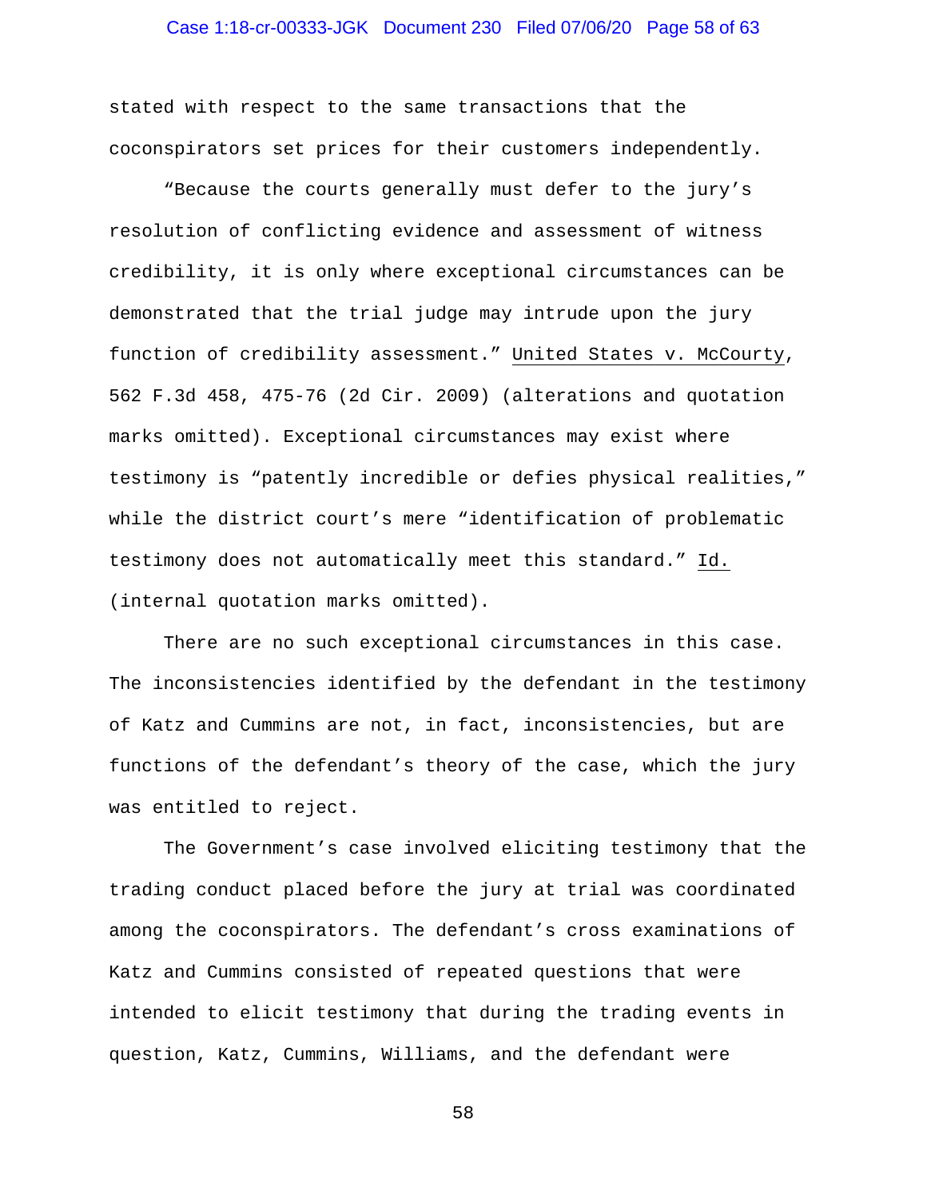stated with respect to the same transactions that the coconspirators set prices for their customers independently.

"Because the courts generally must defer to the jury's resolution of conflicting evidence and assessment of witness credibility, it is only where exceptional circumstances can be demonstrated that the trial judge may intrude upon the jury function of credibility assessment." United States v. McCourty, 562 F.3d 458, 475-76 (2d Cir. 2009) (alterations and quotation marks omitted). Exceptional circumstances may exist where testimony is "patently incredible or defies physical realities," while the district court's mere "identification of problematic testimony does not automatically meet this standard." Id. (internal quotation marks omitted).

There are no such exceptional circumstances in this case. The inconsistencies identified by the defendant in the testimony of Katz and Cummins are not, in fact, inconsistencies, but are functions of the defendant's theory of the case, which the jury was entitled to reject.

The Government's case involved eliciting testimony that the trading conduct placed before the jury at trial was coordinated among the coconspirators. The defendant's cross examinations of Katz and Cummins consisted of repeated questions that were intended to elicit testimony that during the trading events in question, Katz, Cummins, Williams, and the defendant were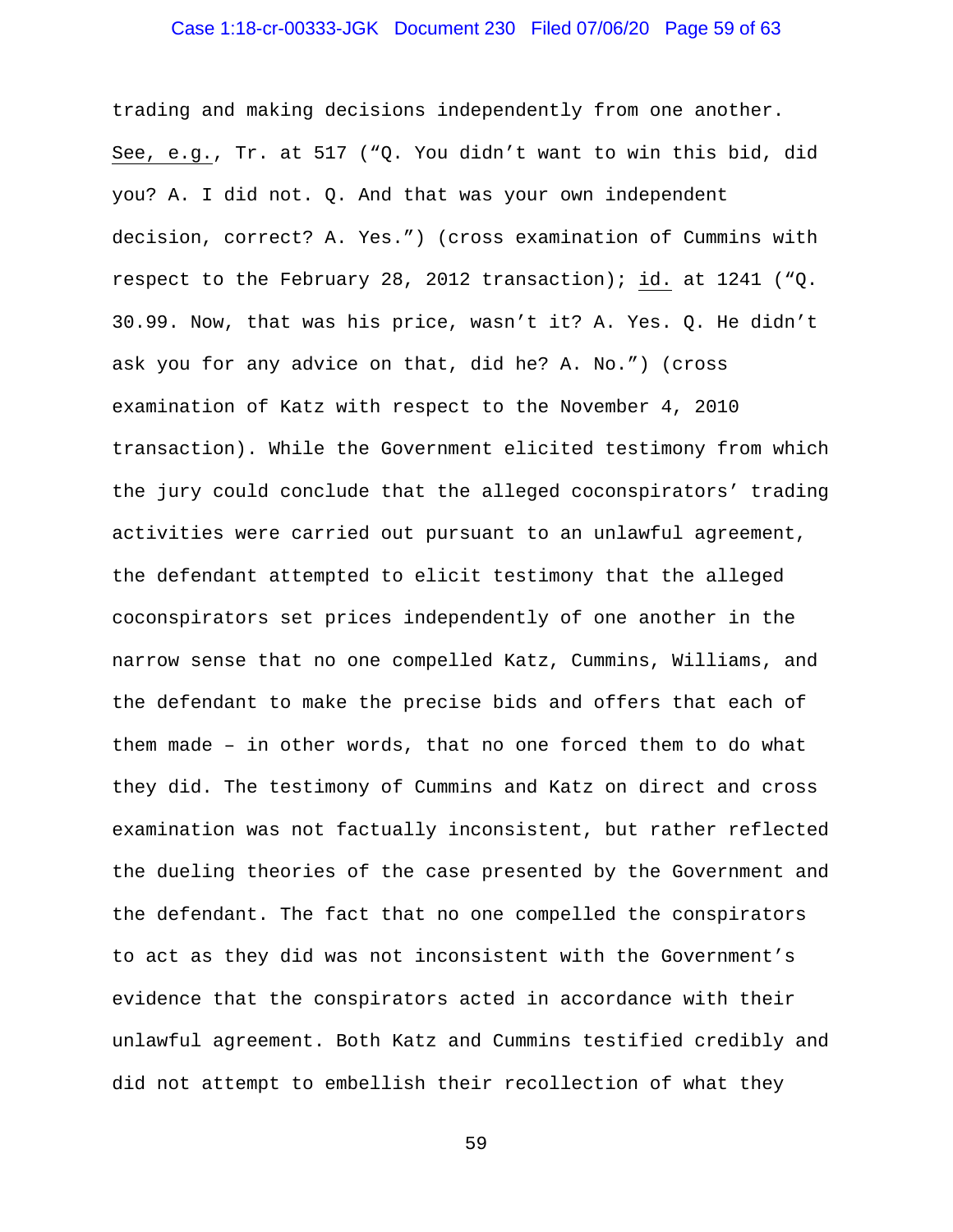trading and making decisions independently from one another. See, e.g., Tr. at 517 ("Q. You didn't want to win this bid, did you? A. I did not. Q. And that was your own independent decision, correct? A. Yes.") (cross examination of Cummins with respect to the February 28, 2012 transaction); id. at 1241 ("Q. 30.99. Now, that was his price, wasn't it? A. Yes. Q. He didn't ask you for any advice on that, did he? A. No.") (cross examination of Katz with respect to the November 4, 2010 transaction). While the Government elicited testimony from which the jury could conclude that the alleged coconspirators' trading activities were carried out pursuant to an unlawful agreement, the defendant attempted to elicit testimony that the alleged coconspirators set prices independently of one another in the narrow sense that no one compelled Katz, Cummins, Williams, and the defendant to make the precise bids and offers that each of them made – in other words, that no one forced them to do what they did. The testimony of Cummins and Katz on direct and cross examination was not factually inconsistent, but rather reflected the dueling theories of the case presented by the Government and the defendant. The fact that no one compelled the conspirators to act as they did was not inconsistent with the Government's evidence that the conspirators acted in accordance with their unlawful agreement. Both Katz and Cummins testified credibly and did not attempt to embellish their recollection of what they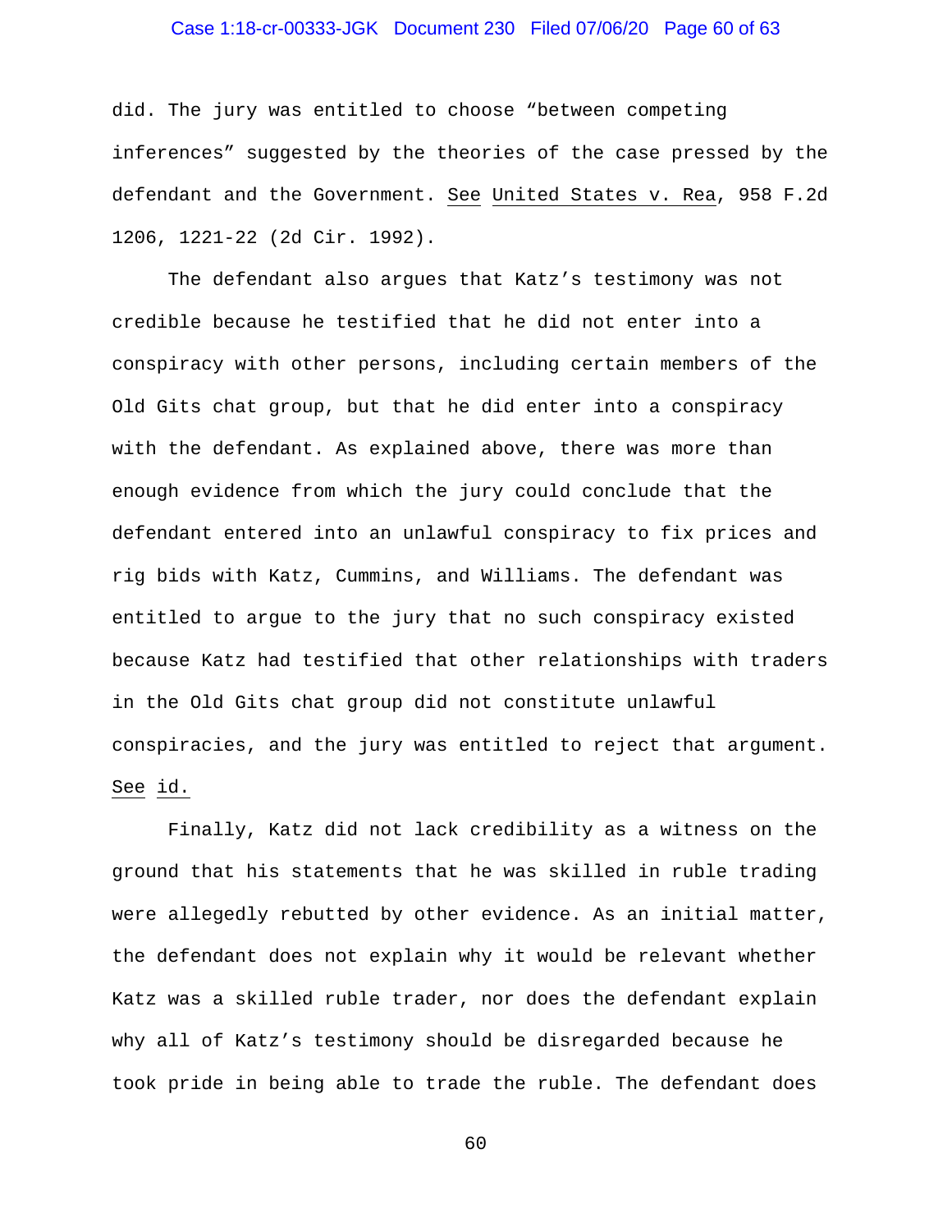did. The jury was entitled to choose "between competing inferences" suggested by the theories of the case pressed by the defendant and the Government. See United States v. Rea, 958 F.2d 1206, 1221-22 (2d Cir. 1992).

The defendant also argues that Katz's testimony was not credible because he testified that he did not enter into a conspiracy with other persons, including certain members of the Old Gits chat group, but that he did enter into a conspiracy with the defendant. As explained above, there was more than enough evidence from which the jury could conclude that the defendant entered into an unlawful conspiracy to fix prices and rig bids with Katz, Cummins, and Williams. The defendant was entitled to argue to the jury that no such conspiracy existed because Katz had testified that other relationships with traders in the Old Gits chat group did not constitute unlawful conspiracies, and the jury was entitled to reject that argument. See id.

Finally, Katz did not lack credibility as a witness on the ground that his statements that he was skilled in ruble trading were allegedly rebutted by other evidence. As an initial matter, the defendant does not explain why it would be relevant whether Katz was a skilled ruble trader, nor does the defendant explain why all of Katz's testimony should be disregarded because he took pride in being able to trade the ruble. The defendant does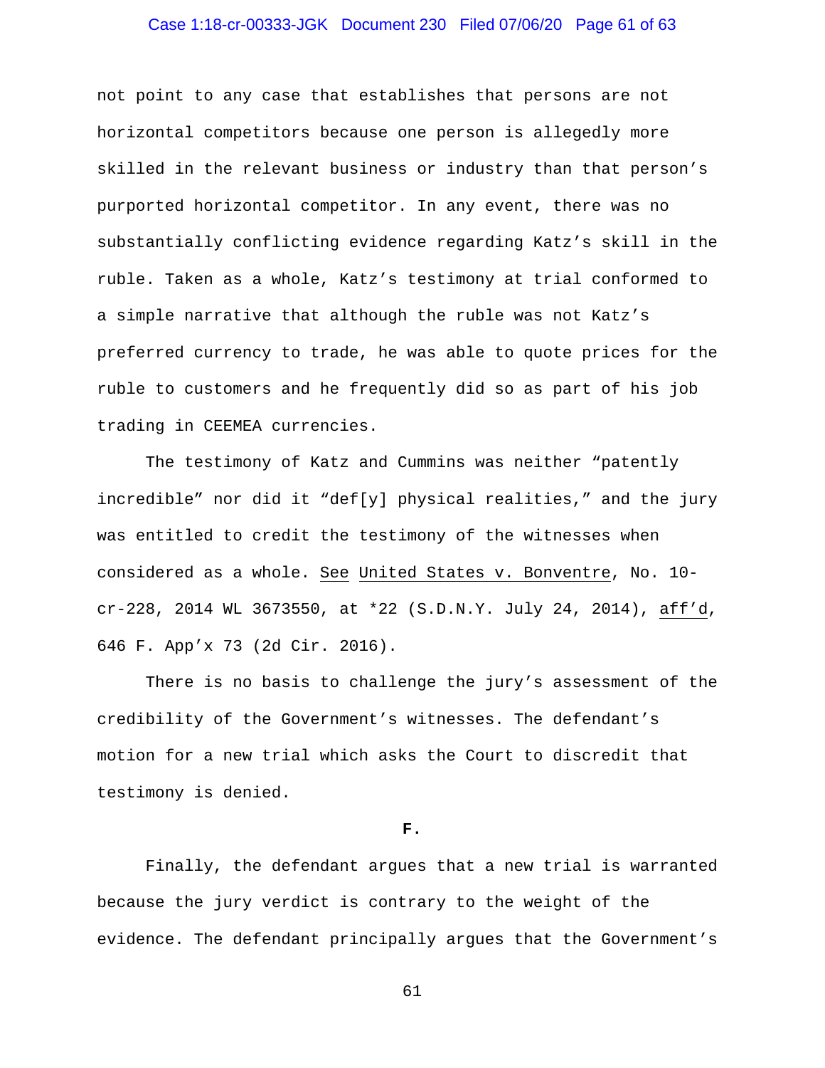not point to any case that establishes that persons are not horizontal competitors because one person is allegedly more skilled in the relevant business or industry than that person's purported horizontal competitor. In any event, there was no substantially conflicting evidence regarding Katz's skill in the ruble. Taken as a whole, Katz's testimony at trial conformed to a simple narrative that although the ruble was not Katz's preferred currency to trade, he was able to quote prices for the ruble to customers and he frequently did so as part of his job trading in CEEMEA currencies.

The testimony of Katz and Cummins was neither "patently incredible" nor did it "def[y] physical realities," and the jury was entitled to credit the testimony of the witnesses when considered as a whole. See United States v. Bonventre, No. 10-cr-228, 2014 WL 3673550, at *22 (S.D.N.Y. July 24, 2014), aff'd, 646 F. App'x 73 (2d Cir. 2016).

There is no basis to challenge the jury's assessment of the credibility of the Government's witnesses. The defendant's motion for a new trial which asks the Court to discredit that testimony is denied.

**F.**

Finally, the defendant argues that a new trial is warranted because the jury verdict is contrary to the weight of the evidence. The defendant principally argues that the Government's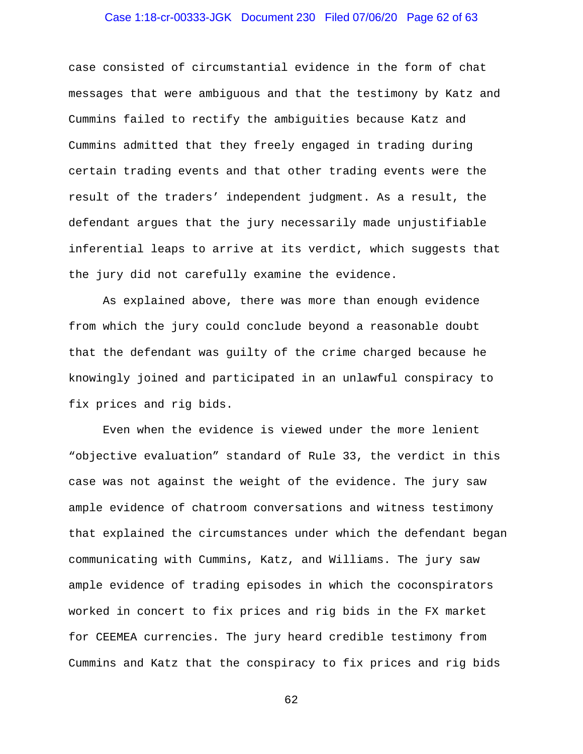case consisted of circumstantial evidence in the form of chat messages that were ambiguous and that the testimony by Katz and Cummins failed to rectify the ambiguities because Katz and Cummins admitted that they freely engaged in trading during certain trading events and that other trading events were the result of the traders' independent judgment. As a result, the defendant argues that the jury necessarily made unjustifiable inferential leaps to arrive at its verdict, which suggests that the jury did not carefully examine the evidence.

As explained above, there was more than enough evidence from which the jury could conclude beyond a reasonable doubt that the defendant was guilty of the crime charged because he knowingly joined and participated in an unlawful conspiracy to fix prices and rig bids.

Even when the evidence is viewed under the more lenient "objective evaluation" standard of Rule 33, the verdict in this case was not against the weight of the evidence. The jury saw ample evidence of chatroom conversations and witness testimony that explained the circumstances under which the defendant began communicating with Cummins, Katz, and Williams. The jury saw ample evidence of trading episodes in which the coconspirators worked in concert to fix prices and rig bids in the FX market for CEEMEA currencies. The jury heard credible testimony from Cummins and Katz that the conspiracy to fix prices and rig bids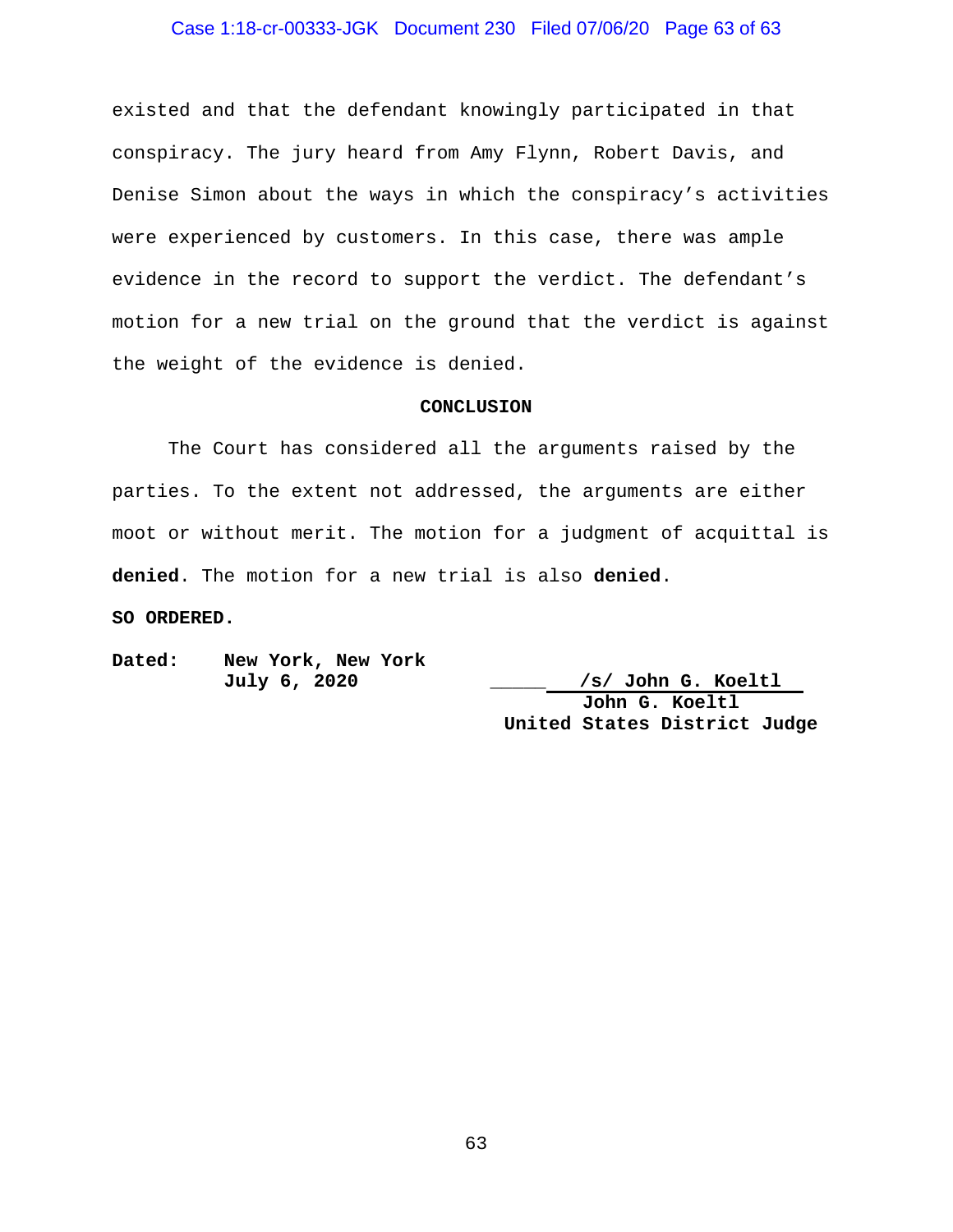existed and that the defendant knowingly participated in that conspiracy. The jury heard from Amy Flynn, Robert Davis, and Denise Simon about the ways in which the conspiracy's activities were experienced by customers. In this case, there was ample evidence in the record to support the verdict. The defendant's motion for a new trial on the ground that the verdict is against the weight of the evidence is denied.

## CONCLUSION

The Court has considered all the arguments raised by the parties. To the extent not addressed, the arguments are either moot or without merit. The motion for a judgment of acquittal is **denied**. The motion for a new trial is also **denied**.

**SO ORDERED.**

**Dated: New York, New York**
**July 6, 2020**

**/s/ John G. Koeltl**
**John G. Koeltl**
**United States District Judge**